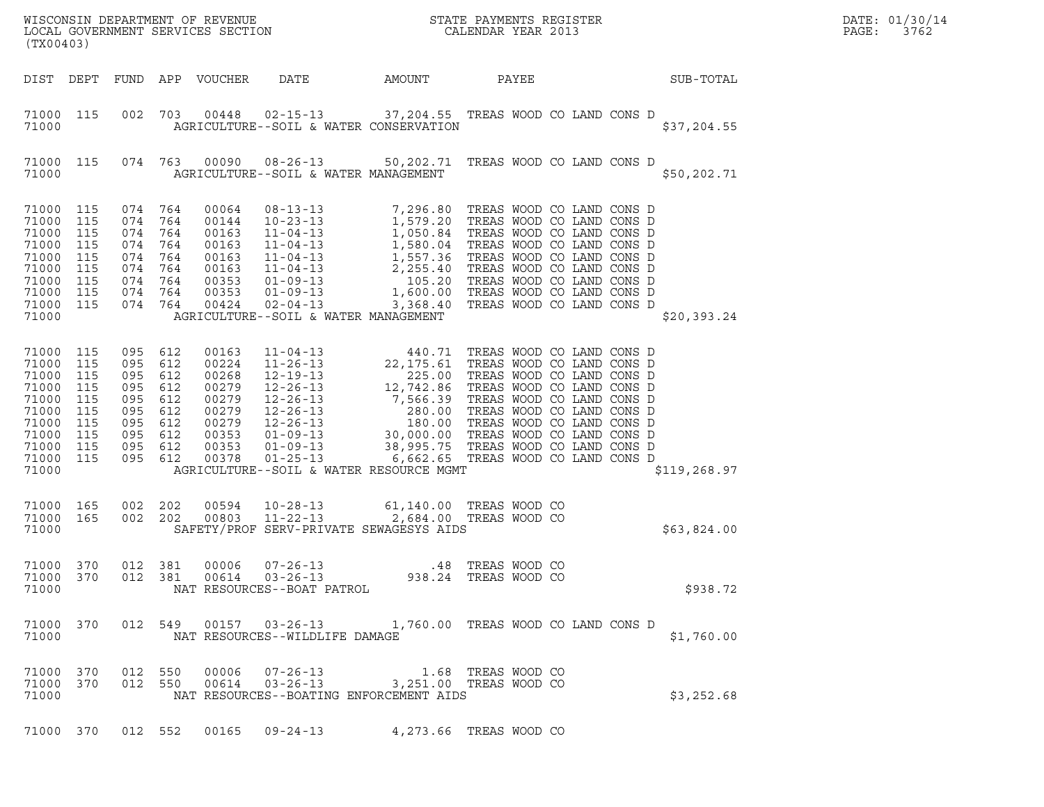WISCONSIN DEPARTMENT OF REVENUE
LOCAL GOVERNMENT SERVICES SECTION
(TX00403)

STATE PAYMENTS REGISTER
CALENDAR YEAR 2013

DATE: 01/30/14
PAGE: 3762

| DIST | DEPT | FUND | APP | VOUCHER | DATE | AMOUNT | PAYEE | SUB-TOTAL |
|---|---|---|---|---|---|---|---|---|
| 71000 | 115 | 002 | 703 | 00448 | 02-15-13 | 37,204.55 | TREAS WOOD CO LAND CONS D | |
| 71000 | | | | | AGRICULTURE--SOIL & WATER CONSERVATION | | | $37,204.55 |
| 71000 | 115 | 074 | 763 | 00090 | 08-26-13 | 50,202.71 | TREAS WOOD CO LAND CONS D | |
| 71000 | | | | | AGRICULTURE--SOIL & WATER MANAGEMENT | | | $50,202.71 |
| 71000 | 115 | 074 | 764 | 00064 | 08-13-13 | 7,296.80 | TREAS WOOD CO LAND CONS D | |
| 71000 | 115 | 074 | 764 | 00144 | 10-23-13 | 1,579.20 | TREAS WOOD CO LAND CONS D | |
| 71000 | 115 | 074 | 764 | 00163 | 11-04-13 | 1,050.84 | TREAS WOOD CO LAND CONS D | |
| 71000 | 115 | 074 | 764 | 00163 | 11-04-13 | 1,580.04 | TREAS WOOD CO LAND CONS D | |
| 71000 | 115 | 074 | 764 | 00163 | 11-04-13 | 1,557.36 | TREAS WOOD CO LAND CONS D | |
| 71000 | 115 | 074 | 764 | 00163 | 11-04-13 | 2,255.40 | TREAS WOOD CO LAND CONS D | |
| 71000 | 115 | 074 | 764 | 00353 | 01-09-13 | 105.20 | TREAS WOOD CO LAND CONS D | |
| 71000 | 115 | 074 | 764 | 00353 | 01-09-13 | 1,600.00 | TREAS WOOD CO LAND CONS D | |
| 71000 | 115 | 074 | 764 | 00424 | 02-04-13 | 3,368.40 | TREAS WOOD CO LAND CONS D | |
| 71000 | | | | | AGRICULTURE--SOIL & WATER MANAGEMENT | | | $20,393.24 |
| 71000 | 115 | 095 | 612 | 00163 | 11-04-13 | 440.71 | TREAS WOOD CO LAND CONS D | |
| 71000 | 115 | 095 | 612 | 00224 | 11-26-13 | 22,175.61 | TREAS WOOD CO LAND CONS D | |
| 71000 | 115 | 095 | 612 | 00268 | 12-19-13 | 225.00 | TREAS WOOD CO LAND CONS D | |
| 71000 | 115 | 095 | 612 | 00279 | 12-26-13 | 12,742.86 | TREAS WOOD CO LAND CONS D | |
| 71000 | 115 | 095 | 612 | 00279 | 12-26-13 | 7,566.39 | TREAS WOOD CO LAND CONS D | |
| 71000 | 115 | 095 | 612 | 00279 | 12-26-13 | 280.00 | TREAS WOOD CO LAND CONS D | |
| 71000 | 115 | 095 | 612 | 00279 | 12-26-13 | 180.00 | TREAS WOOD CO LAND CONS D | |
| 71000 | 115 | 095 | 612 | 00353 | 01-09-13 | 30,000.00 | TREAS WOOD CO LAND CONS D | |
| 71000 | 115 | 095 | 612 | 00353 | 01-09-13 | 38,995.75 | TREAS WOOD CO LAND CONS D | |
| 71000 | 115 | 095 | 612 | 00378 | 01-25-13 | 6,662.65 | TREAS WOOD CO LAND CONS D | |
| 71000 | | | | | AGRICULTURE--SOIL & WATER RESOURCE MGMT | | | $119,268.97 |
| 71000 | 165 | 002 | 202 | 00594 | 10-28-13 | 61,140.00 | TREAS WOOD CO | |
| 71000 | 165 | 002 | 202 | 00803 | 11-22-13 | 2,684.00 | TREAS WOOD CO | |
| 71000 | | | | | SAFETY/PROF SERV-PRIVATE SEWAGESYS AIDS | | | $63,824.00 |
| 71000 | 370 | 012 | 381 | 00006 | 07-26-13 | .48 | TREAS WOOD CO | |
| 71000 | 370 | 012 | 381 | 00614 | 03-26-13 | 938.24 | TREAS WOOD CO | |
| 71000 | | | | | NAT RESOURCES--BOAT PATROL | | | $938.72 |
| 71000 | 370 | 012 | 549 | 00157 | 03-26-13 | 1,760.00 | TREAS WOOD CO LAND CONS D | |
| 71000 | | | | | NAT RESOURCES--WILDLIFE DAMAGE | | | $1,760.00 |
| 71000 | 370 | 012 | 550 | 00006 | 07-26-13 | 1.68 | TREAS WOOD CO | |
| 71000 | 370 | 012 | 550 | 00614 | 03-26-13 | 3,251.00 | TREAS WOOD CO | |
| 71000 | | | | | NAT RESOURCES--BOATING ENFORCEMENT AIDS | | | $3,252.68 |
| 71000 | 370 | 012 | 552 | 00165 | 09-24-13 | 4,273.66 | TREAS WOOD CO | |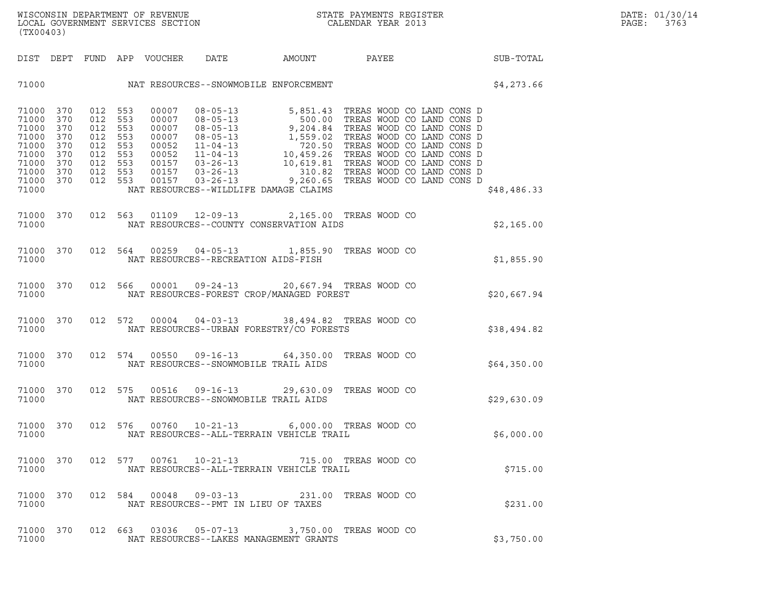WISCONSIN DEPARTMENT OF REVENUE
LOCAL GOVERNMENT SERVICES SECTION
(TX00403)

STATE PAYMENTS REGISTER
CALENDAR YEAR 2013

| DIST | DEPT | FUND | APP | VOUCHER | DATE | AMOUNT | PAYEE | SUB-TOTAL |
|---|---|---|---|---|---|---|---|---|
| 71000 | | | | | NAT RESOURCES--SNOWMOBILE ENFORCEMENT | | | $4,273.66 |
| 71000 | 370 | 012 | 553 | 00007 | 08-05-13 | 5,851.43 | TREAS WOOD CO LAND CONS D | |
| 71000 | 370 | 012 | 553 | 00007 | 08-05-13 | 500.00 | TREAS WOOD CO LAND CONS D | |
| 71000 | 370 | 012 | 553 | 00007 | 08-05-13 | 9,204.84 | TREAS WOOD CO LAND CONS D | |
| 71000 | 370 | 012 | 553 | 00007 | 08-05-13 | 1,559.02 | TREAS WOOD CO LAND CONS D | |
| 71000 | 370 | 012 | 553 | 00052 | 11-04-13 | 720.50 | TREAS WOOD CO LAND CONS D | |
| 71000 | 370 | 012 | 553 | 00052 | 11-04-13 | 10,459.26 | TREAS WOOD CO LAND CONS D | |
| 71000 | 370 | 012 | 553 | 00157 | 03-26-13 | 10,619.81 | TREAS WOOD CO LAND CONS D | |
| 71000 | 370 | 012 | 553 | 00157 | 03-26-13 | 310.82 | TREAS WOOD CO LAND CONS D | |
| 71000 | 370 | 012 | 553 | 00157 | 03-26-13 | 9,260.65 | TREAS WOOD CO LAND CONS D | |
| 71000 | | | | | NAT RESOURCES--WILDLIFE DAMAGE CLAIMS | | | $48,486.33 |
| 71000 | 370 | 012 | 563 | 01109 | 12-09-13 | 2,165.00 | TREAS WOOD CO | |
| 71000 | | | | | NAT RESOURCES--COUNTY CONSERVATION AIDS | | | $2,165.00 |
| 71000 | 370 | 012 | 564 | 00259 | 04-05-13 | 1,855.90 | TREAS WOOD CO | |
| 71000 | | | | | NAT RESOURCES--RECREATION AIDS-FISH | | | $1,855.90 |
| 71000 | 370 | 012 | 566 | 00001 | 09-24-13 | 20,667.94 | TREAS WOOD CO | |
| 71000 | | | | | NAT RESOURCES-FOREST CROP/MANAGED FOREST | | | $20,667.94 |
| 71000 | 370 | 012 | 572 | 00004 | 04-03-13 | 38,494.82 | TREAS WOOD CO | |
| 71000 | | | | | NAT RESOURCES--URBAN FORESTRY/CO FORESTS | | | $38,494.82 |
| 71000 | 370 | 012 | 574 | 00550 | 09-16-13 | 64,350.00 | TREAS WOOD CO | |
| 71000 | | | | | NAT RESOURCES--SNOWMOBILE TRAIL AIDS | | | $64,350.00 |
| 71000 | 370 | 012 | 575 | 00516 | 09-16-13 | 29,630.09 | TREAS WOOD CO | |
| 71000 | | | | | NAT RESOURCES--SNOWMOBILE TRAIL AIDS | | | $29,630.09 |
| 71000 | 370 | 012 | 576 | 00760 | 10-21-13 | 6,000.00 | TREAS WOOD CO | |
| 71000 | | | | | NAT RESOURCES--ALL-TERRAIN VEHICLE TRAIL | | | $6,000.00 |
| 71000 | 370 | 012 | 577 | 00761 | 10-21-13 | 715.00 | TREAS WOOD CO | |
| 71000 | | | | | NAT RESOURCES--ALL-TERRAIN VEHICLE TRAIL | | | $715.00 |
| 71000 | 370 | 012 | 584 | 00048 | 09-03-13 | 231.00 | TREAS WOOD CO | |
| 71000 | | | | | NAT RESOURCES--PMT IN LIEU OF TAXES | | | $231.00 |
| 71000 | 370 | 012 | 663 | 03036 | 05-07-13 | 3,750.00 | TREAS WOOD CO | |
| 71000 | | | | | NAT RESOURCES--LAKES MANAGEMENT GRANTS | | | $3,750.00 |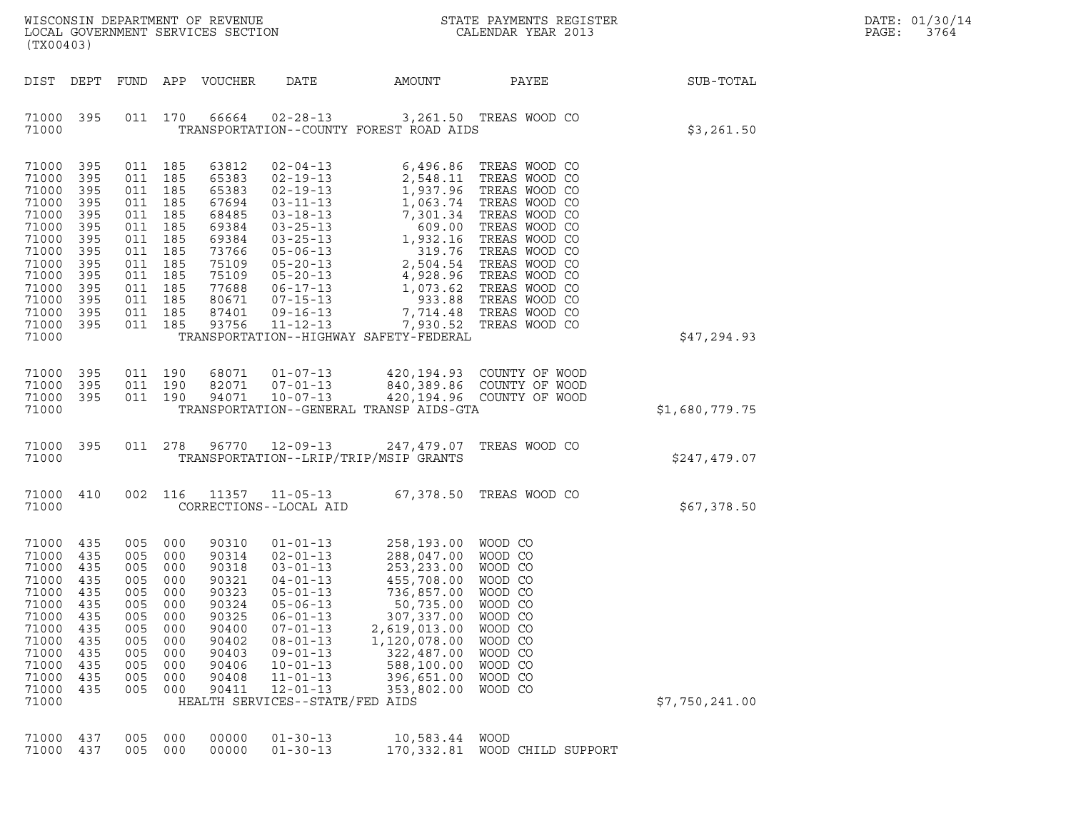WISCONSIN DEPARTMENT OF REVENUE
LOCAL GOVERNMENT SERVICES SECTION
(TX00403)

STATE PAYMENTS REGISTER
CALENDAR YEAR 2013

DATE: 01/30/14
PAGE: 3764

| DIST | DEPT | FUND | APP | VOUCHER | DATE | AMOUNT | PAYEE | SUB-TOTAL |
|---|---|---|---|---|---|---|---|---|
| 71000 | 395 | 011 | 170 | 66664 | 02-28-13 | 3,261.50 | TREAS WOOD CO | |
| 71000 | | | | | TRANSPORTATION--COUNTY FOREST ROAD AIDS | | | $3,261.50 |
| 71000 | 395 | 011 | 185 | 63812 | 02-04-13 | 6,496.86 | TREAS WOOD CO | |
| 71000 | 395 | 011 | 185 | 65383 | 02-19-13 | 2,548.11 | TREAS WOOD CO | |
| 71000 | 395 | 011 | 185 | 65383 | 02-19-13 | 1,937.96 | TREAS WOOD CO | |
| 71000 | 395 | 011 | 185 | 67694 | 03-11-13 | 1,063.74 | TREAS WOOD CO | |
| 71000 | 395 | 011 | 185 | 68485 | 03-18-13 | 7,301.34 | TREAS WOOD CO | |
| 71000 | 395 | 011 | 185 | 69384 | 03-25-13 | 609.00 | TREAS WOOD CO | |
| 71000 | 395 | 011 | 185 | 69384 | 03-25-13 | 1,932.16 | TREAS WOOD CO | |
| 71000 | 395 | 011 | 185 | 73766 | 05-06-13 | 319.76 | TREAS WOOD CO | |
| 71000 | 395 | 011 | 185 | 75109 | 05-20-13 | 2,504.54 | TREAS WOOD CO | |
| 71000 | 395 | 011 | 185 | 75109 | 05-20-13 | 4,928.96 | TREAS WOOD CO | |
| 71000 | 395 | 011 | 185 | 77688 | 06-17-13 | 1,073.62 | TREAS WOOD CO | |
| 71000 | 395 | 011 | 185 | 80671 | 07-15-13 | 933.88 | TREAS WOOD CO | |
| 71000 | 395 | 011 | 185 | 87401 | 09-16-13 | 7,714.48 | TREAS WOOD CO | |
| 71000 | 395 | 011 | 185 | 93756 | 11-12-13 | 7,930.52 | TREAS WOOD CO | |
| 71000 | | | | | TRANSPORTATION--HIGHWAY SAFETY-FEDERAL | | | $47,294.93 |
| 71000 | 395 | 011 | 190 | 68071 | 01-07-13 | 420,194.93 | COUNTY OF WOOD | |
| 71000 | 395 | 011 | 190 | 82071 | 07-01-13 | 840,389.86 | COUNTY OF WOOD | |
| 71000 | 395 | 011 | 190 | 94071 | 10-07-13 | 420,194.96 | COUNTY OF WOOD | |
| 71000 | | | | | TRANSPORTATION--GENERAL TRANSP AIDS-GTA | | | $1,680,779.75 |
| 71000 | 395 | 011 | 278 | 96770 | 12-09-13 | 247,479.07 | TREAS WOOD CO | |
| 71000 | | | | | TRANSPORTATION--LRIP/TRIP/MSIP GRANTS | | | $247,479.07 |
| 71000 | 410 | 002 | 116 | 11357 | 11-05-13 | 67,378.50 | TREAS WOOD CO | |
| 71000 | | | | | CORRECTIONS--LOCAL AID | | | $67,378.50 |
| 71000 | 435 | 005 | 000 | 90310 | 01-01-13 | 258,193.00 | WOOD CO | |
| 71000 | 435 | 005 | 000 | 90314 | 02-01-13 | 288,047.00 | WOOD CO | |
| 71000 | 435 | 005 | 000 | 90318 | 03-01-13 | 253,233.00 | WOOD CO | |
| 71000 | 435 | 005 | 000 | 90321 | 04-01-13 | 455,708.00 | WOOD CO | |
| 71000 | 435 | 005 | 000 | 90323 | 05-01-13 | 736,857.00 | WOOD CO | |
| 71000 | 435 | 005 | 000 | 90324 | 05-06-13 | 50,735.00 | WOOD CO | |
| 71000 | 435 | 005 | 000 | 90325 | 06-01-13 | 307,337.00 | WOOD CO | |
| 71000 | 435 | 005 | 000 | 90400 | 07-01-13 | 2,619,013.00 | WOOD CO | |
| 71000 | 435 | 005 | 000 | 90402 | 08-01-13 | 1,120,078.00 | WOOD CO | |
| 71000 | 435 | 005 | 000 | 90403 | 09-01-13 | 322,487.00 | WOOD CO | |
| 71000 | 435 | 005 | 000 | 90406 | 10-01-13 | 588,100.00 | WOOD CO | |
| 71000 | 435 | 005 | 000 | 90408 | 11-01-13 | 396,651.00 | WOOD CO | |
| 71000 | 435 | 005 | 000 | 90411 | 12-01-13 | 353,802.00 | WOOD CO | |
| 71000 | | | | | HEALTH SERVICES--STATE/FED AIDS | | | $7,750,241.00 |
| 71000 | 437 | 005 | 000 | 00000 | 01-30-13 | 10,583.44 | WOOD | |
| 71000 | 437 | 005 | 000 | 00000 | 01-30-13 | 170,332.81 | WOOD CHILD SUPPORT | |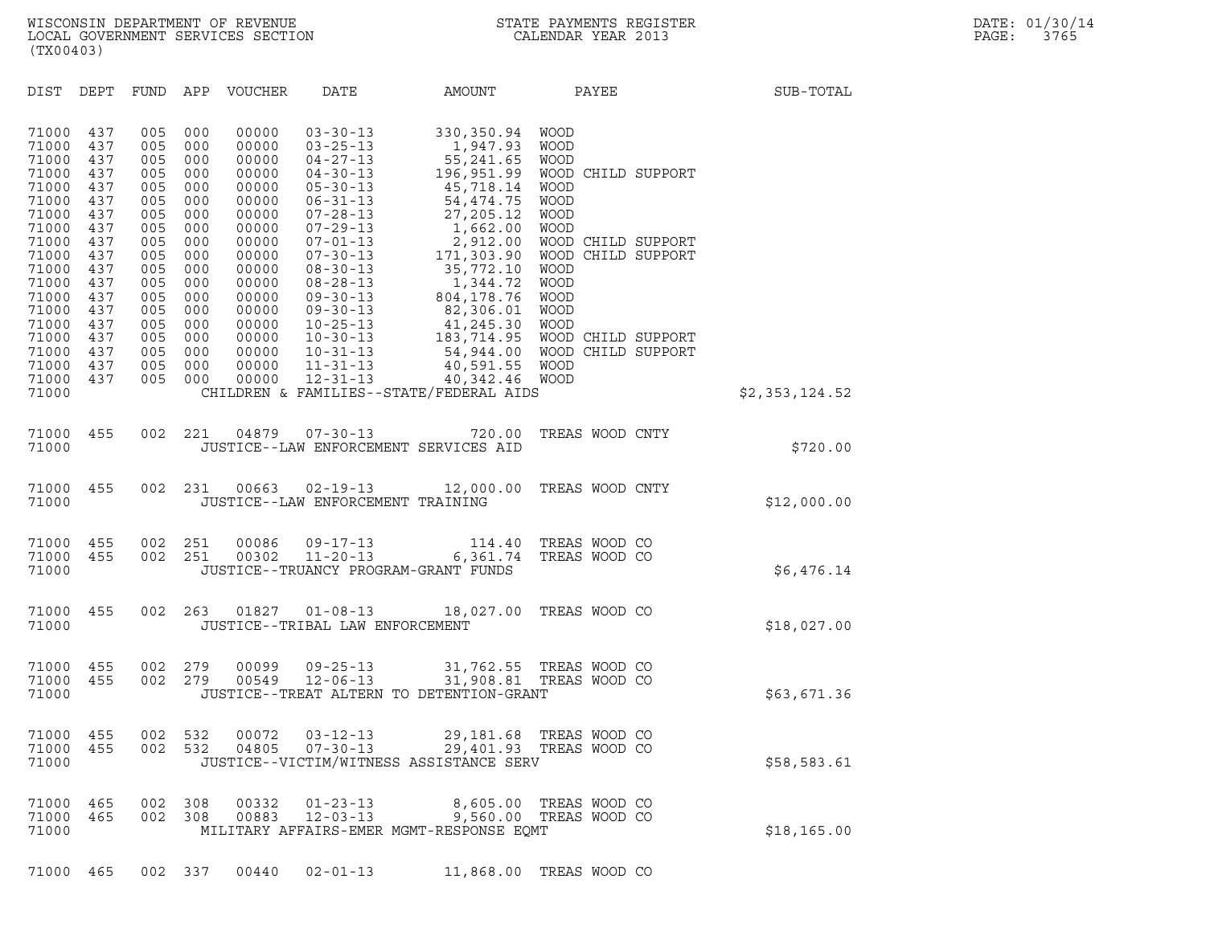WISCONSIN DEPARTMENT OF REVENUE
LOCAL GOVERNMENT SERVICES SECTION
(TX00403)

STATE PAYMENTS REGISTER
CALENDAR YEAR 2013

DATE: 01/30/14

| DIST | DEPT | FUND | APP | VOUCHER | DATE | AMOUNT | PAYEE | SUB-TOTAL |
|---|---|---|---|---|---|---|---|---|
| 71000 | 437 | 005 | 000 | 00000 | 03-30-13 | 330,350.94 | WOOD | |
| 71000 | 437 | 005 | 000 | 00000 | 03-25-13 | 1,947.93 | WOOD | |
| 71000 | 437 | 005 | 000 | 00000 | 04-27-13 | 55,241.65 | WOOD | |
| 71000 | 437 | 005 | 000 | 00000 | 04-30-13 | 196,951.99 | WOOD CHILD SUPPORT | |
| 71000 | 437 | 005 | 000 | 00000 | 05-30-13 | 45,718.14 | WOOD | |
| 71000 | 437 | 005 | 000 | 00000 | 06-31-13 | 54,474.75 | WOOD | |
| 71000 | 437 | 005 | 000 | 00000 | 07-28-13 | 27,205.12 | WOOD | |
| 71000 | 437 | 005 | 000 | 00000 | 07-29-13 | 1,662.00 | WOOD | |
| 71000 | 437 | 005 | 000 | 00000 | 07-01-13 | 2,912.00 | WOOD CHILD SUPPORT | |
| 71000 | 437 | 005 | 000 | 00000 | 07-30-13 | 171,303.90 | WOOD CHILD SUPPORT | |
| 71000 | 437 | 005 | 000 | 00000 | 08-30-13 | 35,772.10 | WOOD | |
| 71000 | 437 | 005 | 000 | 00000 | 08-28-13 | 1,344.72 | WOOD | |
| 71000 | 437 | 005 | 000 | 00000 | 09-30-13 | 804,178.76 | WOOD | |
| 71000 | 437 | 005 | 000 | 00000 | 09-30-13 | 82,306.01 | WOOD | |
| 71000 | 437 | 005 | 000 | 00000 | 10-25-13 | 41,245.30 | WOOD | |
| 71000 | 437 | 005 | 000 | 00000 | 10-30-13 | 183,714.95 | WOOD CHILD SUPPORT | |
| 71000 | 437 | 005 | 000 | 00000 | 10-31-13 | 54,944.00 | WOOD CHILD SUPPORT | |
| 71000 | 437 | 005 | 000 | 00000 | 11-31-13 | 40,591.55 | WOOD | |
| 71000 | 437 | 005 | 000 | 00000 | 12-31-13 | 40,342.46 | WOOD | |
| 71000 | | | | | CHILDREN & FAMILIES--STATE/FEDERAL AIDS | | | $2,353,124.52 |
| 71000 | 455 | 002 | 221 | 04879 | 07-30-13 | 720.00 | TREAS WOOD CNTY | |
| 71000 | | | | | JUSTICE--LAW ENFORCEMENT SERVICES AID | | | $720.00 |
| 71000 | 455 | 002 | 231 | 00663 | 02-19-13 | 12,000.00 | TREAS WOOD CNTY | |
| 71000 | | | | | JUSTICE--LAW ENFORCEMENT TRAINING | | | $12,000.00 |
| 71000 | 455 | 002 | 251 | 00086 | 09-17-13 | 114.40 | TREAS WOOD CO | |
| 71000 | 455 | 002 | 251 | 00302 | 11-20-13 | 6,361.74 | TREAS WOOD CO | |
| 71000 | | | | | JUSTICE--TRUANCY PROGRAM-GRANT FUNDS | | | $6,476.14 |
| 71000 | 455 | 002 | 263 | 01827 | 01-08-13 | 18,027.00 | TREAS WOOD CO | |
| 71000 | | | | | JUSTICE--TRIBAL LAW ENFORCEMENT | | | $18,027.00 |
| 71000 | 455 | 002 | 279 | 00099 | 09-25-13 | 31,762.55 | TREAS WOOD CO | |
| 71000 | 455 | 002 | 279 | 00549 | 12-06-13 | 31,908.81 | TREAS WOOD CO | |
| 71000 | | | | | JUSTICE--TREAT ALTERN TO DETENTION-GRANT | | | $63,671.36 |
| 71000 | 455 | 002 | 532 | 00072 | 03-12-13 | 29,181.68 | TREAS WOOD CO | |
| 71000 | 455 | 002 | 532 | 04805 | 07-30-13 | 29,401.93 | TREAS WOOD CO | |
| 71000 | | | | | JUSTICE--VICTIM/WITNESS ASSISTANCE SERV | | | $58,583.61 |
| 71000 | 465 | 002 | 308 | 00332 | 01-23-13 | 8,605.00 | TREAS WOOD CO | |
| 71000 | 465 | 002 | 308 | 00883 | 12-03-13 | 9,560.00 | TREAS WOOD CO | |
| 71000 | | | | | MILITARY AFFAIRS-EMER MGMT-RESPONSE EQMT | | | $18,165.00 |
| 71000 | 465 | 002 | 337 | 00440 | 02-01-13 | 11,868.00 | TREAS WOOD CO | |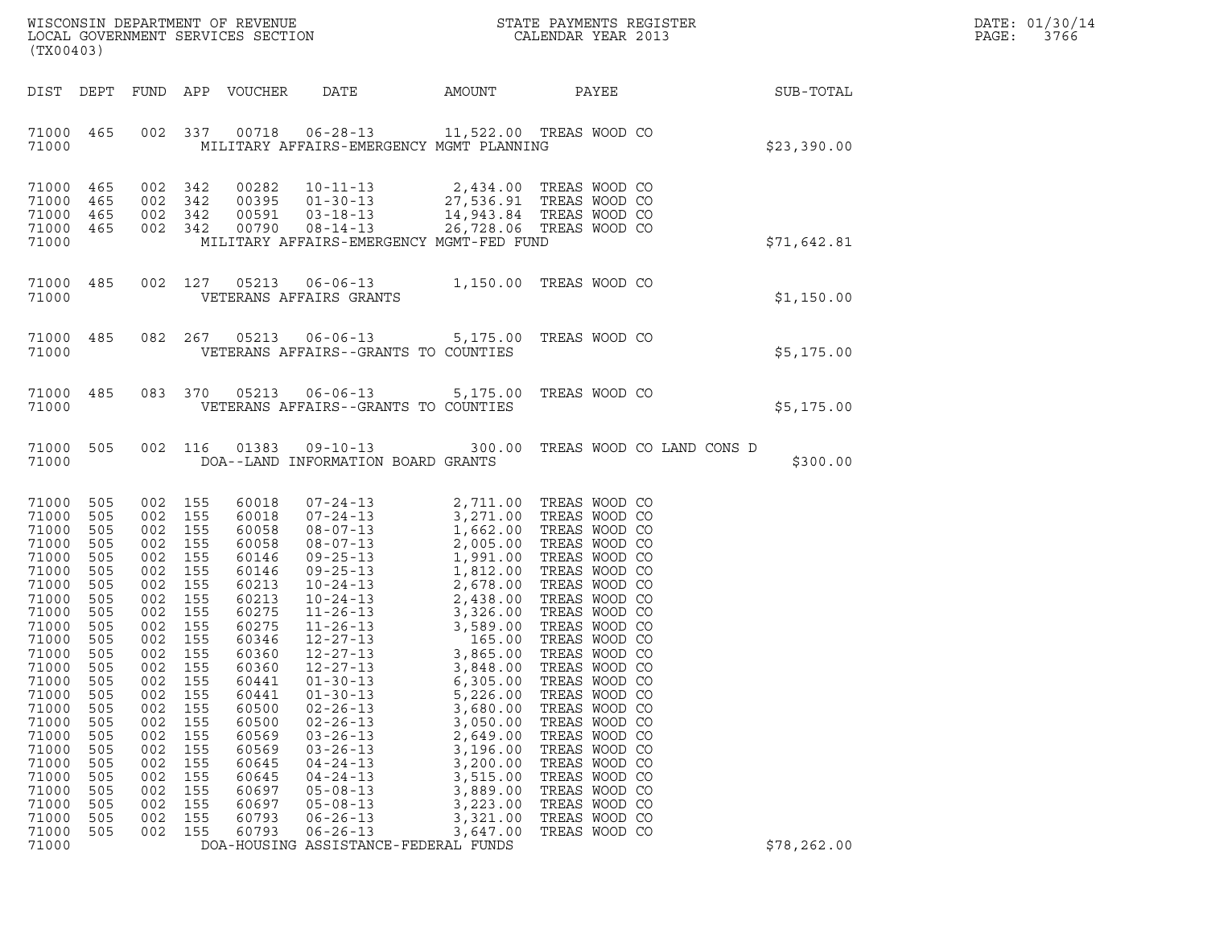WISCONSIN DEPARTMENT OF REVENUE
LOCAL GOVERNMENT SERVICES SECTION
(TX00403)

STATE PAYMENTS REGISTER
CALENDAR YEAR 2013

DATE: 01/30/14
PAGE: 3766

| DIST | DEPT | FUND | APP | VOUCHER | DATE | AMOUNT | PAYEE | SUB-TOTAL |
|---|---|---|---|---|---|---|---|---|
| 71000 | 465 | 002 | 337 | 00718 | 06-28-13 | 11,522.00 | TREAS WOOD CO | |
| 71000 | | | | MILITARY AFFAIRS-EMERGENCY MGMT PLANNING | | | | $23,390.00 |
| 71000 | 465 | 002 | 342 | 00282 | 10-11-13 | 2,434.00 | TREAS WOOD CO | |
| 71000 | 465 | 002 | 342 | 00395 | 01-30-13 | 27,536.91 | TREAS WOOD CO | |
| 71000 | 465 | 002 | 342 | 00591 | 03-18-13 | 14,943.84 | TREAS WOOD CO | |
| 71000 | 465 | 002 | 342 | 00790 | 08-14-13 | 26,728.06 | TREAS WOOD CO | |
| 71000 | | | | MILITARY AFFAIRS-EMERGENCY MGMT-FED FUND | | | | $71,642.81 |
| 71000 | 485 | 002 | 127 | 05213 | 06-06-13 | 1,150.00 | TREAS WOOD CO | |
| 71000 | | | | VETERANS AFFAIRS GRANTS | | | | $1,150.00 |
| 71000 | 485 | 082 | 267 | 05213 | 06-06-13 | 5,175.00 | TREAS WOOD CO | |
| 71000 | | | | VETERANS AFFAIRS--GRANTS TO COUNTIES | | | | $5,175.00 |
| 71000 | 485 | 083 | 370 | 05213 | 06-06-13 | 5,175.00 | TREAS WOOD CO | |
| 71000 | | | | VETERANS AFFAIRS--GRANTS TO COUNTIES | | | | $5,175.00 |
| 71000 | 505 | 002 | 116 | 01383 | 09-10-13 | 300.00 | TREAS WOOD CO LAND CONS D | |
| 71000 | | | | DOA--LAND INFORMATION BOARD GRANTS | | | | $300.00 |
| 71000 | 505 | 002 | 155 | 60018 | 07-24-13 | 2,711.00 | TREAS WOOD CO | |
| 71000 | 505 | 002 | 155 | 60018 | 07-24-13 | 3,271.00 | TREAS WOOD CO | |
| 71000 | 505 | 002 | 155 | 60058 | 08-07-13 | 1,662.00 | TREAS WOOD CO | |
| 71000 | 505 | 002 | 155 | 60058 | 08-07-13 | 2,005.00 | TREAS WOOD CO | |
| 71000 | 505 | 002 | 155 | 60146 | 09-25-13 | 1,991.00 | TREAS WOOD CO | |
| 71000 | 505 | 002 | 155 | 60146 | 09-25-13 | 1,812.00 | TREAS WOOD CO | |
| 71000 | 505 | 002 | 155 | 60213 | 10-24-13 | 2,678.00 | TREAS WOOD CO | |
| 71000 | 505 | 002 | 155 | 60213 | 10-24-13 | 2,438.00 | TREAS WOOD CO | |
| 71000 | 505 | 002 | 155 | 60275 | 11-26-13 | 3,326.00 | TREAS WOOD CO | |
| 71000 | 505 | 002 | 155 | 60275 | 11-26-13 | 3,589.00 | TREAS WOOD CO | |
| 71000 | 505 | 002 | 155 | 60346 | 12-27-13 | 165.00 | TREAS WOOD CO | |
| 71000 | 505 | 002 | 155 | 60360 | 12-27-13 | 3,865.00 | TREAS WOOD CO | |
| 71000 | 505 | 002 | 155 | 60360 | 12-27-13 | 3,848.00 | TREAS WOOD CO | |
| 71000 | 505 | 002 | 155 | 60441 | 01-30-13 | 6,305.00 | TREAS WOOD CO | |
| 71000 | 505 | 002 | 155 | 60441 | 01-30-13 | 5,226.00 | TREAS WOOD CO | |
| 71000 | 505 | 002 | 155 | 60500 | 02-26-13 | 3,680.00 | TREAS WOOD CO | |
| 71000 | 505 | 002 | 155 | 60500 | 02-26-13 | 3,050.00 | TREAS WOOD CO | |
| 71000 | 505 | 002 | 155 | 60569 | 03-26-13 | 2,649.00 | TREAS WOOD CO | |
| 71000 | 505 | 002 | 155 | 60569 | 03-26-13 | 3,196.00 | TREAS WOOD CO | |
| 71000 | 505 | 002 | 155 | 60645 | 04-24-13 | 3,200.00 | TREAS WOOD CO | |
| 71000 | 505 | 002 | 155 | 60645 | 04-24-13 | 3,515.00 | TREAS WOOD CO | |
| 71000 | 505 | 002 | 155 | 60697 | 05-08-13 | 3,889.00 | TREAS WOOD CO | |
| 71000 | 505 | 002 | 155 | 60697 | 05-08-13 | 3,223.00 | TREAS WOOD CO | |
| 71000 | 505 | 002 | 155 | 60793 | 06-26-13 | 3,321.00 | TREAS WOOD CO | |
| 71000 | 505 | 002 | 155 | 60793 | 06-26-13 | 3,647.00 | TREAS WOOD CO | |
| 71000 | | | | DOA-HOUSING ASSISTANCE-FEDERAL FUNDS | | | | $78,262.00 |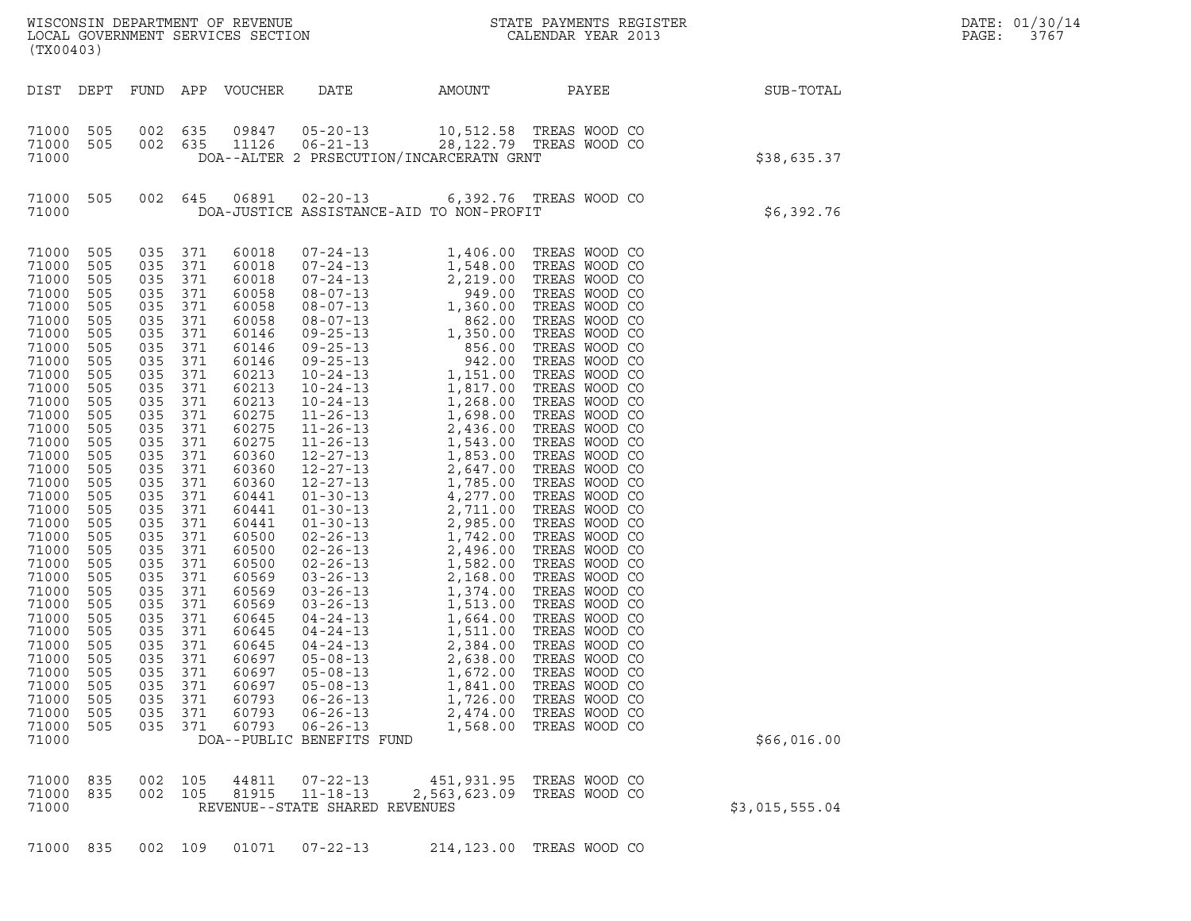WISCONSIN DEPARTMENT OF REVENUE
LOCAL GOVERNMENT SERVICES SECTION
(TX00403)

STATE PAYMENTS REGISTER
CALENDAR YEAR 2013

DATE: 01/30/14
PAGE: 3767

| DIST | DEPT | FUND | APP | VOUCHER | DATE | AMOUNT | PAYEE | SUB-TOTAL |
|---|---|---|---|---|---|---|---|---|
| 71000 | 505 | 002 | 635 | 09847 | 05-20-13 | 10,512.58 | TREAS WOOD CO | |
| 71000 | 505 | 002 | 635 | 11126 | 06-21-13 | 28,122.79 | TREAS WOOD CO | |
| 71000 | | | | DOA--ALTER 2 PRSECUTION/INCARCERATN GRNT | | | | $38,635.37 |
| 71000 | 505 | 002 | 645 | 06891 | 02-20-13 | 6,392.76 | TREAS WOOD CO | |
| 71000 | | | | DOA-JUSTICE ASSISTANCE-AID TO NON-PROFIT | | | | $6,392.76 |
| 71000 | 505 | 035 | 371 | 60018 | 07-24-13 | 1,406.00 | TREAS WOOD CO | |
| 71000 | 505 | 035 | 371 | 60018 | 07-24-13 | 1,548.00 | TREAS WOOD CO | |
| 71000 | 505 | 035 | 371 | 60018 | 07-24-13 | 2,219.00 | TREAS WOOD CO | |
| 71000 | 505 | 035 | 371 | 60058 | 08-07-13 | 949.00 | TREAS WOOD CO | |
| 71000 | 505 | 035 | 371 | 60058 | 08-07-13 | 1,360.00 | TREAS WOOD CO | |
| 71000 | 505 | 035 | 371 | 60058 | 08-07-13 | 862.00 | TREAS WOOD CO | |
| 71000 | 505 | 035 | 371 | 60146 | 09-25-13 | 1,350.00 | TREAS WOOD CO | |
| 71000 | 505 | 035 | 371 | 60146 | 09-25-13 | 856.00 | TREAS WOOD CO | |
| 71000 | 505 | 035 | 371 | 60146 | 09-25-13 | 942.00 | TREAS WOOD CO | |
| 71000 | 505 | 035 | 371 | 60213 | 10-24-13 | 1,151.00 | TREAS WOOD CO | |
| 71000 | 505 | 035 | 371 | 60213 | 10-24-13 | 1,817.00 | TREAS WOOD CO | |
| 71000 | 505 | 035 | 371 | 60213 | 10-24-13 | 1,268.00 | TREAS WOOD CO | |
| 71000 | 505 | 035 | 371 | 60275 | 11-26-13 | 1,698.00 | TREAS WOOD CO | |
| 71000 | 505 | 035 | 371 | 60275 | 11-26-13 | 2,436.00 | TREAS WOOD CO | |
| 71000 | 505 | 035 | 371 | 60275 | 11-26-13 | 1,543.00 | TREAS WOOD CO | |
| 71000 | 505 | 035 | 371 | 60360 | 12-27-13 | 1,853.00 | TREAS WOOD CO | |
| 71000 | 505 | 035 | 371 | 60360 | 12-27-13 | 2,647.00 | TREAS WOOD CO | |
| 71000 | 505 | 035 | 371 | 60360 | 12-27-13 | 1,785.00 | TREAS WOOD CO | |
| 71000 | 505 | 035 | 371 | 60441 | 01-30-13 | 4,277.00 | TREAS WOOD CO | |
| 71000 | 505 | 035 | 371 | 60441 | 01-30-13 | 2,711.00 | TREAS WOOD CO | |
| 71000 | 505 | 035 | 371 | 60441 | 01-30-13 | 2,985.00 | TREAS WOOD CO | |
| 71000 | 505 | 035 | 371 | 60500 | 02-26-13 | 1,742.00 | TREAS WOOD CO | |
| 71000 | 505 | 035 | 371 | 60500 | 02-26-13 | 2,496.00 | TREAS WOOD CO | |
| 71000 | 505 | 035 | 371 | 60500 | 02-26-13 | 1,582.00 | TREAS WOOD CO | |
| 71000 | 505 | 035 | 371 | 60569 | 03-26-13 | 2,168.00 | TREAS WOOD CO | |
| 71000 | 505 | 035 | 371 | 60569 | 03-26-13 | 1,374.00 | TREAS WOOD CO | |
| 71000 | 505 | 035 | 371 | 60569 | 03-26-13 | 1,513.00 | TREAS WOOD CO | |
| 71000 | 505 | 035 | 371 | 60645 | 04-24-13 | 1,664.00 | TREAS WOOD CO | |
| 71000 | 505 | 035 | 371 | 60645 | 04-24-13 | 1,511.00 | TREAS WOOD CO | |
| 71000 | 505 | 035 | 371 | 60645 | 04-24-13 | 2,384.00 | TREAS WOOD CO | |
| 71000 | 505 | 035 | 371 | 60697 | 05-08-13 | 2,638.00 | TREAS WOOD CO | |
| 71000 | 505 | 035 | 371 | 60697 | 05-08-13 | 1,672.00 | TREAS WOOD CO | |
| 71000 | 505 | 035 | 371 | 60697 | 05-08-13 | 1,841.00 | TREAS WOOD CO | |
| 71000 | 505 | 035 | 371 | 60793 | 06-26-13 | 1,726.00 | TREAS WOOD CO | |
| 71000 | 505 | 035 | 371 | 60793 | 06-26-13 | 2,474.00 | TREAS WOOD CO | |
| 71000 | 505 | 035 | 371 | 60793 | 06-26-13 | 1,568.00 | TREAS WOOD CO | |
| 71000 | | | | DOA--PUBLIC BENEFITS FUND | | | | $66,016.00 |
| 71000 | 835 | 002 | 105 | 44811 | 07-22-13 | 451,931.95 | TREAS WOOD CO | |
| 71000 | 835 | 002 | 105 | 81915 | 11-18-13 | 2,563,623.09 | TREAS WOOD CO | |
| 71000 | | | | REVENUE--STATE SHARED REVENUES | | | | $3,015,555.04 |
| 71000 | 835 | 002 | 109 | 01071 | 07-22-13 | 214,123.00 | TREAS WOOD CO | |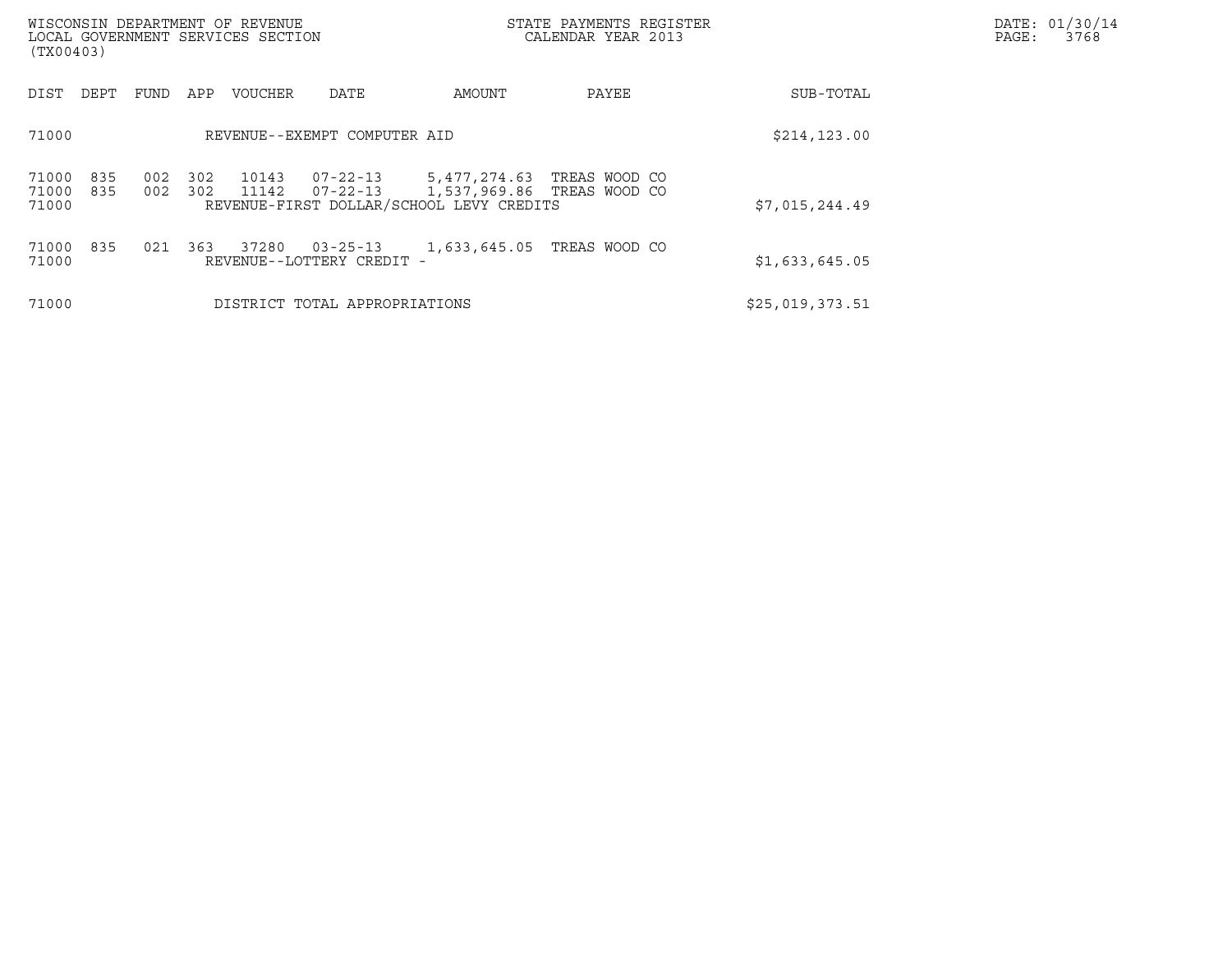WISCONSIN DEPARTMENT OF REVENUE
LOCAL GOVERNMENT SERVICES SECTION
(TX00403)

STATE PAYMENTS REGISTER
CALENDAR YEAR 2013

DATE: 01/30/14
PAGE: 3768

| DIST | DEPT | FUND | APP | VOUCHER | DATE | AMOUNT | PAYEE | SUB-TOTAL |
|---|---|---|---|---|---|---|---|---|
| 71000 | | | | REVENUE--EXEMPT COMPUTER AID | | | | $214,123.00 |
| 71000 | 835 | 002 | 302 | 10143 | 07-22-13 | 5,477,274.63 | TREAS WOOD CO | |
| 71000 | 835 | 002 | 302 | 11142 | 07-22-13 | 1,537,969.86 | TREAS WOOD CO | |
| 71000 | | | | REVENUE-FIRST DOLLAR/SCHOOL LEVY CREDITS | | | | $7,015,244.49 |
| 71000 | 835 | 021 | 363 | 37280 | 03-25-13 | 1,633,645.05 | TREAS WOOD CO | |
| 71000 | | | | REVENUE--LOTTERY CREDIT - | | | | $1,633,645.05 |
| 71000 | | | | DISTRICT TOTAL APPROPRIATIONS | | | | $25,019,373.51 |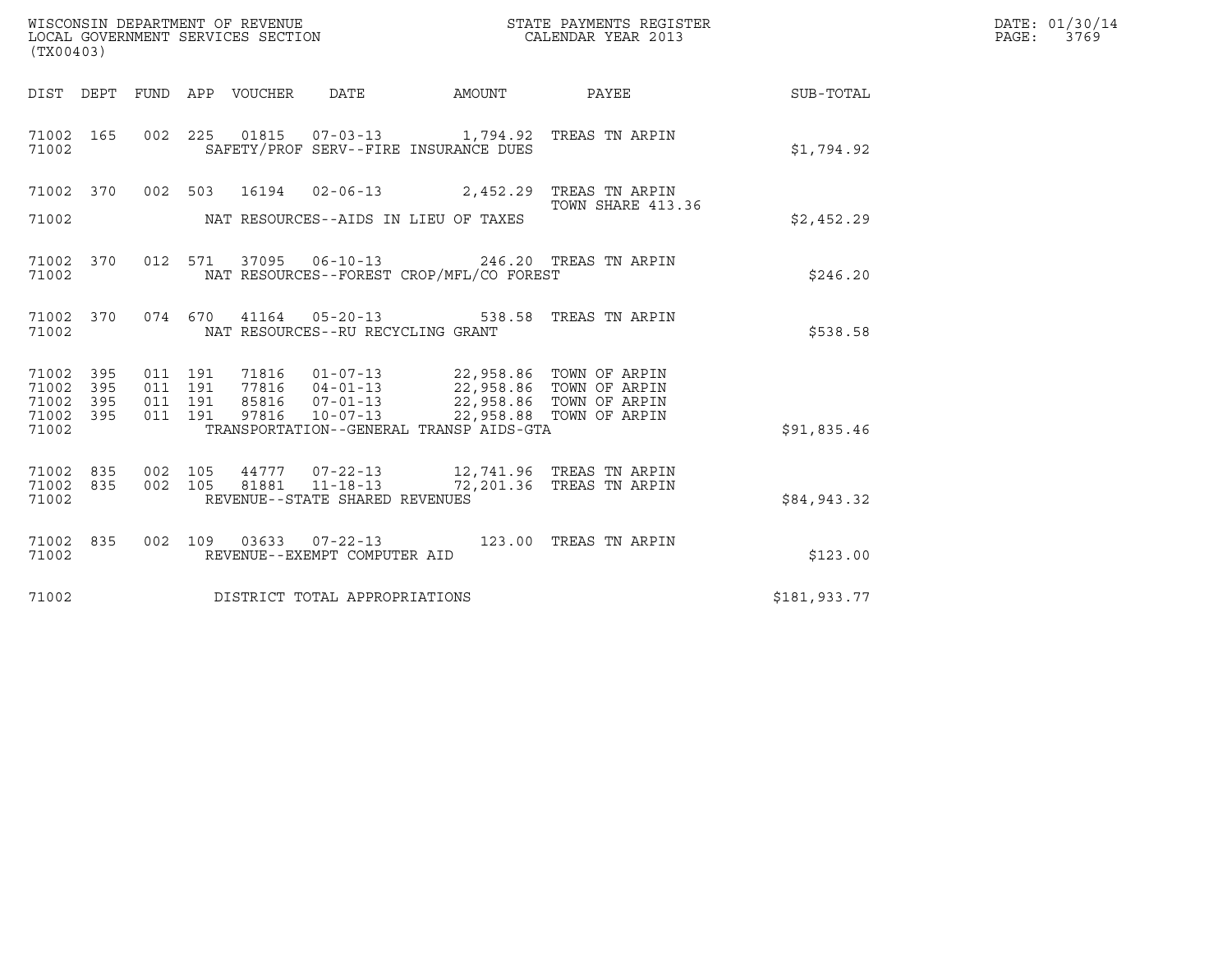WISCONSIN DEPARTMENT OF REVENUE
LOCAL GOVERNMENT SERVICES SECTION
(TX00403)

STATE PAYMENTS REGISTER
CALENDAR YEAR 2013

DATE: 01/30/14
PAGE: 3769

| DIST | DEPT | FUND | APP | VOUCHER | DATE | AMOUNT | PAYEE | SUB-TOTAL |
|---|---|---|---|---|---|---|---|---|
| 71002 | 165 | 002 | 225 | 01815 | 07-03-13 | 1,794.92 | TREAS TN ARPIN | |
| 71002 | | | | | SAFETY/PROF SERV--FIRE INSURANCE DUES | | | $1,794.92 |
| 71002 | 370 | 002 | 503 | 16194 | 02-06-13 | 2,452.29 | TREAS TN ARPIN<br>TOWN SHARE 413.36 | |
| 71002 | | | | | NAT RESOURCES--AIDS IN LIEU OF TAXES | | | $2,452.29 |
| 71002 | 370 | 012 | 571 | 37095 | 06-10-13 | 246.20 | TREAS TN ARPIN | |
| 71002 | | | | | NAT RESOURCES--FOREST CROP/MFL/CO FOREST | | | $246.20 |
| 71002 | 370 | 074 | 670 | 41164 | 05-20-13 | 538.58 | TREAS TN ARPIN | |
| 71002 | | | | | NAT RESOURCES--RU RECYCLING GRANT | | | $538.58 |
| 71002 | 395 | 011 | 191 | 71816 | 01-07-13 | 22,958.86 | TOWN OF ARPIN | |
| 71002 | 395 | 011 | 191 | 77816 | 04-01-13 | 22,958.86 | TOWN OF ARPIN | |
| 71002 | 395 | 011 | 191 | 85816 | 07-01-13 | 22,958.86 | TOWN OF ARPIN | |
| 71002 | 395 | 011 | 191 | 97816 | 10-07-13 | 22,958.88 | TOWN OF ARPIN | |
| 71002 | | | | | TRANSPORTATION--GENERAL TRANSP AIDS-GTA | | | $91,835.46 |
| 71002 | 835 | 002 | 105 | 44777 | 07-22-13 | 12,741.96 | TREAS TN ARPIN | |
| 71002 | 835 | 002 | 105 | 81881 | 11-18-13 | 72,201.36 | TREAS TN ARPIN | |
| 71002 | | | | | REVENUE--STATE SHARED REVENUES | | | $84,943.32 |
| 71002 | 835 | 002 | 109 | 03633 | 07-22-13 | 123.00 | TREAS TN ARPIN | |
| 71002 | | | | | REVENUE--EXEMPT COMPUTER AID | | | $123.00 |
| 71002 | | | | | DISTRICT TOTAL APPROPRIATIONS | | | $181,933.77 |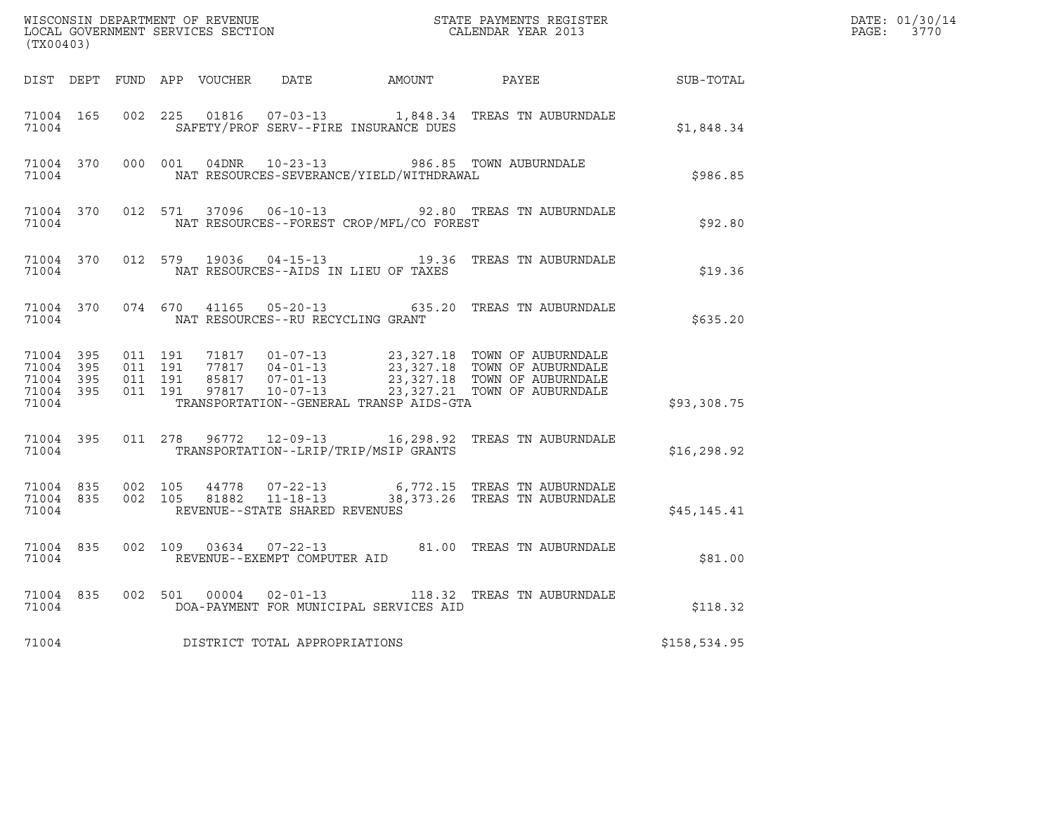WISCONSIN DEPARTMENT OF REVENUE
LOCAL GOVERNMENT SERVICES SECTION
(TX00403)

STATE PAYMENTS REGISTER
CALENDAR YEAR 2013

DATE: 01/30/14
PAGE: 3770

| DIST | DEPT | FUND | APP | VOUCHER | DATE | AMOUNT | PAYEE | SUB-TOTAL |
|---|---|---|---|---|---|---|---|---|
| 71004 | 165 | 002 | 225 | 01816 | 07-03-13 | 1,848.34 | TREAS TN AUBURNDALE | |
| 71004 | | | | SAFETY/PROF SERV--FIRE INSURANCE DUES | | | | $1,848.34 |
| 71004 | 370 | 000 | 001 | 04DNR | 10-23-13 | 986.85 | TOWN AUBURNDALE | |
| 71004 | | | | NAT RESOURCES-SEVERANCE/YIELD/WITHDRAWAL | | | | $986.85 |
| 71004 | 370 | 012 | 571 | 37096 | 06-10-13 | 92.80 | TREAS TN AUBURNDALE | |
| 71004 | | | | NAT RESOURCES--FOREST CROP/MFL/CO FOREST | | | | $92.80 |
| 71004 | 370 | 012 | 579 | 19036 | 04-15-13 | 19.36 | TREAS TN AUBURNDALE | |
| 71004 | | | | NAT RESOURCES--AIDS IN LIEU OF TAXES | | | | $19.36 |
| 71004 | 370 | 074 | 670 | 41165 | 05-20-13 | 635.20 | TREAS TN AUBURNDALE | |
| 71004 | | | | NAT RESOURCES--RU RECYCLING GRANT | | | | $635.20 |
| 71004 | 395 | 011 | 191 | 71817 | 01-07-13 | 23,327.18 | TOWN OF AUBURNDALE | |
| 71004 | 395 | 011 | 191 | 77817 | 04-01-13 | 23,327.18 | TOWN OF AUBURNDALE | |
| 71004 | 395 | 011 | 191 | 85817 | 07-01-13 | 23,327.18 | TOWN OF AUBURNDALE | |
| 71004 | 395 | 011 | 191 | 97817 | 10-07-13 | 23,327.21 | TOWN OF AUBURNDALE | |
| 71004 | | | | TRANSPORTATION--GENERAL TRANSP AIDS-GTA | | | | $93,308.75 |
| 71004 | 395 | 011 | 278 | 96772 | 12-09-13 | 16,298.92 | TREAS TN AUBURNDALE | |
| 71004 | | | | TRANSPORTATION--LRIP/TRIP/MSIP GRANTS | | | | $16,298.92 |
| 71004 | 835 | 002 | 105 | 44778 | 07-22-13 | 6,772.15 | TREAS TN AUBURNDALE | |
| 71004 | 835 | 002 | 105 | 81882 | 11-18-13 | 38,373.26 | TREAS TN AUBURNDALE | |
| 71004 | | | | REVENUE--STATE SHARED REVENUES | | | | $45,145.41 |
| 71004 | 835 | 002 | 109 | 03634 | 07-22-13 | 81.00 | TREAS TN AUBURNDALE | |
| 71004 | | | | REVENUE--EXEMPT COMPUTER AID | | | | $81.00 |
| 71004 | 835 | 002 | 501 | 00004 | 02-01-13 | 118.32 | TREAS TN AUBURNDALE | |
| 71004 | | | | DOA-PAYMENT FOR MUNICIPAL SERVICES AID | | | | $118.32 |
| 71004 | | | | DISTRICT TOTAL APPROPRIATIONS | | | | $158,534.95 |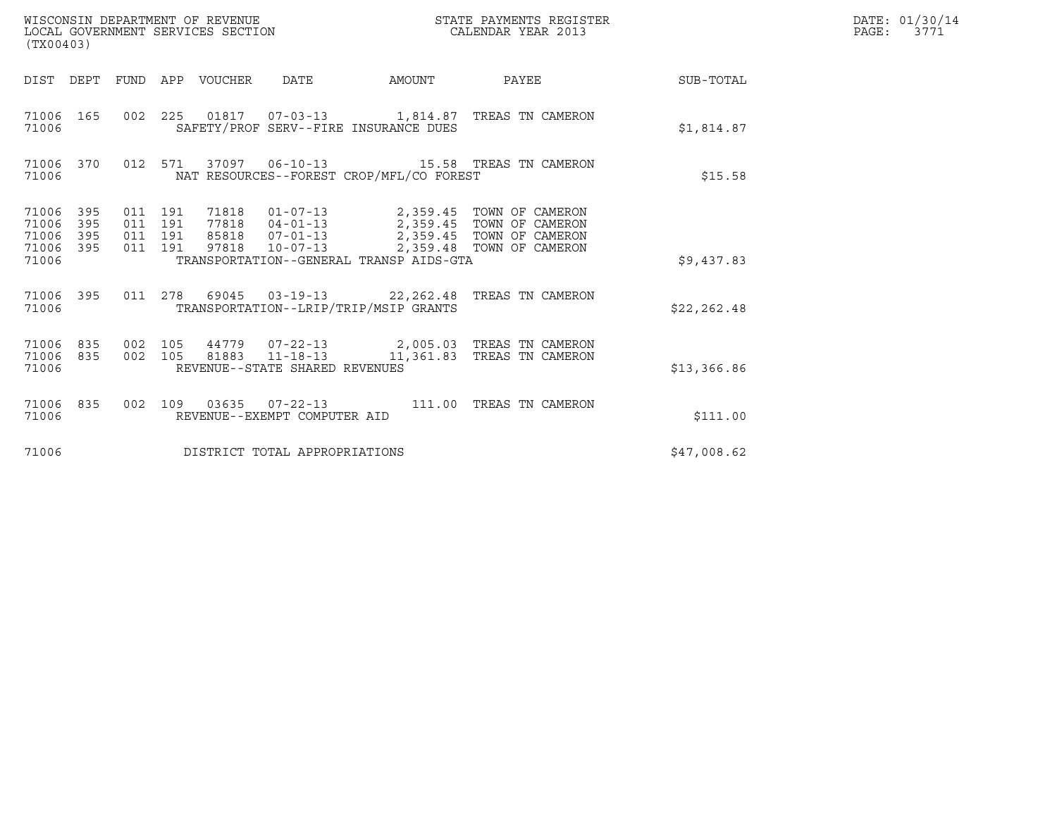WISCONSIN DEPARTMENT OF REVENUE
LOCAL GOVERNMENT SERVICES SECTION
(TX00403)

STATE PAYMENTS REGISTER
CALENDAR YEAR 2013

DATE: 01/30/14
PAGE: 3771

| DIST | DEPT | FUND | APP | VOUCHER | DATE | AMOUNT | PAYEE | SUB-TOTAL |
|---|---|---|---|---|---|---|---|---|
| 71006 | 165 | 002 | 225 | 01817 | 07-03-13 | 1,814.87 | TREAS TN CAMERON | |
| 71006 | | | | SAFETY/PROF SERV--FIRE INSURANCE DUES | | | | $1,814.87 |
| 71006 | 370 | 012 | 571 | 37097 | 06-10-13 | 15.58 | TREAS TN CAMERON | |
| 71006 | | | | NAT RESOURCES--FOREST CROP/MFL/CO FOREST | | | | $15.58 |
| 71006 | 395 | 011 | 191 | 71818 | 01-07-13 | 2,359.45 | TOWN OF CAMERON | |
| 71006 | 395 | 011 | 191 | 77818 | 04-01-13 | 2,359.45 | TOWN OF CAMERON | |
| 71006 | 395 | 011 | 191 | 85818 | 07-01-13 | 2,359.45 | TOWN OF CAMERON | |
| 71006 | 395 | 011 | 191 | 97818 | 10-07-13 | 2,359.48 | TOWN OF CAMERON | |
| 71006 | | | | TRANSPORTATION--GENERAL TRANSP AIDS-GTA | | | | $9,437.83 |
| 71006 | 395 | 011 | 278 | 69045 | 03-19-13 | 22,262.48 | TREAS TN CAMERON | |
| 71006 | | | | TRANSPORTATION--LRIP/TRIP/MSIP GRANTS | | | | $22,262.48 |
| 71006 | 835 | 002 | 105 | 44779 | 07-22-13 | 2,005.03 | TREAS TN CAMERON | |
| 71006 | 835 | 002 | 105 | 81883 | 11-18-13 | 11,361.83 | TREAS TN CAMERON | |
| 71006 | | | | REVENUE--STATE SHARED REVENUES | | | | $13,366.86 |
| 71006 | 835 | 002 | 109 | 03635 | 07-22-13 | 111.00 | TREAS TN CAMERON | |
| 71006 | | | | REVENUE--EXEMPT COMPUTER AID | | | | $111.00 |
| 71006 | | | | DISTRICT TOTAL APPROPRIATIONS | | | | $47,008.62 |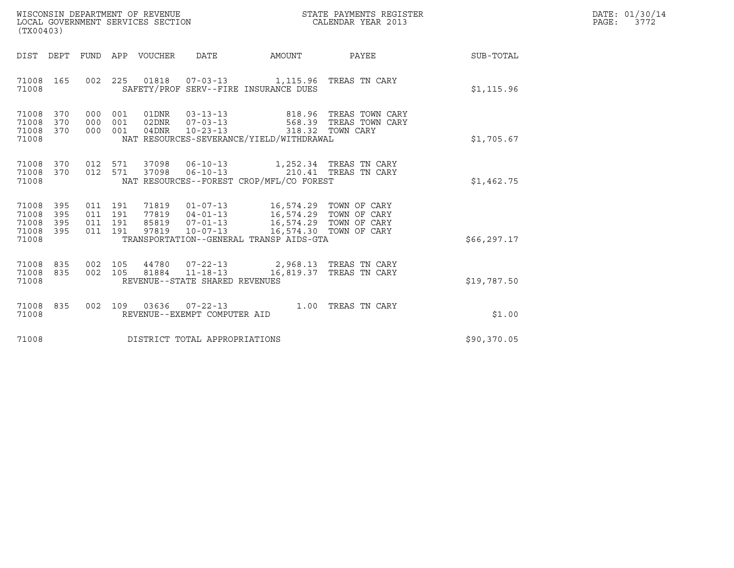WISCONSIN DEPARTMENT OF REVENUE
LOCAL GOVERNMENT SERVICES SECTION
(TX00403)

STATE PAYMENTS REGISTER
CALENDAR YEAR 2013

DATE: 01/30/14
PAGE: 3772

| DIST | DEPT | FUND | APP | VOUCHER | DATE | AMOUNT | PAYEE | SUB-TOTAL |
|---|---|---|---|---|---|---|---|---|
| 71008 | 165 | 002 | 225 | 01818 | 07-03-13 | 1,115.96 | TREAS TN CARY | |
| 71008 | | | | SAFETY/PROF SERV--FIRE INSURANCE DUES | | | | $1,115.96 |
| 71008 | 370 | 000 | 001 | 01DNR | 03-13-13 | 818.96 | TREAS TOWN CARY | |
| 71008 | 370 | 000 | 001 | 02DNR | 07-03-13 | 568.39 | TREAS TOWN CARY | |
| 71008 | 370 | 000 | 001 | 04DNR | 10-23-13 | 318.32 | TOWN CARY | |
| 71008 | | | | NAT RESOURCES-SEVERANCE/YIELD/WITHDRAWAL | | | | $1,705.67 |
| 71008 | 370 | 012 | 571 | 37098 | 06-10-13 | 1,252.34 | TREAS TN CARY | |
| 71008 | 370 | 012 | 571 | 37098 | 06-10-13 | 210.41 | TREAS TN CARY | |
| 71008 | | | | NAT RESOURCES--FOREST CROP/MFL/CO FOREST | | | | $1,462.75 |
| 71008 | 395 | 011 | 191 | 71819 | 01-07-13 | 16,574.29 | TOWN OF CARY | |
| 71008 | 395 | 011 | 191 | 77819 | 04-01-13 | 16,574.29 | TOWN OF CARY | |
| 71008 | 395 | 011 | 191 | 85819 | 07-01-13 | 16,574.29 | TOWN OF CARY | |
| 71008 | 395 | 011 | 191 | 97819 | 10-07-13 | 16,574.30 | TOWN OF CARY | |
| 71008 | | | | TRANSPORTATION--GENERAL TRANSP AIDS-GTA | | | | $66,297.17 |
| 71008 | 835 | 002 | 105 | 44780 | 07-22-13 | 2,968.13 | TREAS TN CARY | |
| 71008 | 835 | 002 | 105 | 81884 | 11-18-13 | 16,819.37 | TREAS TN CARY | |
| 71008 | | | | REVENUE--STATE SHARED REVENUES | | | | $19,787.50 |
| 71008 | 835 | 002 | 109 | 03636 | 07-22-13 | 1.00 | TREAS TN CARY | |
| 71008 | | | | REVENUE--EXEMPT COMPUTER AID | | | | $1.00 |
| 71008 | | | | DISTRICT TOTAL APPROPRIATIONS | | | | $90,370.05 |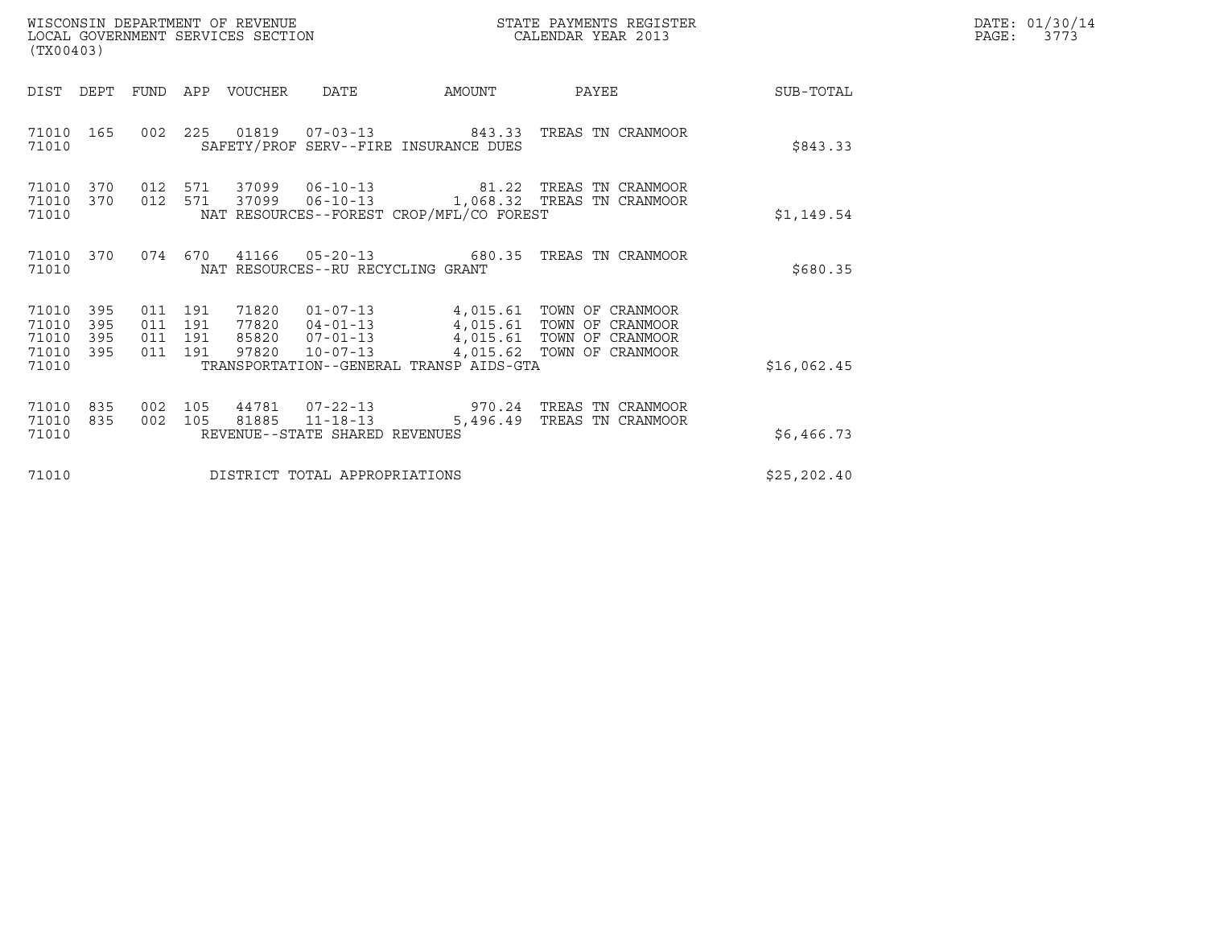WISCONSIN DEPARTMENT OF REVENUE
LOCAL GOVERNMENT SERVICES SECTION
(TX00403)

STATE PAYMENTS REGISTER
CALENDAR YEAR 2013

DATE: 01/30/14
PAGE: 3773

| DIST | DEPT | FUND | APP | VOUCHER | DATE | AMOUNT | PAYEE | SUB-TOTAL |
|---|---|---|---|---|---|---|---|---|
| 71010 | 165 | 002 | 225 | 01819 | 07-03-13 | 843.33 | TREAS TN CRANMOOR | |
| 71010 | | | | SAFETY/PROF SERV--FIRE INSURANCE DUES | | | | $843.33 |
| 71010 | 370 | 012 | 571 | 37099 | 06-10-13 | 81.22 | TREAS TN CRANMOOR | |
| 71010 | 370 | 012 | 571 | 37099 | 06-10-13 | 1,068.32 | TREAS TN CRANMOOR | |
| 71010 | | | | NAT RESOURCES--FOREST CROP/MFL/CO FOREST | | | | $1,149.54 |
| 71010 | 370 | 074 | 670 | 41166 | 05-20-13 | 680.35 | TREAS TN CRANMOOR | |
| 71010 | | | | NAT RESOURCES--RU RECYCLING GRANT | | | | $680.35 |
| 71010 | 395 | 011 | 191 | 71820 | 01-07-13 | 4,015.61 | TOWN OF CRANMOOR | |
| 71010 | 395 | 011 | 191 | 77820 | 04-01-13 | 4,015.61 | TOWN OF CRANMOOR | |
| 71010 | 395 | 011 | 191 | 85820 | 07-01-13 | 4,015.61 | TOWN OF CRANMOOR | |
| 71010 | 395 | 011 | 191 | 97820 | 10-07-13 | 4,015.62 | TOWN OF CRANMOOR | |
| 71010 | | | | TRANSPORTATION--GENERAL TRANSP AIDS-GTA | | | | $16,062.45 |
| 71010 | 835 | 002 | 105 | 44781 | 07-22-13 | 970.24 | TREAS TN CRANMOOR | |
| 71010 | 835 | 002 | 105 | 81885 | 11-18-13 | 5,496.49 | TREAS TN CRANMOOR | |
| 71010 | | | | REVENUE--STATE SHARED REVENUES | | | | $6,466.73 |
| 71010 | | | | DISTRICT TOTAL APPROPRIATIONS | | | | $25,202.40 |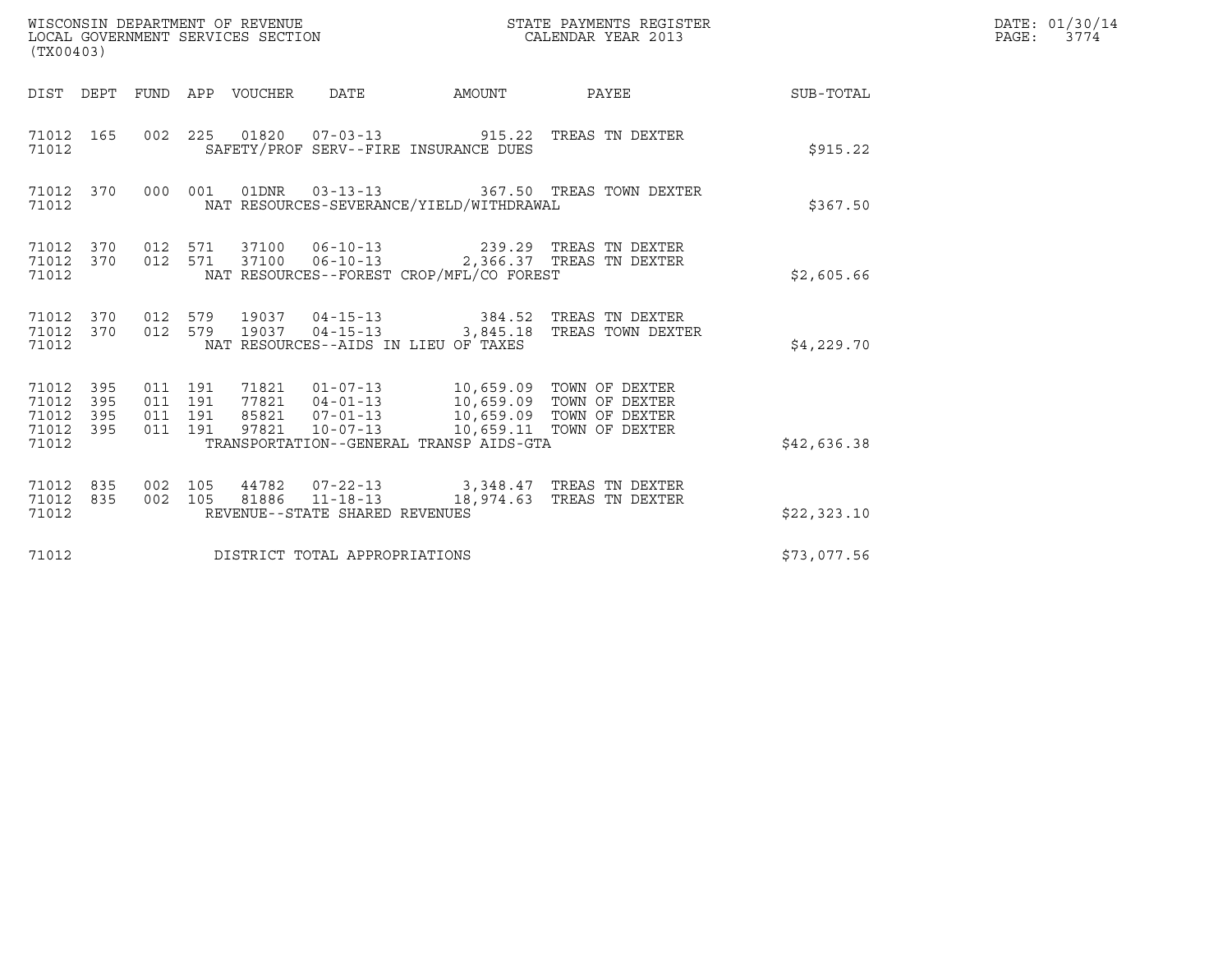WISCONSIN DEPARTMENT OF REVENUE
LOCAL GOVERNMENT SERVICES SECTION
(TX00403)

STATE PAYMENTS REGISTER
CALENDAR YEAR 2013

DATE: 01/30/14
PAGE: 3774

| DIST | DEPT | FUND | APP | VOUCHER | DATE | AMOUNT | PAYEE | SUB-TOTAL |
|---|---|---|---|---|---|---|---|---|
| 71012 | 165 | 002 | 225 | 01820 | 07-03-13 | 915.22 | TREAS TN DEXTER | |
| 71012 | | | | SAFETY/PROF SERV--FIRE INSURANCE DUES | | | | $915.22 |
| 71012 | 370 | 000 | 001 | 01DNR | 03-13-13 | 367.50 | TREAS TOWN DEXTER | |
| 71012 | | | | NAT RESOURCES-SEVERANCE/YIELD/WITHDRAWAL | | | | $367.50 |
| 71012 | 370 | 012 | 571 | 37100 | 06-10-13 | 239.29 | TREAS TN DEXTER | |
| 71012 | 370 | 012 | 571 | 37100 | 06-10-13 | 2,366.37 | TREAS TN DEXTER | |
| 71012 | | | | NAT RESOURCES--FOREST CROP/MFL/CO FOREST | | | | $2,605.66 |
| 71012 | 370 | 012 | 579 | 19037 | 04-15-13 | 384.52 | TREAS TN DEXTER | |
| 71012 | 370 | 012 | 579 | 19037 | 04-15-13 | 3,845.18 | TREAS TOWN DEXTER | |
| 71012 | | | | NAT RESOURCES--AIDS IN LIEU OF TAXES | | | | $4,229.70 |
| 71012 | 395 | 011 | 191 | 71821 | 01-07-13 | 10,659.09 | TOWN OF DEXTER | |
| 71012 | 395 | 011 | 191 | 77821 | 04-01-13 | 10,659.09 | TOWN OF DEXTER | |
| 71012 | 395 | 011 | 191 | 85821 | 07-01-13 | 10,659.09 | TOWN OF DEXTER | |
| 71012 | 395 | 011 | 191 | 97821 | 10-07-13 | 10,659.11 | TOWN OF DEXTER | |
| 71012 | | | | TRANSPORTATION--GENERAL TRANSP AIDS-GTA | | | | $42,636.38 |
| 71012 | 835 | 002 | 105 | 44782 | 07-22-13 | 3,348.47 | TREAS TN DEXTER | |
| 71012 | 835 | 002 | 105 | 81886 | 11-18-13 | 18,974.63 | TREAS TN DEXTER | |
| 71012 | | | | REVENUE--STATE SHARED REVENUES | | | | $22,323.10 |
| 71012 | | | | DISTRICT TOTAL APPROPRIATIONS | | | | $73,077.56 |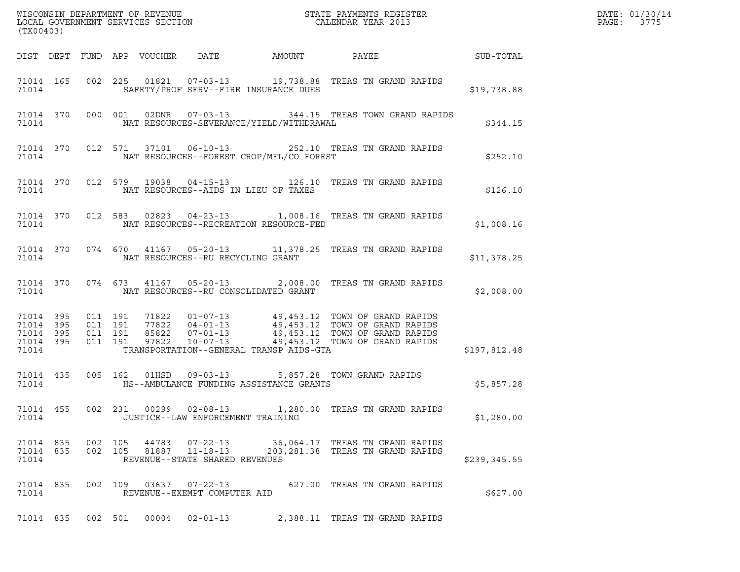WISCONSIN DEPARTMENT OF REVENUE
LOCAL GOVERNMENT SERVICES SECTION
(TX00403)

STATE PAYMENTS REGISTER
CALENDAR YEAR 2013

DATE: 01/30/14
PAGE: 3775

| DIST | DEPT | FUND | APP | VOUCHER | DATE | AMOUNT | PAYEE | SUB-TOTAL |
|---|---|---|---|---|---|---|---|---|
| 71014 | 165 | 002 | 225 | 01821 | 07-03-13 | 19,738.88 | TREAS TN GRAND RAPIDS | |
| 71014 | | | | | SAFETY/PROF SERV--FIRE INSURANCE DUES | | | $19,738.88 |
| 71014 | 370 | 000 | 001 | 02DNR | 07-03-13 | 344.15 | TREAS TOWN GRAND RAPIDS | |
| 71014 | | | | | NAT RESOURCES-SEVERANCE/YIELD/WITHDRAWAL | | | $344.15 |
| 71014 | 370 | 012 | 571 | 37101 | 06-10-13 | 252.10 | TREAS TN GRAND RAPIDS | |
| 71014 | | | | | NAT RESOURCES--FOREST CROP/MFL/CO FOREST | | | $252.10 |
| 71014 | 370 | 012 | 579 | 19038 | 04-15-13 | 126.10 | TREAS TN GRAND RAPIDS | |
| 71014 | | | | | NAT RESOURCES--AIDS IN LIEU OF TAXES | | | $126.10 |
| 71014 | 370 | 012 | 583 | 02823 | 04-23-13 | 1,008.16 | TREAS TN GRAND RAPIDS | |
| 71014 | | | | | NAT RESOURCES--RECREATION RESOURCE-FED | | | $1,008.16 |
| 71014 | 370 | 074 | 670 | 41167 | 05-20-13 | 11,378.25 | TREAS TN GRAND RAPIDS | |
| 71014 | | | | | NAT RESOURCES--RU RECYCLING GRANT | | | $11,378.25 |
| 71014 | 370 | 074 | 673 | 41167 | 05-20-13 | 2,008.00 | TREAS TN GRAND RAPIDS | |
| 71014 | | | | | NAT RESOURCES--RU CONSOLIDATED GRANT | | | $2,008.00 |
| 71014 | 395 | 011 | 191 | 71822 | 01-07-13 | 49,453.12 | TOWN OF GRAND RAPIDS | |
| 71014 | 395 | 011 | 191 | 77822 | 04-01-13 | 49,453.12 | TOWN OF GRAND RAPIDS | |
| 71014 | 395 | 011 | 191 | 85822 | 07-01-13 | 49,453.12 | TOWN OF GRAND RAPIDS | |
| 71014 | 395 | 011 | 191 | 97822 | 10-07-13 | 49,453.12 | TOWN OF GRAND RAPIDS | |
| 71014 | | | | | TRANSPORTATION--GENERAL TRANSP AIDS-GTA | | | $197,812.48 |
| 71014 | 435 | 005 | 162 | 01HSD | 09-03-13 | 5,857.28 | TOWN GRAND RAPIDS | |
| 71014 | | | | | HS--AMBULANCE FUNDING ASSISTANCE GRANTS | | | $5,857.28 |
| 71014 | 455 | 002 | 231 | 00299 | 02-08-13 | 1,280.00 | TREAS TN GRAND RAPIDS | |
| 71014 | | | | | JUSTICE--LAW ENFORCEMENT TRAINING | | | $1,280.00 |
| 71014 | 835 | 002 | 105 | 44783 | 07-22-13 | 36,064.17 | TREAS TN GRAND RAPIDS | |
| 71014 | 835 | 002 | 105 | 81887 | 11-18-13 | 203,281.38 | TREAS TN GRAND RAPIDS | |
| 71014 | | | | | REVENUE--STATE SHARED REVENUES | | | $239,345.55 |
| 71014 | 835 | 002 | 109 | 03637 | 07-22-13 | 627.00 | TREAS TN GRAND RAPIDS | |
| 71014 | | | | | REVENUE--EXEMPT COMPUTER AID | | | $627.00 |
| 71014 | 835 | 002 | 501 | 00004 | 02-01-13 | 2,388.11 | TREAS TN GRAND RAPIDS | |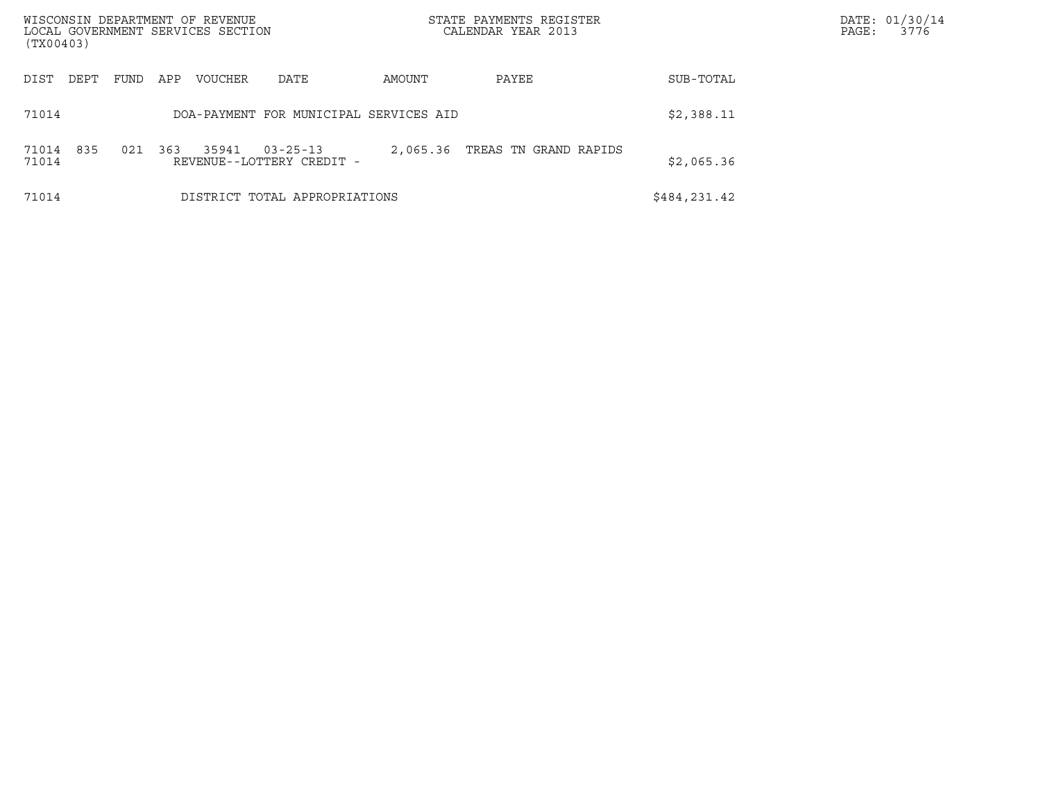WISCONSIN DEPARTMENT OF REVENUE
LOCAL GOVERNMENT SERVICES SECTION
(TX00403)

STATE PAYMENTS REGISTER
CALENDAR YEAR 2013

DATE: 01/30/14
PAGE: 3776

| DIST | DEPT | FUND | APP | VOUCHER | DATE | AMOUNT | PAYEE | SUB-TOTAL |
|---|---|---|---|---|---|---|---|---|
| 71014 | | | | DOA-PAYMENT FOR MUNICIPAL SERVICES AID | | | | \$2,388.11 |
| 71014 | 835 | 021 | 363 | 35941 | 03-25-13 | 2,065.36 | TREAS TN GRAND RAPIDS | |
| 71014 | | | | REVENUE--LOTTERY CREDIT - | | | | \$2,065.36 |
| 71014 | | | | DISTRICT TOTAL APPROPRIATIONS | | | | \$484,231.42 |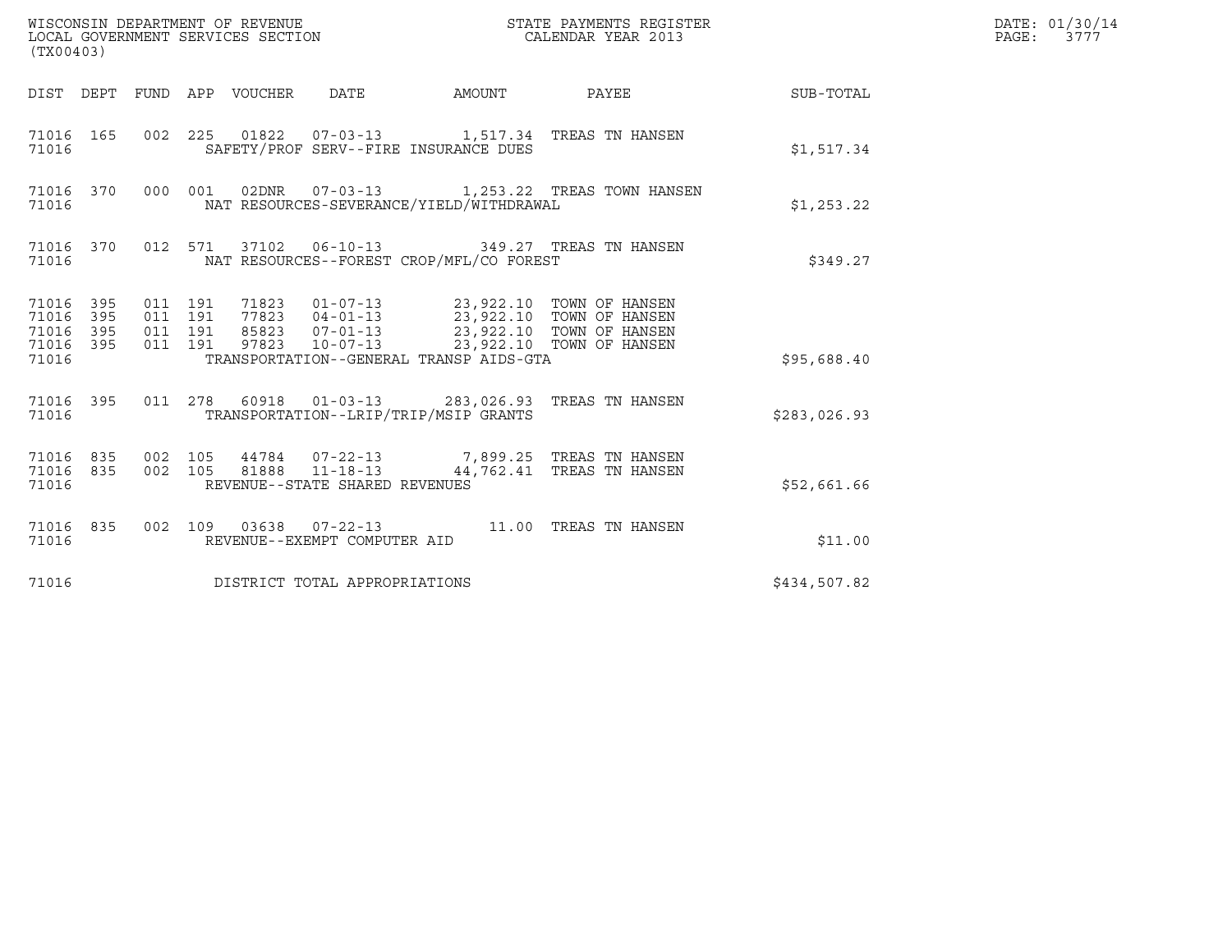WISCONSIN DEPARTMENT OF REVENUE
LOCAL GOVERNMENT SERVICES SECTION
(TX00403)

STATE PAYMENTS REGISTER
CALENDAR YEAR 2013

DATE: 01/30/14
PAGE: 3777

| DIST | DEPT | FUND | APP | VOUCHER | DATE | AMOUNT | PAYEE | SUB-TOTAL |
|---|---|---|---|---|---|---|---|---|
| 71016 | 165 | 002 | 225 | 01822 | 07-03-13 | 1,517.34 | TREAS TN HANSEN | |
| 71016 | | | | SAFETY/PROF SERV--FIRE INSURANCE DUES | | | | $1,517.34 |
| 71016 | 370 | 000 | 001 | 02DNR | 07-03-13 | 1,253.22 | TREAS TOWN HANSEN | |
| 71016 | | | | NAT RESOURCES-SEVERANCE/YIELD/WITHDRAWAL | | | | $1,253.22 |
| 71016 | 370 | 012 | 571 | 37102 | 06-10-13 | 349.27 | TREAS TN HANSEN | |
| 71016 | | | | NAT RESOURCES--FOREST CROP/MFL/CO FOREST | | | | $349.27 |
| 71016 | 395 | 011 | 191 | 71823 | 01-07-13 | 23,922.10 | TOWN OF HANSEN | |
| 71016 | 395 | 011 | 191 | 77823 | 04-01-13 | 23,922.10 | TOWN OF HANSEN | |
| 71016 | 395 | 011 | 191 | 85823 | 07-01-13 | 23,922.10 | TOWN OF HANSEN | |
| 71016 | 395 | 011 | 191 | 97823 | 10-07-13 | 23,922.10 | TOWN OF HANSEN | |
| 71016 | | | | TRANSPORTATION--GENERAL TRANSP AIDS-GTA | | | | $95,688.40 |
| 71016 | 395 | 011 | 278 | 60918 | 01-03-13 | 283,026.93 | TREAS TN HANSEN | |
| 71016 | | | | TRANSPORTATION--LRIP/TRIP/MSIP GRANTS | | | | $283,026.93 |
| 71016 | 835 | 002 | 105 | 44784 | 07-22-13 | 7,899.25 | TREAS TN HANSEN | |
| 71016 | 835 | 002 | 105 | 81888 | 11-18-13 | 44,762.41 | TREAS TN HANSEN | |
| 71016 | | | | REVENUE--STATE SHARED REVENUES | | | | $52,661.66 |
| 71016 | 835 | 002 | 109 | 03638 | 07-22-13 | 11.00 | TREAS TN HANSEN | |
| 71016 | | | | REVENUE--EXEMPT COMPUTER AID | | | | $11.00 |
| 71016 | | | | DISTRICT TOTAL APPROPRIATIONS | | | | $434,507.82 |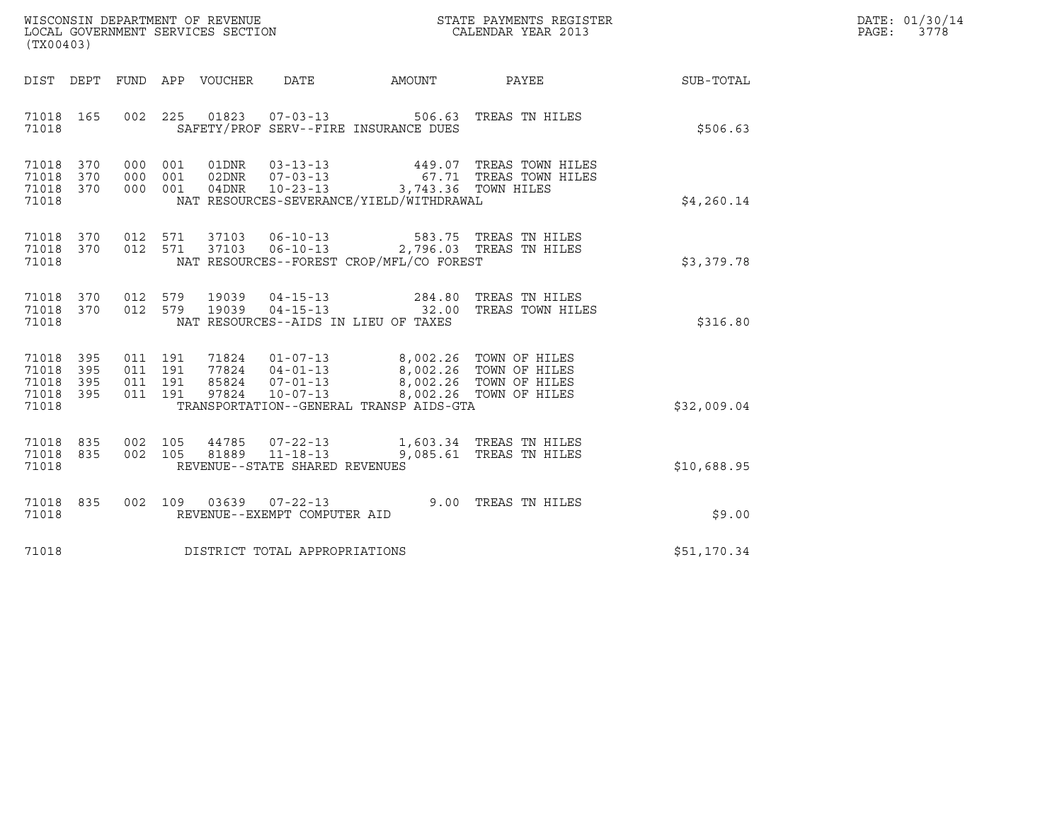WISCONSIN DEPARTMENT OF REVENUE
LOCAL GOVERNMENT SERVICES SECTION
(TX00403)

STATE PAYMENTS REGISTER
CALENDAR YEAR 2013

DATE: 01/30/14
PAGE: 3778

| DIST | DEPT | FUND | APP | VOUCHER | DATE | AMOUNT | PAYEE | SUB-TOTAL |
|---|---|---|---|---|---|---|---|---|
| 71018 | 165 | 002 | 225 | 01823 | 07-03-13 | 506.63 | TREAS TN HILES | |
| 71018 | | | | | SAFETY/PROF SERV--FIRE INSURANCE DUES | | | $506.63 |
| 71018 | 370 | 000 | 001 | 01DNR | 03-13-13 | 449.07 | TREAS TOWN HILES | |
| 71018 | 370 | 000 | 001 | 02DNR | 07-03-13 | 67.71 | TREAS TOWN HILES | |
| 71018 | 370 | 000 | 001 | 04DNR | 10-23-13 | 3,743.36 | TOWN HILES | |
| 71018 | | | | | NAT RESOURCES-SEVERANCE/YIELD/WITHDRAWAL | | | $4,260.14 |
| 71018 | 370 | 012 | 571 | 37103 | 06-10-13 | 583.75 | TREAS TN HILES | |
| 71018 | 370 | 012 | 571 | 37103 | 06-10-13 | 2,796.03 | TREAS TN HILES | |
| 71018 | | | | | NAT RESOURCES--FOREST CROP/MFL/CO FOREST | | | $3,379.78 |
| 71018 | 370 | 012 | 579 | 19039 | 04-15-13 | 284.80 | TREAS TN HILES | |
| 71018 | 370 | 012 | 579 | 19039 | 04-15-13 | 32.00 | TREAS TOWN HILES | |
| 71018 | | | | | NAT RESOURCES--AIDS IN LIEU OF TAXES | | | $316.80 |
| 71018 | 395 | 011 | 191 | 71824 | 01-07-13 | 8,002.26 | TOWN OF HILES | |
| 71018 | 395 | 011 | 191 | 77824 | 04-01-13 | 8,002.26 | TOWN OF HILES | |
| 71018 | 395 | 011 | 191 | 85824 | 07-01-13 | 8,002.26 | TOWN OF HILES | |
| 71018 | 395 | 011 | 191 | 97824 | 10-07-13 | 8,002.26 | TOWN OF HILES | |
| 71018 | | | | | TRANSPORTATION--GENERAL TRANSP AIDS-GTA | | | $32,009.04 |
| 71018 | 835 | 002 | 105 | 44785 | 07-22-13 | 1,603.34 | TREAS TN HILES | |
| 71018 | 835 | 002 | 105 | 81889 | 11-18-13 | 9,085.61 | TREAS TN HILES | |
| 71018 | | | | | REVENUE--STATE SHARED REVENUES | | | $10,688.95 |
| 71018 | 835 | 002 | 109 | 03639 | 07-22-13 | 9.00 | TREAS TN HILES | |
| 71018 | | | | | REVENUE--EXEMPT COMPUTER AID | | | $9.00 |
| 71018 | | | | | DISTRICT TOTAL APPROPRIATIONS | | | $51,170.34 |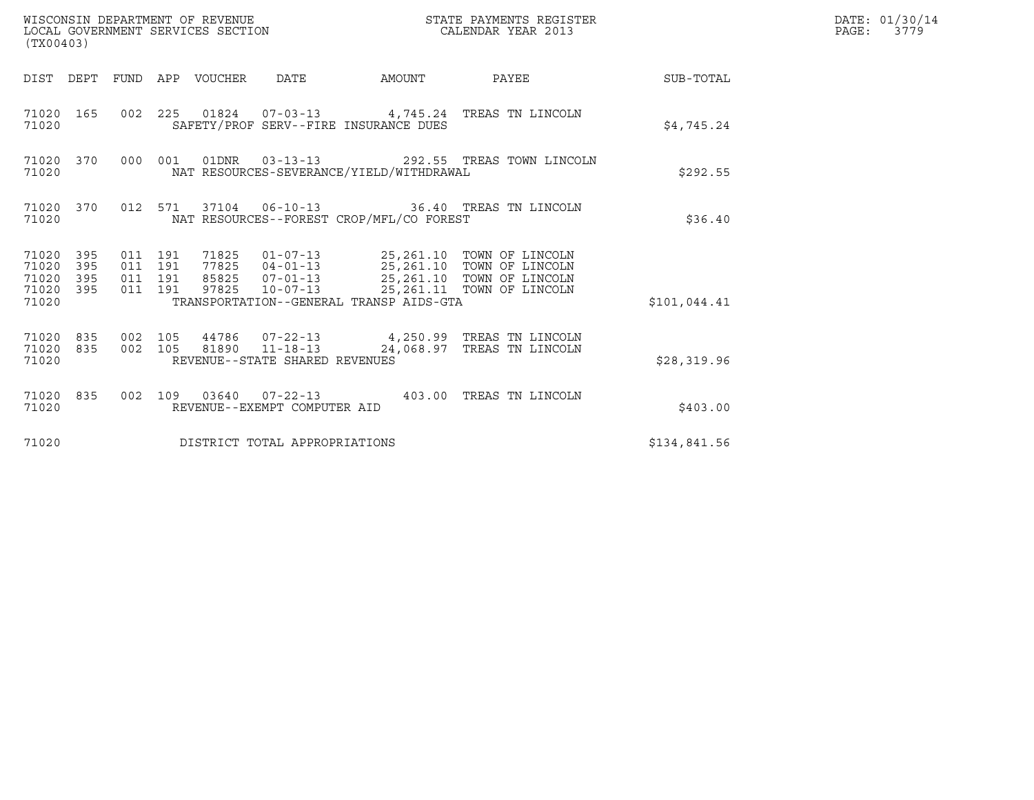WISCONSIN DEPARTMENT OF REVENUE
LOCAL GOVERNMENT SERVICES SECTION
(TX00403)

STATE PAYMENTS REGISTER
CALENDAR YEAR 2013

DATE: 01/30/14
PAGE: 3779

| DIST | DEPT | FUND | APP | VOUCHER | DATE | AMOUNT | PAYEE | SUB-TOTAL |
|---|---|---|---|---|---|---|---|---|
| 71020 | 165 | 002 | 225 | 01824 | 07-03-13 | 4,745.24 | TREAS TN LINCOLN | |
| 71020 | | | | SAFETY/PROF SERV--FIRE INSURANCE DUES | | | | $4,745.24 |
| 71020 | 370 | 000 | 001 | 01DNR | 03-13-13 | 292.55 | TREAS TOWN LINCOLN | |
| 71020 | | | | NAT RESOURCES-SEVERANCE/YIELD/WITHDRAWAL | | | | $292.55 |
| 71020 | 370 | 012 | 571 | 37104 | 06-10-13 | 36.40 | TREAS TN LINCOLN | |
| 71020 | | | | NAT RESOURCES--FOREST CROP/MFL/CO FOREST | | | | $36.40 |
| 71020 | 395 | 011 | 191 | 71825 | 01-07-13 | 25,261.10 | TOWN OF LINCOLN | |
| 71020 | 395 | 011 | 191 | 77825 | 04-01-13 | 25,261.10 | TOWN OF LINCOLN | |
| 71020 | 395 | 011 | 191 | 85825 | 07-01-13 | 25,261.10 | TOWN OF LINCOLN | |
| 71020 | 395 | 011 | 191 | 97825 | 10-07-13 | 25,261.11 | TOWN OF LINCOLN | |
| 71020 | | | | TRANSPORTATION--GENERAL TRANSP AIDS-GTA | | | | $101,044.41 |
| 71020 | 835 | 002 | 105 | 44786 | 07-22-13 | 4,250.99 | TREAS TN LINCOLN | |
| 71020 | 835 | 002 | 105 | 81890 | 11-18-13 | 24,068.97 | TREAS TN LINCOLN | |
| 71020 | | | | REVENUE--STATE SHARED REVENUES | | | | $28,319.96 |
| 71020 | 835 | 002 | 109 | 03640 | 07-22-13 | 403.00 | TREAS TN LINCOLN | |
| 71020 | | | | REVENUE--EXEMPT COMPUTER AID | | | | $403.00 |
| 71020 | | | | DISTRICT TOTAL APPROPRIATIONS | | | | $134,841.56 |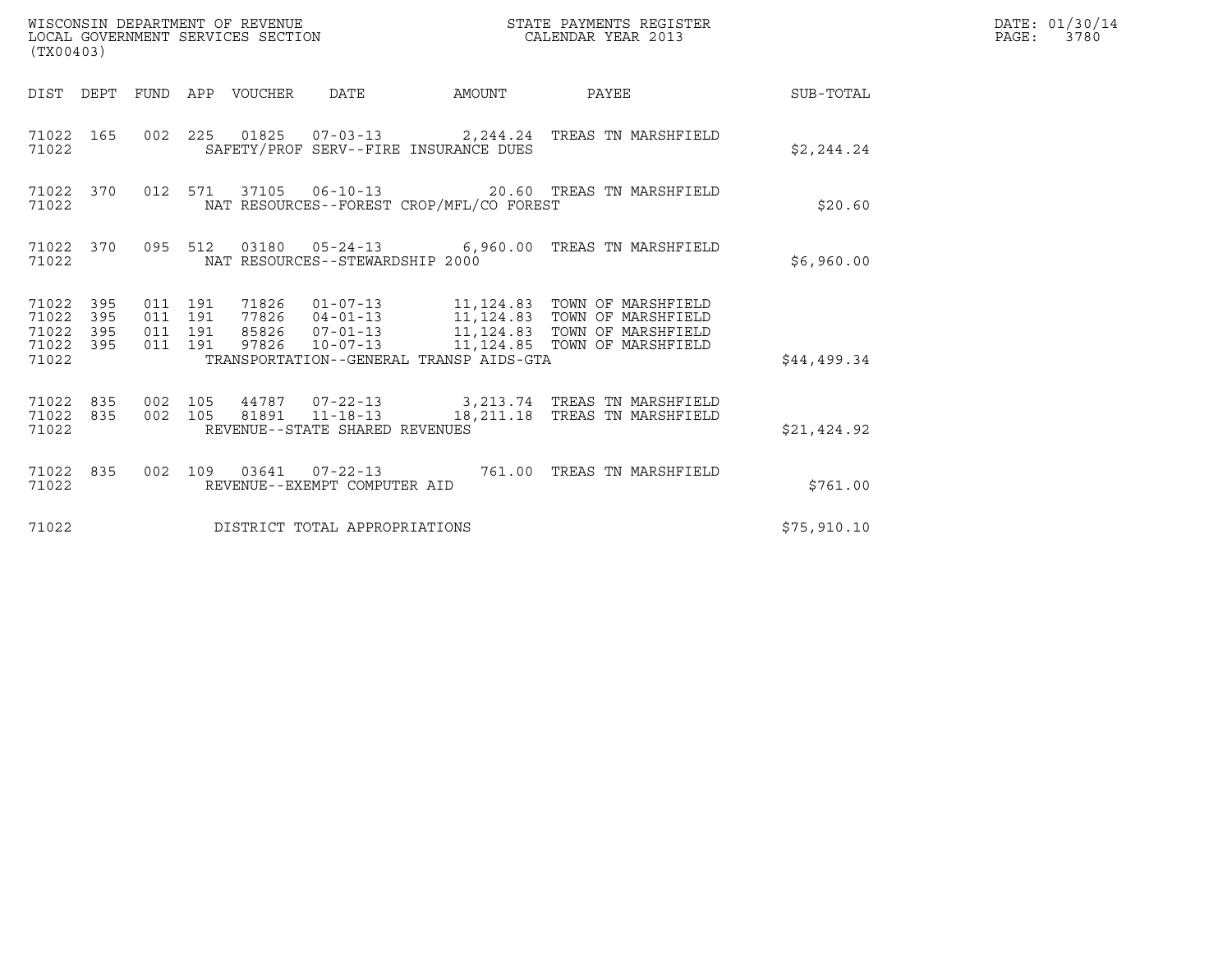WISCONSIN DEPARTMENT OF REVENUE
LOCAL GOVERNMENT SERVICES SECTION
(TX00403)

STATE PAYMENTS REGISTER
CALENDAR YEAR 2013

DATE: 01/30/14
PAGE: 3780

| DIST | DEPT | FUND | APP | VOUCHER | DATE | AMOUNT | PAYEE | SUB-TOTAL |
|---|---|---|---|---|---|---|---|---|
| 71022 | 165 | 002 | 225 | 01825 | 07-03-13 | 2,244.24 | TREAS TN MARSHFIELD | |
| 71022 | | | | SAFETY/PROF SERV--FIRE INSURANCE DUES | | | | $2,244.24 |
| 71022 | 370 | 012 | 571 | 37105 | 06-10-13 | 20.60 | TREAS TN MARSHFIELD | |
| 71022 | | | | NAT RESOURCES--FOREST CROP/MFL/CO FOREST | | | | $20.60 |
| 71022 | 370 | 095 | 512 | 03180 | 05-24-13 | 6,960.00 | TREAS TN MARSHFIELD | |
| 71022 | | | | NAT RESOURCES--STEWARDSHIP 2000 | | | | $6,960.00 |
| 71022 | 395 | 011 | 191 | 71826 | 01-07-13 | 11,124.83 | TOWN OF MARSHFIELD | |
| 71022 | 395 | 011 | 191 | 77826 | 04-01-13 | 11,124.83 | TOWN OF MARSHFIELD | |
| 71022 | 395 | 011 | 191 | 85826 | 07-01-13 | 11,124.83 | TOWN OF MARSHFIELD | |
| 71022 | 395 | 011 | 191 | 97826 | 10-07-13 | 11,124.85 | TOWN OF MARSHFIELD | |
| 71022 | | | | TRANSPORTATION--GENERAL TRANSP AIDS-GTA | | | | $44,499.34 |
| 71022 | 835 | 002 | 105 | 44787 | 07-22-13 | 3,213.74 | TREAS TN MARSHFIELD | |
| 71022 | 835 | 002 | 105 | 81891 | 11-18-13 | 18,211.18 | TREAS TN MARSHFIELD | |
| 71022 | | | | REVENUE--STATE SHARED REVENUES | | | | $21,424.92 |
| 71022 | 835 | 002 | 109 | 03641 | 07-22-13 | 761.00 | TREAS TN MARSHFIELD | |
| 71022 | | | | REVENUE--EXEMPT COMPUTER AID | | | | $761.00 |
| 71022 | | | | DISTRICT TOTAL APPROPRIATIONS | | | | $75,910.10 |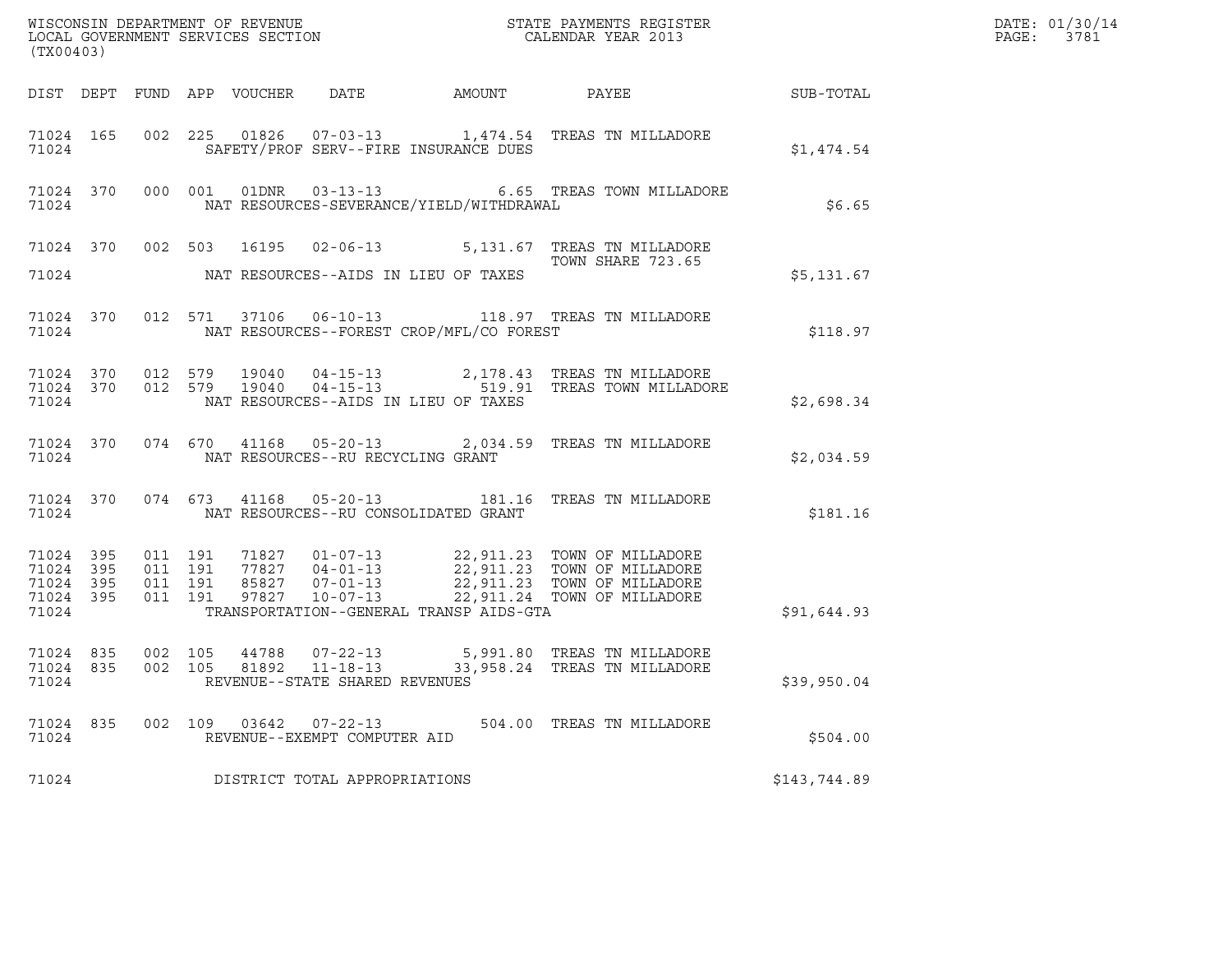WISCONSIN DEPARTMENT OF REVENUE
LOCAL GOVERNMENT SERVICES SECTION
(TX00403)

STATE PAYMENTS REGISTER
CALENDAR YEAR 2013

DATE: 01/30/14
PAGE: 3781

| DIST | DEPT | FUND | APP | VOUCHER | DATE | AMOUNT | PAYEE | SUB-TOTAL |
|---|---|---|---|---|---|---|---|---|
| 71024 | 165 | 002 | 225 | 01826 | 07-03-13 | 1,474.54 | TREAS TN MILLADORE | |
| 71024 | | | | SAFETY/PROF SERV--FIRE INSURANCE DUES | | | | $1,474.54 |
| 71024 | 370 | 000 | 001 | 01DNR | 03-13-13 | 6.65 | TREAS TOWN MILLADORE | |
| 71024 | | | | NAT RESOURCES-SEVERANCE/YIELD/WITHDRAWAL | | | | $6.65 |
| 71024 | 370 | 002 | 503 | 16195 | 02-06-13 | 5,131.67 | TREAS TN MILLADORE TOWN SHARE 723.65 | |
| 71024 | | | | NAT RESOURCES--AIDS IN LIEU OF TAXES | | | | $5,131.67 |
| 71024 | 370 | 012 | 571 | 37106 | 06-10-13 | 118.97 | TREAS TN MILLADORE | |
| 71024 | | | | NAT RESOURCES--FOREST CROP/MFL/CO FOREST | | | | $118.97 |
| 71024 | 370 | 012 | 579 | 19040 | 04-15-13 | 2,178.43 | TREAS TN MILLADORE | |
| 71024 | 370 | 012 | 579 | 19040 | 04-15-13 | 519.91 | TREAS TOWN MILLADORE | |
| 71024 | | | | NAT RESOURCES--AIDS IN LIEU OF TAXES | | | | $2,698.34 |
| 71024 | 370 | 074 | 670 | 41168 | 05-20-13 | 2,034.59 | TREAS TN MILLADORE | |
| 71024 | | | | NAT RESOURCES--RU RECYCLING GRANT | | | | $2,034.59 |
| 71024 | 370 | 074 | 673 | 41168 | 05-20-13 | 181.16 | TREAS TN MILLADORE | |
| 71024 | | | | NAT RESOURCES--RU CONSOLIDATED GRANT | | | | $181.16 |
| 71024 | 395 | 011 | 191 | 71827 | 01-07-13 | 22,911.23 | TOWN OF MILLADORE | |
| 71024 | 395 | 011 | 191 | 77827 | 04-01-13 | 22,911.23 | TOWN OF MILLADORE | |
| 71024 | 395 | 011 | 191 | 85827 | 07-01-13 | 22,911.23 | TOWN OF MILLADORE | |
| 71024 | 395 | 011 | 191 | 97827 | 10-07-13 | 22,911.24 | TOWN OF MILLADORE | |
| 71024 | | | | TRANSPORTATION--GENERAL TRANSP AIDS-GTA | | | | $91,644.93 |
| 71024 | 835 | 002 | 105 | 44788 | 07-22-13 | 5,991.80 | TREAS TN MILLADORE | |
| 71024 | 835 | 002 | 105 | 81892 | 11-18-13 | 33,958.24 | TREAS TN MILLADORE | |
| 71024 | | | | REVENUE--STATE SHARED REVENUES | | | | $39,950.04 |
| 71024 | 835 | 002 | 109 | 03642 | 07-22-13 | 504.00 | TREAS TN MILLADORE | |
| 71024 | | | | REVENUE--EXEMPT COMPUTER AID | | | | $504.00 |
| 71024 | | | | DISTRICT TOTAL APPROPRIATIONS | | | | $143,744.89 |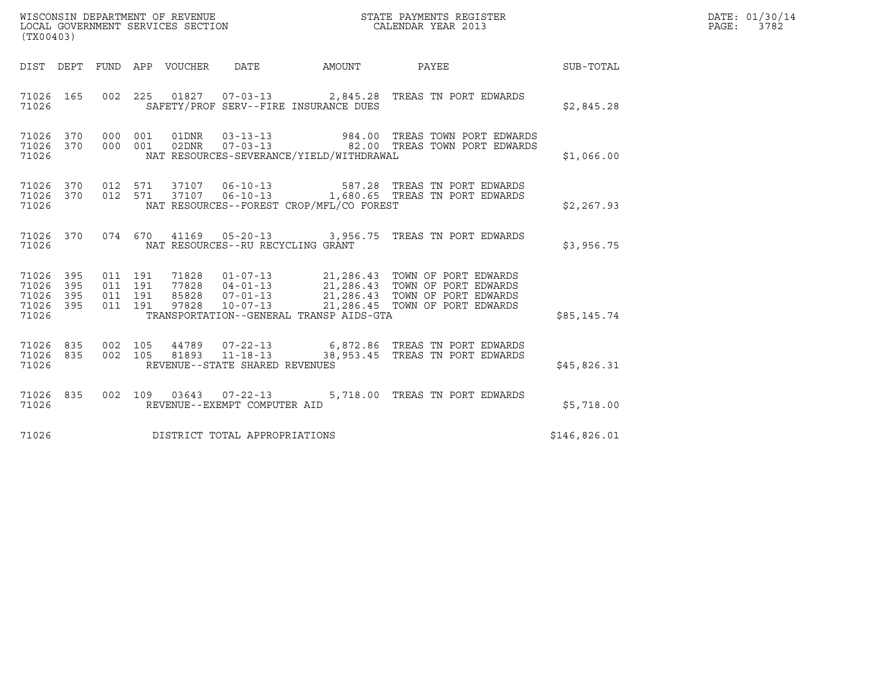WISCONSIN DEPARTMENT OF REVENUE
LOCAL GOVERNMENT SERVICES SECTION
(TX00403)

STATE PAYMENTS REGISTER
CALENDAR YEAR 2013

DATE: 01/30/14
PAGE: 3782

| DIST | DEPT | FUND | APP | VOUCHER | DATE | AMOUNT | PAYEE | SUB-TOTAL |
|---|---|---|---|---|---|---|---|---|
| 71026 | 165 | 002 | 225 | 01827 | 07-03-13 | 2,845.28 | TREAS TN PORT EDWARDS | |
| 71026 | | | | SAFETY/PROF SERV--FIRE INSURANCE DUES | | | | $2,845.28 |
| 71026 | 370 | 000 | 001 | 01DNR | 03-13-13 | 984.00 | TREAS TOWN PORT EDWARDS | |
| 71026 | 370 | 000 | 001 | 02DNR | 07-03-13 | 82.00 | TREAS TOWN PORT EDWARDS | |
| 71026 | | | | NAT RESOURCES-SEVERANCE/YIELD/WITHDRAWAL | | | | $1,066.00 |
| 71026 | 370 | 012 | 571 | 37107 | 06-10-13 | 587.28 | TREAS TN PORT EDWARDS | |
| 71026 | 370 | 012 | 571 | 37107 | 06-10-13 | 1,680.65 | TREAS TN PORT EDWARDS | |
| 71026 | | | | NAT RESOURCES--FOREST CROP/MFL/CO FOREST | | | | $2,267.93 |
| 71026 | 370 | 074 | 670 | 41169 | 05-20-13 | 3,956.75 | TREAS TN PORT EDWARDS | |
| 71026 | | | | NAT RESOURCES--RU RECYCLING GRANT | | | | $3,956.75 |
| 71026 | 395 | 011 | 191 | 71828 | 01-07-13 | 21,286.43 | TOWN OF PORT EDWARDS | |
| 71026 | 395 | 011 | 191 | 77828 | 04-01-13 | 21,286.43 | TOWN OF PORT EDWARDS | |
| 71026 | 395 | 011 | 191 | 85828 | 07-01-13 | 21,286.43 | TOWN OF PORT EDWARDS | |
| 71026 | 395 | 011 | 191 | 97828 | 10-07-13 | 21,286.45 | TOWN OF PORT EDWARDS | |
| 71026 | | | | TRANSPORTATION--GENERAL TRANSP AIDS-GTA | | | | $85,145.74 |
| 71026 | 835 | 002 | 105 | 44789 | 07-22-13 | 6,872.86 | TREAS TN PORT EDWARDS | |
| 71026 | 835 | 002 | 105 | 81893 | 11-18-13 | 38,953.45 | TREAS TN PORT EDWARDS | |
| 71026 | | | | REVENUE--STATE SHARED REVENUES | | | | $45,826.31 |
| 71026 | 835 | 002 | 109 | 03643 | 07-22-13 | 5,718.00 | TREAS TN PORT EDWARDS | |
| 71026 | | | | REVENUE--EXEMPT COMPUTER AID | | | | $5,718.00 |
| 71026 | | | | DISTRICT TOTAL APPROPRIATIONS | | | | $146,826.01 |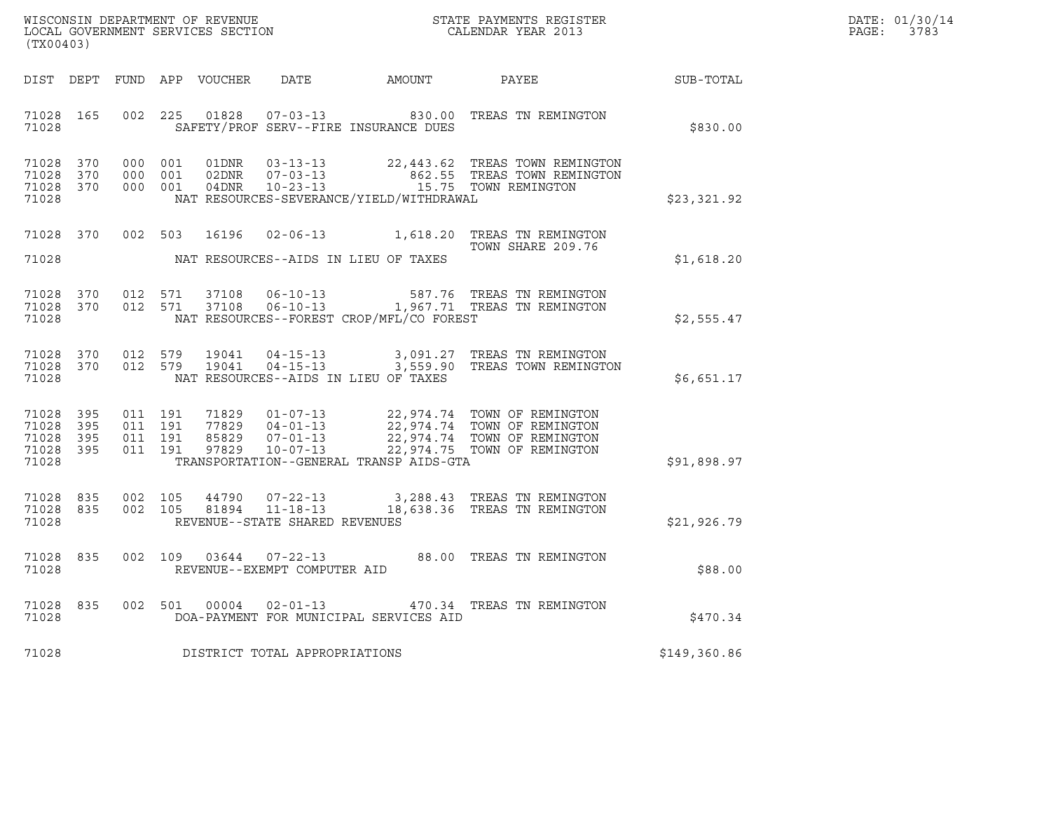WISCONSIN DEPARTMENT OF REVENUE
LOCAL GOVERNMENT SERVICES SECTION
(TX00403)

STATE PAYMENTS REGISTER
CALENDAR YEAR 2013

DATE: 01/30/14
PAGE: 3783

| DIST | DEPT | FUND | APP | VOUCHER | DATE | AMOUNT | PAYEE | SUB-TOTAL |
|---|---|---|---|---|---|---|---|---|
| 71028 | 165 | 002 | 225 | 01828 | 07-03-13 | 830.00 | TREAS TN REMINGTON | |
| 71028 | | | | SAFETY/PROF SERV--FIRE INSURANCE DUES | | | | $830.00 |
| 71028 | 370 | 000 | 001 | 01DNR | 03-13-13 | 22,443.62 | TREAS TOWN REMINGTON | |
| 71028 | 370 | 000 | 001 | 02DNR | 07-03-13 | 862.55 | TREAS TOWN REMINGTON | |
| 71028 | 370 | 000 | 001 | 04DNR | 10-23-13 | 15.75 | TOWN REMINGTON | |
| 71028 | | | | NAT RESOURCES-SEVERANCE/YIELD/WITHDRAWAL | | | | $23,321.92 |
| 71028 | 370 | 002 | 503 | 16196 | 02-06-13 | 1,618.20 | TREAS TN REMINGTON TOWN SHARE 209.76 | |
| 71028 | | | | NAT RESOURCES--AIDS IN LIEU OF TAXES | | | | $1,618.20 |
| 71028 | 370 | 012 | 571 | 37108 | 06-10-13 | 587.76 | TREAS TN REMINGTON | |
| 71028 | 370 | 012 | 571 | 37108 | 06-10-13 | 1,967.71 | TREAS TN REMINGTON | |
| 71028 | | | | NAT RESOURCES--FOREST CROP/MFL/CO FOREST | | | | $2,555.47 |
| 71028 | 370 | 012 | 579 | 19041 | 04-15-13 | 3,091.27 | TREAS TN REMINGTON | |
| 71028 | 370 | 012 | 579 | 19041 | 04-15-13 | 3,559.90 | TREAS TOWN REMINGTON | |
| 71028 | | | | NAT RESOURCES--AIDS IN LIEU OF TAXES | | | | $6,651.17 |
| 71028 | 395 | 011 | 191 | 71829 | 01-07-13 | 22,974.74 | TOWN OF REMINGTON | |
| 71028 | 395 | 011 | 191 | 77829 | 04-01-13 | 22,974.74 | TOWN OF REMINGTON | |
| 71028 | 395 | 011 | 191 | 85829 | 07-01-13 | 22,974.74 | TOWN OF REMINGTON | |
| 71028 | 395 | 011 | 191 | 97829 | 10-07-13 | 22,974.75 | TOWN OF REMINGTON | |
| 71028 | | | | TRANSPORTATION--GENERAL TRANSP AIDS-GTA | | | | $91,898.97 |
| 71028 | 835 | 002 | 105 | 44790 | 07-22-13 | 3,288.43 | TREAS TN REMINGTON | |
| 71028 | 835 | 002 | 105 | 81894 | 11-18-13 | 18,638.36 | TREAS TN REMINGTON | |
| 71028 | | | | REVENUE--STATE SHARED REVENUES | | | | $21,926.79 |
| 71028 | 835 | 002 | 109 | 03644 | 07-22-13 | 88.00 | TREAS TN REMINGTON | |
| 71028 | | | | REVENUE--EXEMPT COMPUTER AID | | | | $88.00 |
| 71028 | 835 | 002 | 501 | 00004 | 02-01-13 | 470.34 | TREAS TN REMINGTON | |
| 71028 | | | | DOA-PAYMENT FOR MUNICIPAL SERVICES AID | | | | $470.34 |
| 71028 | | | | DISTRICT TOTAL APPROPRIATIONS | | | | $149,360.86 |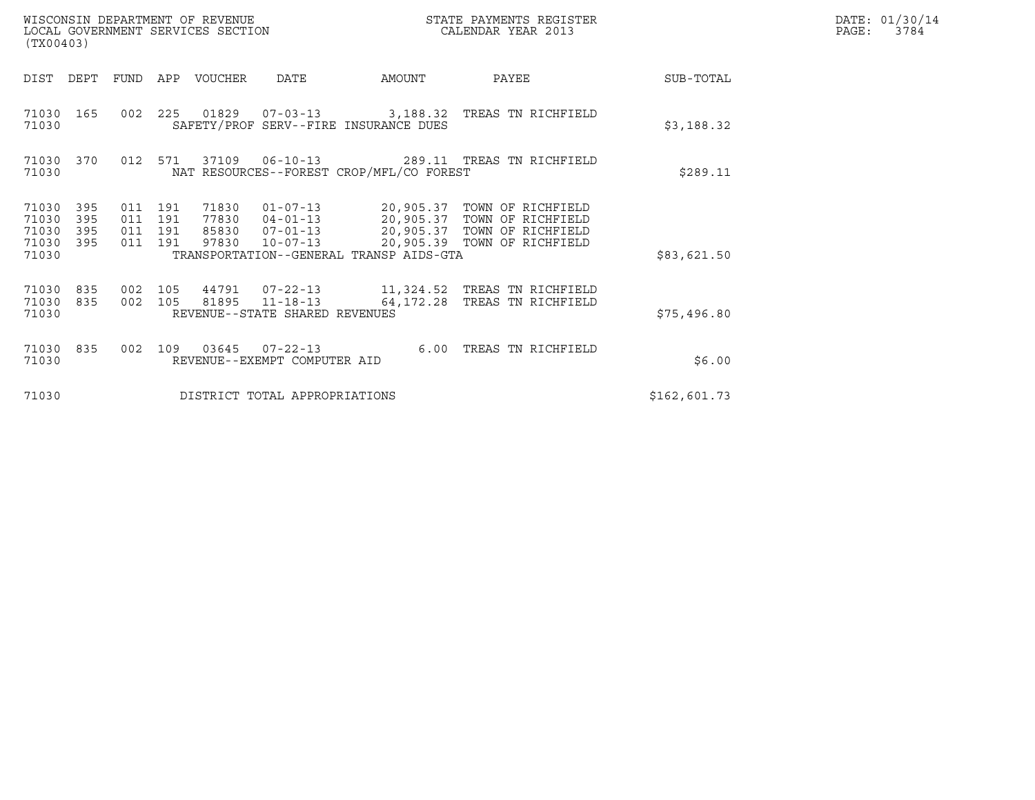WISCONSIN DEPARTMENT OF REVENUE
LOCAL GOVERNMENT SERVICES SECTION
(TX00403)

STATE PAYMENTS REGISTER
CALENDAR YEAR 2013

DATE: 01/30/14
PAGE: 3784

| DIST | DEPT | FUND | APP | VOUCHER | DATE | AMOUNT | PAYEE | SUB-TOTAL |
|---|---|---|---|---|---|---|---|---|
| 71030 | 165 | 002 | 225 | 01829 | 07-03-13 | 3,188.32 | TREAS TN RICHFIELD | |
| 71030 | | | | SAFETY/PROF SERV--FIRE INSURANCE DUES | | | | $3,188.32 |
| 71030 | 370 | 012 | 571 | 37109 | 06-10-13 | 289.11 | TREAS TN RICHFIELD | |
| 71030 | | | | NAT RESOURCES--FOREST CROP/MFL/CO FOREST | | | | $289.11 |
| 71030 | 395 | 011 | 191 | 71830 | 01-07-13 | 20,905.37 | TOWN OF RICHFIELD | |
| 71030 | 395 | 011 | 191 | 77830 | 04-01-13 | 20,905.37 | TOWN OF RICHFIELD | |
| 71030 | 395 | 011 | 191 | 85830 | 07-01-13 | 20,905.37 | TOWN OF RICHFIELD | |
| 71030 | 395 | 011 | 191 | 97830 | 10-07-13 | 20,905.39 | TOWN OF RICHFIELD | |
| 71030 | | | | TRANSPORTATION--GENERAL TRANSP AIDS-GTA | | | | $83,621.50 |
| 71030 | 835 | 002 | 105 | 44791 | 07-22-13 | 11,324.52 | TREAS TN RICHFIELD | |
| 71030 | 835 | 002 | 105 | 81895 | 11-18-13 | 64,172.28 | TREAS TN RICHFIELD | |
| 71030 | | | | REVENUE--STATE SHARED REVENUES | | | | $75,496.80 |
| 71030 | 835 | 002 | 109 | 03645 | 07-22-13 | 6.00 | TREAS TN RICHFIELD | |
| 71030 | | | | REVENUE--EXEMPT COMPUTER AID | | | | $6.00 |
| 71030 | | | | DISTRICT TOTAL APPROPRIATIONS | | | | $162,601.73 |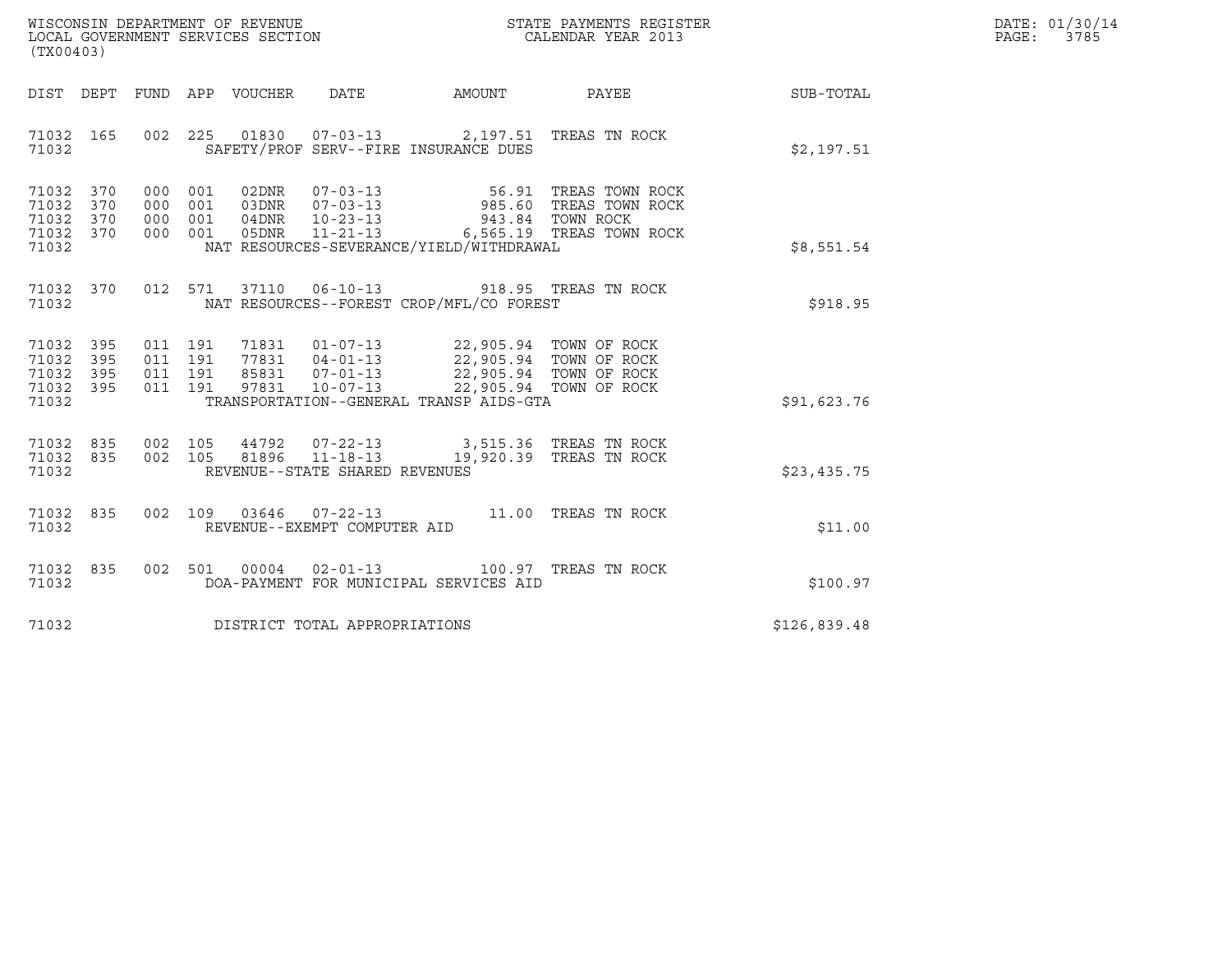WISCONSIN DEPARTMENT OF REVENUE
LOCAL GOVERNMENT SERVICES SECTION
(TX00403)

STATE PAYMENTS REGISTER
CALENDAR YEAR 2013

DATE: 01/30/14
PAGE: 3785

| DIST | DEPT | FUND | APP | VOUCHER | DATE | AMOUNT | PAYEE | SUB-TOTAL |
|---|---|---|---|---|---|---|---|---|
| 71032 | 165 | 002 | 225 | 01830 | 07-03-13 | 2,197.51 | TREAS TN ROCK | |
| 71032 | | | | SAFETY/PROF SERV--FIRE INSURANCE DUES | | | | $2,197.51 |
| 71032 | 370 | 000 | 001 | 02DNR | 07-03-13 | 56.91 | TREAS TOWN ROCK | |
| 71032 | 370 | 000 | 001 | 03DNR | 07-03-13 | 985.60 | TREAS TOWN ROCK | |
| 71032 | 370 | 000 | 001 | 04DNR | 10-23-13 | 943.84 | TOWN ROCK | |
| 71032 | 370 | 000 | 001 | 05DNR | 11-21-13 | 6,565.19 | TREAS TOWN ROCK | |
| 71032 | | | | NAT RESOURCES-SEVERANCE/YIELD/WITHDRAWAL | | | | $8,551.54 |
| 71032 | 370 | 012 | 571 | 37110 | 06-10-13 | 918.95 | TREAS TN ROCK | |
| 71032 | | | | NAT RESOURCES--FOREST CROP/MFL/CO FOREST | | | | $918.95 |
| 71032 | 395 | 011 | 191 | 71831 | 01-07-13 | 22,905.94 | TOWN OF ROCK | |
| 71032 | 395 | 011 | 191 | 77831 | 04-01-13 | 22,905.94 | TOWN OF ROCK | |
| 71032 | 395 | 011 | 191 | 85831 | 07-01-13 | 22,905.94 | TOWN OF ROCK | |
| 71032 | 395 | 011 | 191 | 97831 | 10-07-13 | 22,905.94 | TOWN OF ROCK | |
| 71032 | | | | TRANSPORTATION--GENERAL TRANSP AIDS-GTA | | | | $91,623.76 |
| 71032 | 835 | 002 | 105 | 44792 | 07-22-13 | 3,515.36 | TREAS TN ROCK | |
| 71032 | 835 | 002 | 105 | 81896 | 11-18-13 | 19,920.39 | TREAS TN ROCK | |
| 71032 | | | | REVENUE--STATE SHARED REVENUES | | | | $23,435.75 |
| 71032 | 835 | 002 | 109 | 03646 | 07-22-13 | 11.00 | TREAS TN ROCK | |
| 71032 | | | | REVENUE--EXEMPT COMPUTER AID | | | | $11.00 |
| 71032 | 835 | 002 | 501 | 00004 | 02-01-13 | 100.97 | TREAS TN ROCK | |
| 71032 | | | | DOA-PAYMENT FOR MUNICIPAL SERVICES AID | | | | $100.97 |
| 71032 | | | | DISTRICT TOTAL APPROPRIATIONS | | | | $126,839.48 |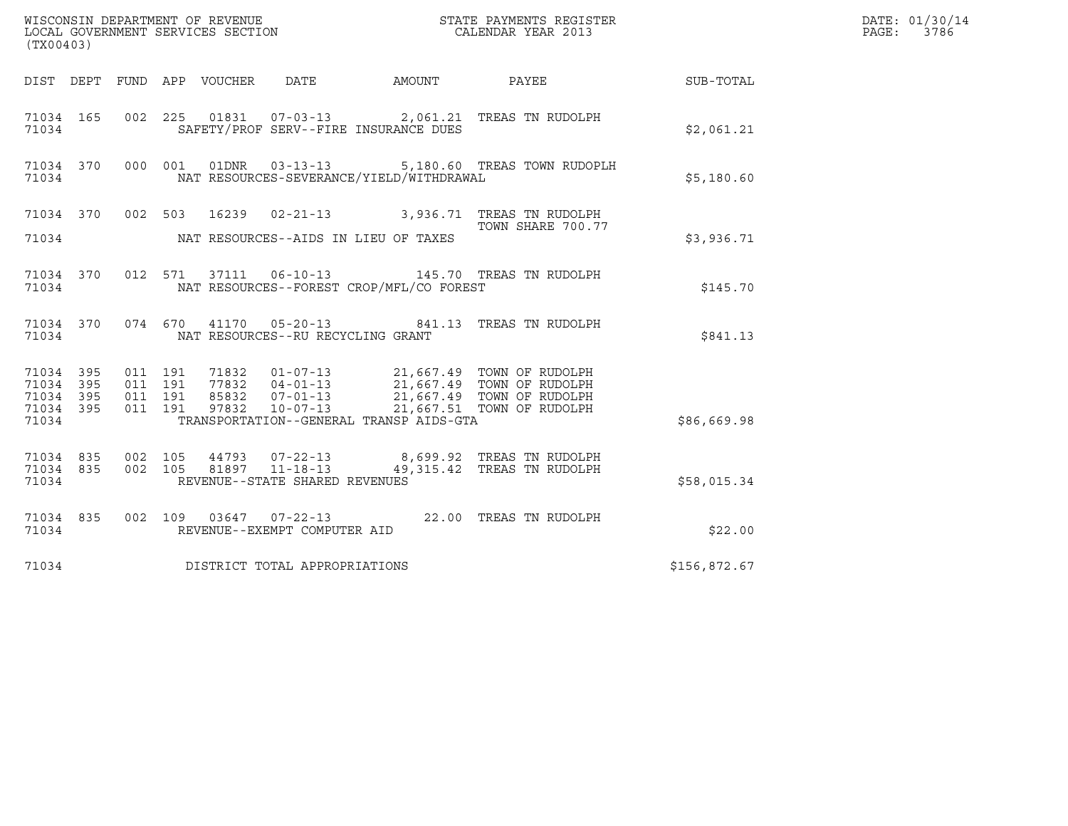WISCONSIN DEPARTMENT OF REVENUE
LOCAL GOVERNMENT SERVICES SECTION
(TX00403)

STATE PAYMENTS REGISTER
CALENDAR YEAR 2013

DATE: 01/30/14
PAGE: 3786

| DIST | DEPT | FUND | APP | VOUCHER | DATE | AMOUNT | PAYEE | SUB-TOTAL |
|---|---|---|---|---|---|---|---|---|
| 71034 | 165 | 002 | 225 | 01831 | 07-03-13 | 2,061.21 | TREAS TN RUDOLPH | |
| 71034 | | | | SAFETY/PROF SERV--FIRE INSURANCE DUES | | | | $2,061.21 |
| 71034 | 370 | 000 | 001 | 01DNR | 03-13-13 | 5,180.60 | TREAS TOWN RUDOPLH | |
| 71034 | | | | NAT RESOURCES-SEVERANCE/YIELD/WITHDRAWAL | | | | $5,180.60 |
| 71034 | 370 | 002 | 503 | 16239 | 02-21-13 | 3,936.71 | TREAS TN RUDOLPH TOWN SHARE 700.77 | |
| 71034 | | | | NAT RESOURCES--AIDS IN LIEU OF TAXES | | | | $3,936.71 |
| 71034 | 370 | 012 | 571 | 37111 | 06-10-13 | 145.70 | TREAS TN RUDOLPH | |
| 71034 | | | | NAT RESOURCES--FOREST CROP/MFL/CO FOREST | | | | $145.70 |
| 71034 | 370 | 074 | 670 | 41170 | 05-20-13 | 841.13 | TREAS TN RUDOLPH | |
| 71034 | | | | NAT RESOURCES--RU RECYCLING GRANT | | | | $841.13 |
| 71034 | 395 | 011 | 191 | 71832 | 01-07-13 | 21,667.49 | TOWN OF RUDOLPH | |
| 71034 | 395 | 011 | 191 | 77832 | 04-01-13 | 21,667.49 | TOWN OF RUDOLPH | |
| 71034 | 395 | 011 | 191 | 85832 | 07-01-13 | 21,667.49 | TOWN OF RUDOLPH | |
| 71034 | 395 | 011 | 191 | 97832 | 10-07-13 | 21,667.51 | TOWN OF RUDOLPH | |
| 71034 | | | | TRANSPORTATION--GENERAL TRANSP AIDS-GTA | | | | $86,669.98 |
| 71034 | 835 | 002 | 105 | 44793 | 07-22-13 | 8,699.92 | TREAS TN RUDOLPH | |
| 71034 | 835 | 002 | 105 | 81897 | 11-18-13 | 49,315.42 | TREAS TN RUDOLPH | |
| 71034 | | | | REVENUE--STATE SHARED REVENUES | | | | $58,015.34 |
| 71034 | 835 | 002 | 109 | 03647 | 07-22-13 | 22.00 | TREAS TN RUDOLPH | |
| 71034 | | | | REVENUE--EXEMPT COMPUTER AID | | | | $22.00 |
| 71034 | | | | DISTRICT TOTAL APPROPRIATIONS | | | | $156,872.67 |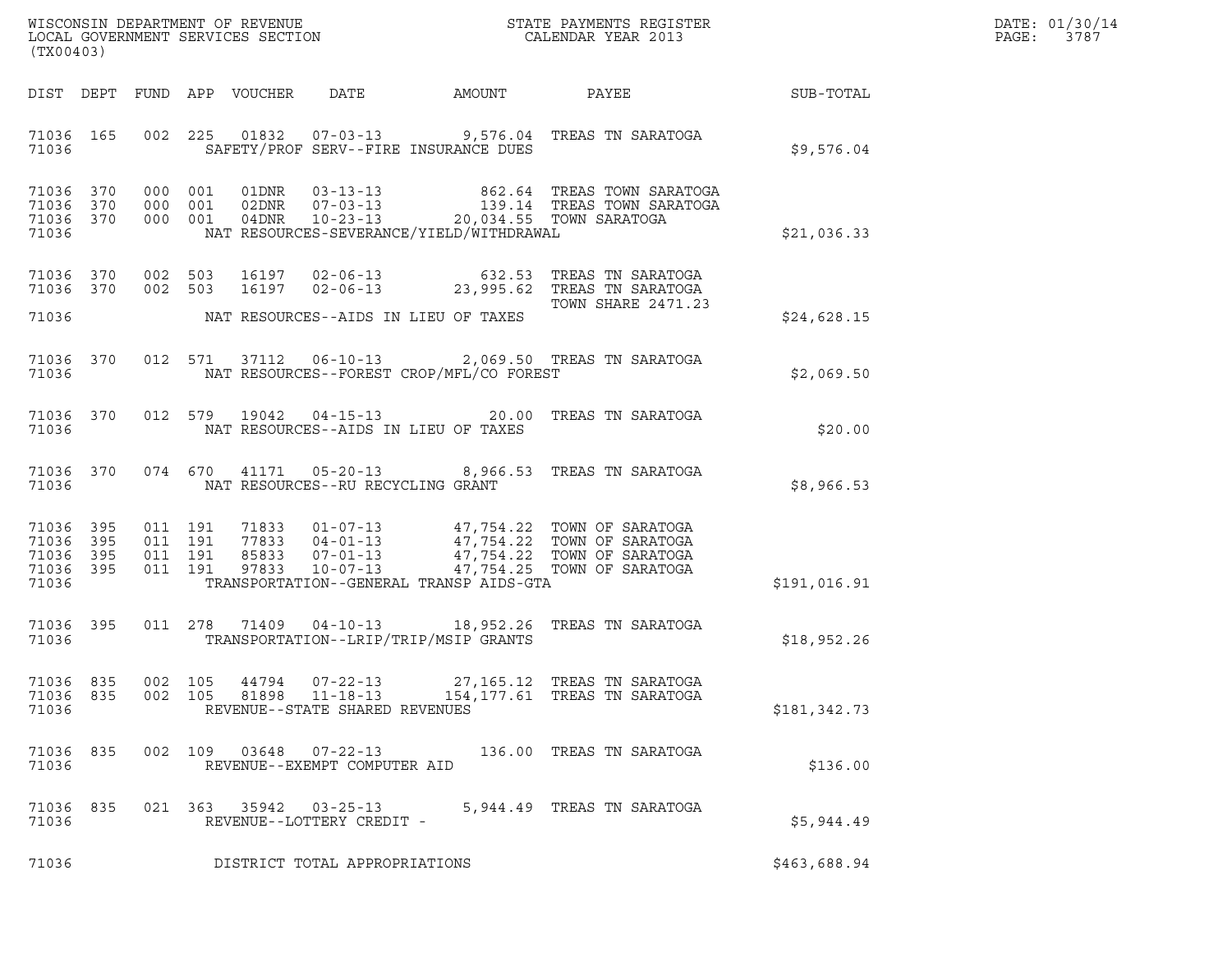WISCONSIN DEPARTMENT OF REVENUE
LOCAL GOVERNMENT SERVICES SECTION
(TX00403)

STATE PAYMENTS REGISTER
CALENDAR YEAR 2013

| DIST | DEPT | FUND | APP | VOUCHER | DATE | AMOUNT | PAYEE | SUB-TOTAL |
|---|---|---|---|---|---|---|---|---|
| 71036 | 165 | 002 | 225 | 01832 | 07-03-13 | 9,576.04 | TREAS TN SARATOGA | |
| 71036 | | | | SAFETY/PROF SERV--FIRE INSURANCE DUES | | | | $9,576.04 |
| 71036 | 370 | 000 | 001 | 01DNR | 03-13-13 | 862.64 | TREAS TOWN SARATOGA | |
| 71036 | 370 | 000 | 001 | 02DNR | 07-03-13 | 139.14 | TREAS TOWN SARATOGA | |
| 71036 | 370 | 000 | 001 | 04DNR | 10-23-13 | 20,034.55 | TOWN SARATOGA | |
| 71036 | | | | NAT RESOURCES-SEVERANCE/YIELD/WITHDRAWAL | | | | $21,036.33 |
| 71036 | 370 | 002 | 503 | 16197 | 02-06-13 | 632.53 | TREAS TN SARATOGA | |
| 71036 | 370 | 002 | 503 | 16197 | 02-06-13 | 23,995.62 | TREAS TN SARATOGA TOWN SHARE 2471.23 | |
| 71036 | | | | NAT RESOURCES--AIDS IN LIEU OF TAXES | | | | $24,628.15 |
| 71036 | 370 | 012 | 571 | 37112 | 06-10-13 | 2,069.50 | TREAS TN SARATOGA | |
| 71036 | | | | NAT RESOURCES--FOREST CROP/MFL/CO FOREST | | | | $2,069.50 |
| 71036 | 370 | 012 | 579 | 19042 | 04-15-13 | 20.00 | TREAS TN SARATOGA | |
| 71036 | | | | NAT RESOURCES--AIDS IN LIEU OF TAXES | | | | $20.00 |
| 71036 | 370 | 074 | 670 | 41171 | 05-20-13 | 8,966.53 | TREAS TN SARATOGA | |
| 71036 | | | | NAT RESOURCES--RU RECYCLING GRANT | | | | $8,966.53 |
| 71036 | 395 | 011 | 191 | 71833 | 01-07-13 | 47,754.22 | TOWN OF SARATOGA | |
| 71036 | 395 | 011 | 191 | 77833 | 04-01-13 | 47,754.22 | TOWN OF SARATOGA | |
| 71036 | 395 | 011 | 191 | 85833 | 07-01-13 | 47,754.22 | TOWN OF SARATOGA | |
| 71036 | 395 | 011 | 191 | 97833 | 10-07-13 | 47,754.25 | TOWN OF SARATOGA | |
| 71036 | | | | TRANSPORTATION--GENERAL TRANSP AIDS-GTA | | | | $191,016.91 |
| 71036 | 395 | 011 | 278 | 71409 | 04-10-13 | 18,952.26 | TREAS TN SARATOGA | |
| 71036 | | | | TRANSPORTATION--LRIP/TRIP/MSIP GRANTS | | | | $18,952.26 |
| 71036 | 835 | 002 | 105 | 44794 | 07-22-13 | 27,165.12 | TREAS TN SARATOGA | |
| 71036 | 835 | 002 | 105 | 81898 | 11-18-13 | 154,177.61 | TREAS TN SARATOGA | |
| 71036 | | | | REVENUE--STATE SHARED REVENUES | | | | $181,342.73 |
| 71036 | 835 | 002 | 109 | 03648 | 07-22-13 | 136.00 | TREAS TN SARATOGA | |
| 71036 | | | | REVENUE--EXEMPT COMPUTER AID | | | | $136.00 |
| 71036 | 835 | 021 | 363 | 35942 | 03-25-13 | 5,944.49 | TREAS TN SARATOGA | |
| 71036 | | | | REVENUE--LOTTERY CREDIT - | | | | $5,944.49 |
| 71036 | | | | DISTRICT TOTAL APPROPRIATIONS | | | | $463,688.94 |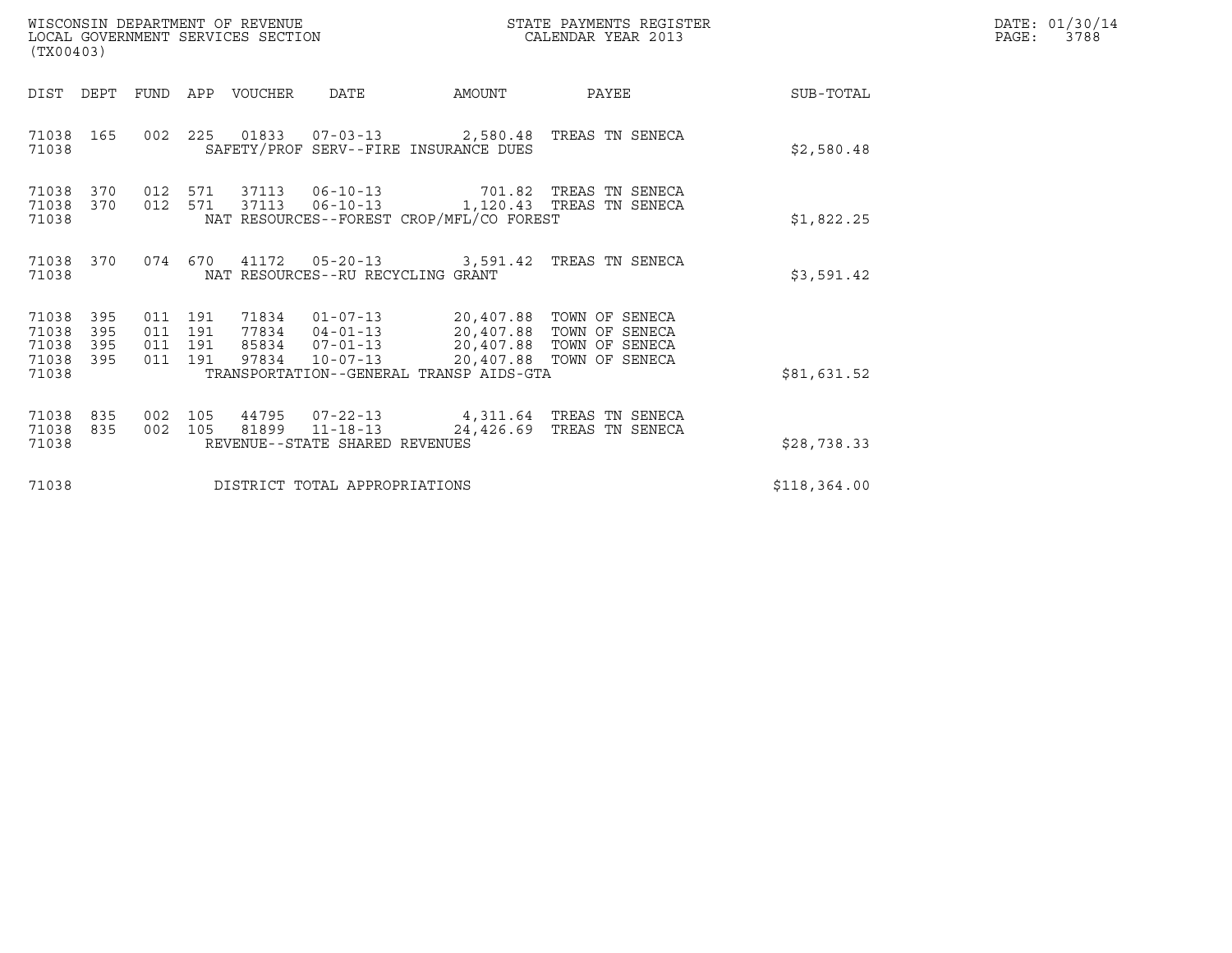WISCONSIN DEPARTMENT OF REVENUE
LOCAL GOVERNMENT SERVICES SECTION
(TX00403)

STATE PAYMENTS REGISTER
CALENDAR YEAR 2013

DATE: 01/30/14
PAGE: 3788

| DIST | DEPT | FUND | APP | VOUCHER | DATE | AMOUNT | PAYEE | SUB-TOTAL |
|---|---|---|---|---|---|---|---|---|
| 71038 | 165 | 002 | 225 | 01833 | 07-03-13 | 2,580.48 | TREAS TN SENECA | |
| 71038 | | | | SAFETY/PROF SERV--FIRE INSURANCE DUES | | | | $2,580.48 |
| 71038 | 370 | 012 | 571 | 37113 | 06-10-13 | 701.82 | TREAS TN SENECA | |
| 71038 | 370 | 012 | 571 | 37113 | 06-10-13 | 1,120.43 | TREAS TN SENECA | |
| 71038 | | | | NAT RESOURCES--FOREST CROP/MFL/CO FOREST | | | | $1,822.25 |
| 71038 | 370 | 074 | 670 | 41172 | 05-20-13 | 3,591.42 | TREAS TN SENECA | |
| 71038 | | | | NAT RESOURCES--RU RECYCLING GRANT | | | | $3,591.42 |
| 71038 | 395 | 011 | 191 | 71834 | 01-07-13 | 20,407.88 | TOWN OF SENECA | |
| 71038 | 395 | 011 | 191 | 77834 | 04-01-13 | 20,407.88 | TOWN OF SENECA | |
| 71038 | 395 | 011 | 191 | 85834 | 07-01-13 | 20,407.88 | TOWN OF SENECA | |
| 71038 | 395 | 011 | 191 | 97834 | 10-07-13 | 20,407.88 | TOWN OF SENECA | |
| 71038 | | | | TRANSPORTATION--GENERAL TRANSP AIDS-GTA | | | | $81,631.52 |
| 71038 | 835 | 002 | 105 | 44795 | 07-22-13 | 4,311.64 | TREAS TN SENECA | |
| 71038 | 835 | 002 | 105 | 81899 | 11-18-13 | 24,426.69 | TREAS TN SENECA | |
| 71038 | | | | REVENUE--STATE SHARED REVENUES | | | | $28,738.33 |
| 71038 | | | | DISTRICT TOTAL APPROPRIATIONS | | | | $118,364.00 |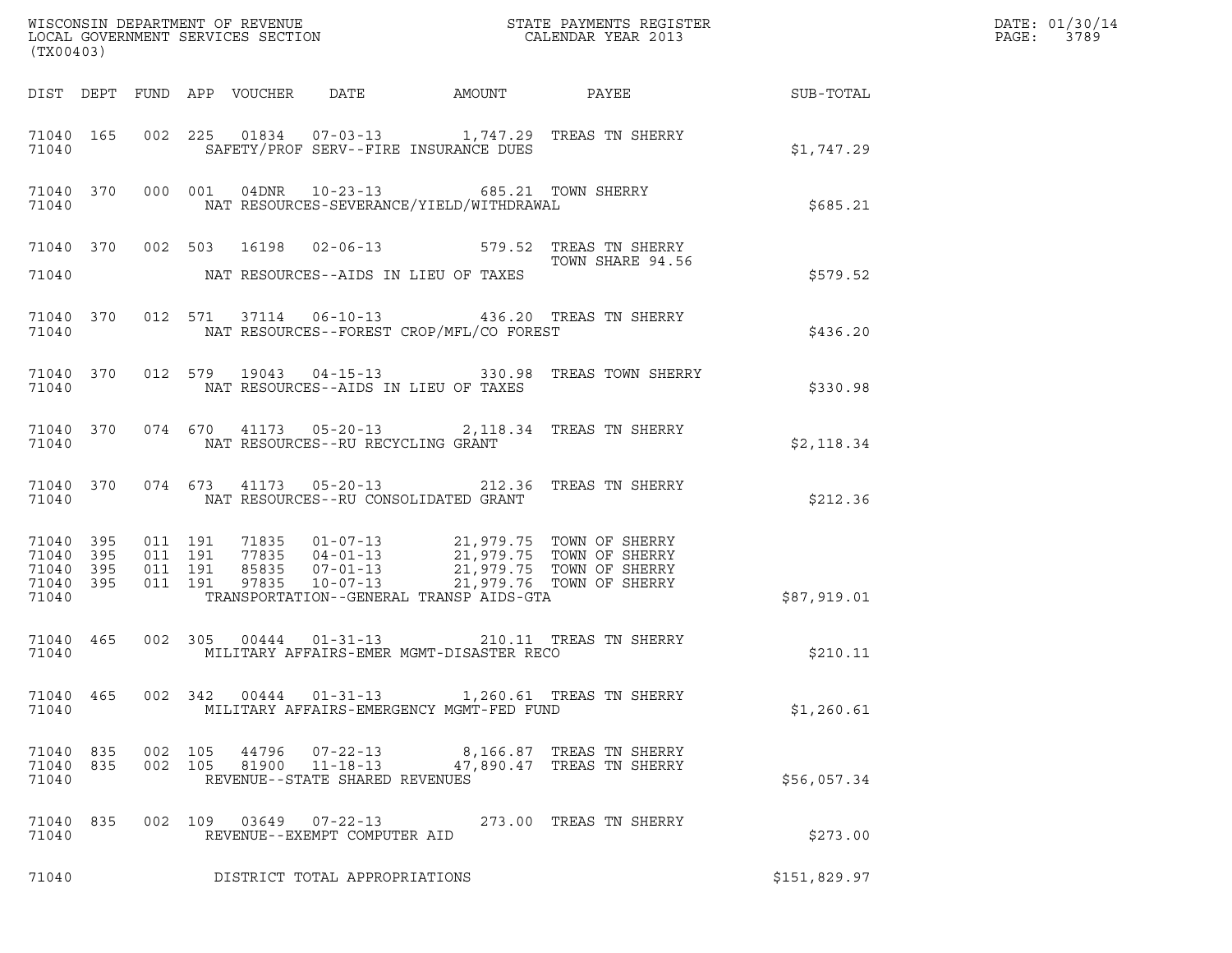WISCONSIN DEPARTMENT OF REVENUE
LOCAL GOVERNMENT SERVICES SECTION
(TX00403)

STATE PAYMENTS REGISTER
CALENDAR YEAR 2013

DATE: 01/30/14
PAGE: 3789

| DIST | DEPT | FUND | APP | VOUCHER | DATE | AMOUNT | PAYEE | SUB-TOTAL |
|---|---|---|---|---|---|---|---|---|
| 71040 | 165 | 002 | 225 | 01834 | 07-03-13 | 1,747.29 | TREAS TN SHERRY | |
| 71040 | | | | SAFETY/PROF SERV--FIRE INSURANCE DUES | | | | $1,747.29 |
| 71040 | 370 | 000 | 001 | 04DNR | 10-23-13 | 685.21 | TOWN SHERRY | |
| 71040 | | | | NAT RESOURCES-SEVERANCE/YIELD/WITHDRAWAL | | | | $685.21 |
| 71040 | 370 | 002 | 503 | 16198 | 02-06-13 | 579.52 | TREAS TN SHERRY TOWN SHARE 94.56 | |
| 71040 | | | | NAT RESOURCES--AIDS IN LIEU OF TAXES | | | | $579.52 |
| 71040 | 370 | 012 | 571 | 37114 | 06-10-13 | 436.20 | TREAS TN SHERRY | |
| 71040 | | | | NAT RESOURCES--FOREST CROP/MFL/CO FOREST | | | | $436.20 |
| 71040 | 370 | 012 | 579 | 19043 | 04-15-13 | 330.98 | TREAS TOWN SHERRY | |
| 71040 | | | | NAT RESOURCES--AIDS IN LIEU OF TAXES | | | | $330.98 |
| 71040 | 370 | 074 | 670 | 41173 | 05-20-13 | 2,118.34 | TREAS TN SHERRY | |
| 71040 | | | | NAT RESOURCES--RU RECYCLING GRANT | | | | $2,118.34 |
| 71040 | 370 | 074 | 673 | 41173 | 05-20-13 | 212.36 | TREAS TN SHERRY | |
| 71040 | | | | NAT RESOURCES--RU CONSOLIDATED GRANT | | | | $212.36 |
| 71040 | 395 | 011 | 191 | 71835 | 01-07-13 | 21,979.75 | TOWN OF SHERRY | |
| 71040 | 395 | 011 | 191 | 77835 | 04-01-13 | 21,979.75 | TOWN OF SHERRY | |
| 71040 | 395 | 011 | 191 | 85835 | 07-01-13 | 21,979.75 | TOWN OF SHERRY | |
| 71040 | 395 | 011 | 191 | 97835 | 10-07-13 | 21,979.76 | TOWN OF SHERRY | |
| 71040 | | | | TRANSPORTATION--GENERAL TRANSP AIDS-GTA | | | | $87,919.01 |
| 71040 | 465 | 002 | 305 | 00444 | 01-31-13 | 210.11 | TREAS TN SHERRY | |
| 71040 | | | | MILITARY AFFAIRS-EMER MGMT-DISASTER RECO | | | | $210.11 |
| 71040 | 465 | 002 | 342 | 00444 | 01-31-13 | 1,260.61 | TREAS TN SHERRY | |
| 71040 | | | | MILITARY AFFAIRS-EMERGENCY MGMT-FED FUND | | | | $1,260.61 |
| 71040 | 835 | 002 | 105 | 44796 | 07-22-13 | 8,166.87 | TREAS TN SHERRY | |
| 71040 | 835 | 002 | 105 | 81900 | 11-18-13 | 47,890.47 | TREAS TN SHERRY | |
| 71040 | | | | REVENUE--STATE SHARED REVENUES | | | | $56,057.34 |
| 71040 | 835 | 002 | 109 | 03649 | 07-22-13 | 273.00 | TREAS TN SHERRY | |
| 71040 | | | | REVENUE--EXEMPT COMPUTER AID | | | | $273.00 |
| 71040 | | | | DISTRICT TOTAL APPROPRIATIONS | | | | $151,829.97 |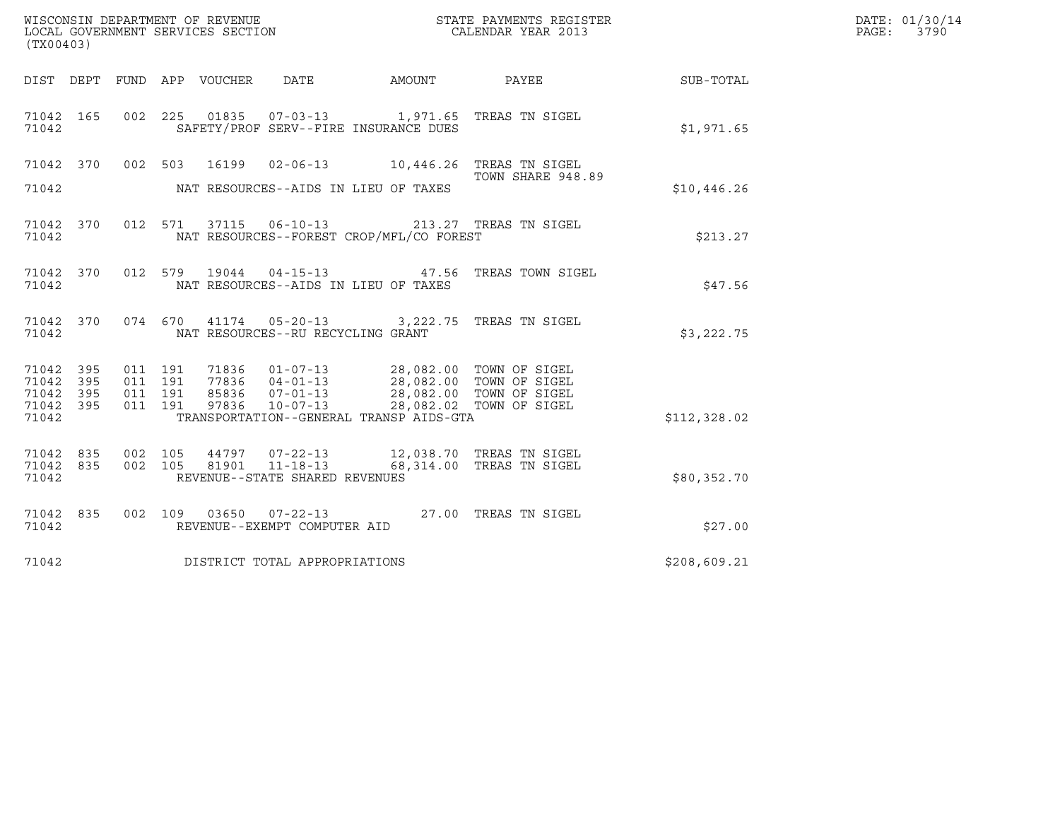WISCONSIN DEPARTMENT OF REVENUE
LOCAL GOVERNMENT SERVICES SECTION
(TX00403)

STATE PAYMENTS REGISTER
CALENDAR YEAR 2013

DATE: 01/30/14
PAGE: 3790

| DIST | DEPT | FUND | APP | VOUCHER | DATE | AMOUNT | PAYEE | SUB-TOTAL |
|---|---|---|---|---|---|---|---|---|
| 71042 | 165 | 002 | 225 | 01835 | 07-03-13 | 1,971.65 | TREAS TN SIGEL | |
| 71042 | | | | | SAFETY/PROF SERV--FIRE INSURANCE DUES | | | $1,971.65 |
| 71042 | 370 | 002 | 503 | 16199 | 02-06-13 | 10,446.26 | TREAS TN SIGEL<br>TOWN SHARE 948.89 | |
| 71042 | | | | | NAT RESOURCES--AIDS IN LIEU OF TAXES | | | $10,446.26 |
| 71042 | 370 | 012 | 571 | 37115 | 06-10-13 | 213.27 | TREAS TN SIGEL | |
| 71042 | | | | | NAT RESOURCES--FOREST CROP/MFL/CO FOREST | | | $213.27 |
| 71042 | 370 | 012 | 579 | 19044 | 04-15-13 | 47.56 | TREAS TOWN SIGEL | |
| 71042 | | | | | NAT RESOURCES--AIDS IN LIEU OF TAXES | | | $47.56 |
| 71042 | 370 | 074 | 670 | 41174 | 05-20-13 | 3,222.75 | TREAS TN SIGEL | |
| 71042 | | | | | NAT RESOURCES--RU RECYCLING GRANT | | | $3,222.75 |
| 71042 | 395 | 011 | 191 | 71836 | 01-07-13 | 28,082.00 | TOWN OF SIGEL | |
| 71042 | 395 | 011 | 191 | 77836 | 04-01-13 | 28,082.00 | TOWN OF SIGEL | |
| 71042 | 395 | 011 | 191 | 85836 | 07-01-13 | 28,082.00 | TOWN OF SIGEL | |
| 71042 | 395 | 011 | 191 | 97836 | 10-07-13 | 28,082.02 | TOWN OF SIGEL | |
| 71042 | | | | | TRANSPORTATION--GENERAL TRANSP AIDS-GTA | | | $112,328.02 |
| 71042 | 835 | 002 | 105 | 44797 | 07-22-13 | 12,038.70 | TREAS TN SIGEL | |
| 71042 | 835 | 002 | 105 | 81901 | 11-18-13 | 68,314.00 | TREAS TN SIGEL | |
| 71042 | | | | | REVENUE--STATE SHARED REVENUES | | | $80,352.70 |
| 71042 | 835 | 002 | 109 | 03650 | 07-22-13 | 27.00 | TREAS TN SIGEL | |
| 71042 | | | | | REVENUE--EXEMPT COMPUTER AID | | | $27.00 |
| 71042 | | | | | DISTRICT TOTAL APPROPRIATIONS | | | $208,609.21 |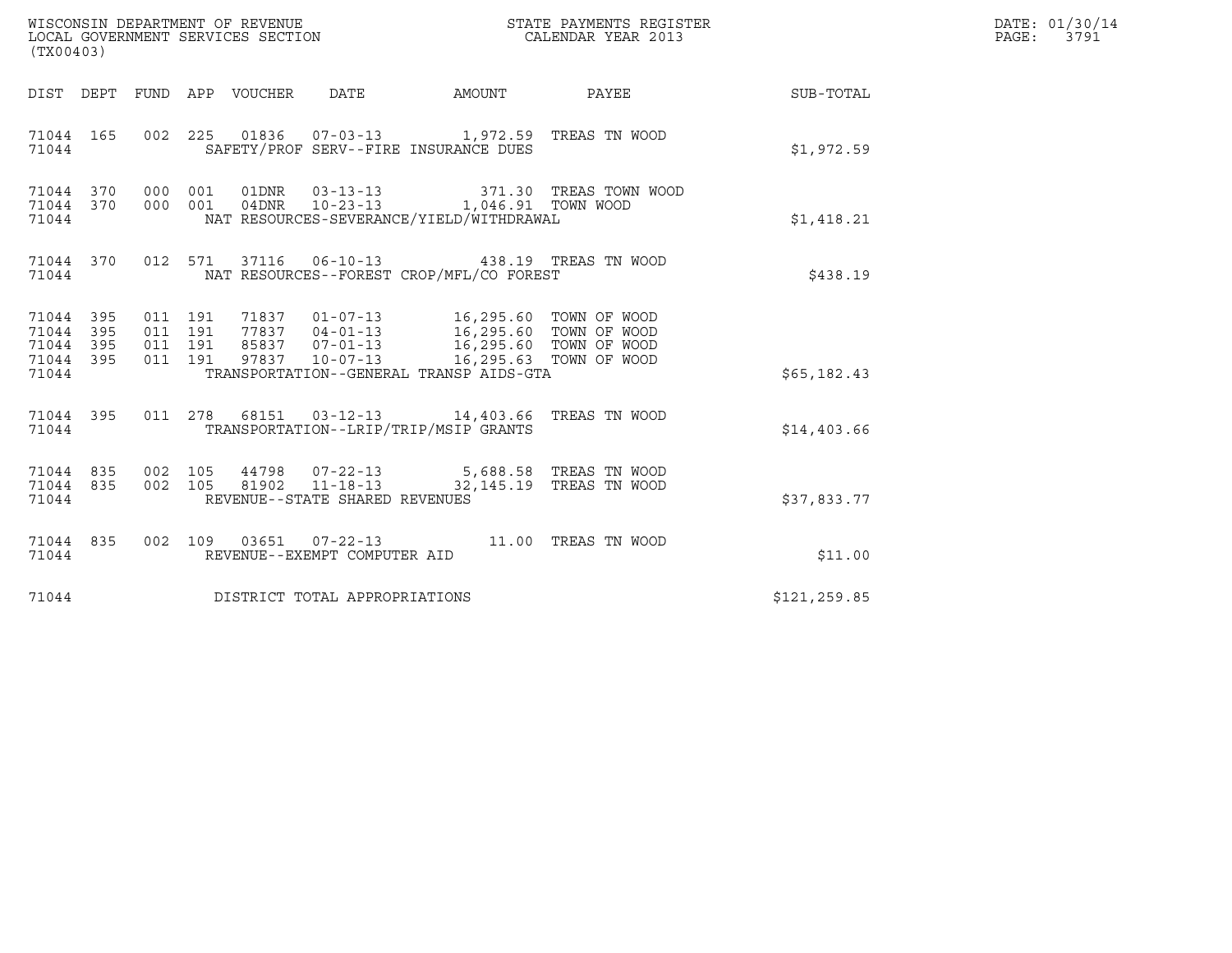WISCONSIN DEPARTMENT OF REVENUE
LOCAL GOVERNMENT SERVICES SECTION
(TX00403)

STATE PAYMENTS REGISTER
CALENDAR YEAR 2013

DATE: 01/30/14
PAGE: 3791

| DIST | DEPT | FUND | APP | VOUCHER | DATE | AMOUNT | PAYEE | SUB-TOTAL |
|---|---|---|---|---|---|---|---|---|
| 71044 | 165 | 002 | 225 | 01836 | 07-03-13 | 1,972.59 | TREAS TN WOOD | |
| 71044 | | | | SAFETY/PROF SERV--FIRE INSURANCE DUES | | | | $1,972.59 |
| 71044 | 370 | 000 | 001 | 01DNR | 03-13-13 | 371.30 | TREAS TOWN WOOD | |
| 71044 | 370 | 000 | 001 | 04DNR | 10-23-13 | 1,046.91 | TOWN WOOD | |
| 71044 | | | | NAT RESOURCES-SEVERANCE/YIELD/WITHDRAWAL | | | | $1,418.21 |
| 71044 | 370 | 012 | 571 | 37116 | 06-10-13 | 438.19 | TREAS TN WOOD | |
| 71044 | | | | NAT RESOURCES--FOREST CROP/MFL/CO FOREST | | | | $438.19 |
| 71044 | 395 | 011 | 191 | 71837 | 01-07-13 | 16,295.60 | TOWN OF WOOD | |
| 71044 | 395 | 011 | 191 | 77837 | 04-01-13 | 16,295.60 | TOWN OF WOOD | |
| 71044 | 395 | 011 | 191 | 85837 | 07-01-13 | 16,295.60 | TOWN OF WOOD | |
| 71044 | 395 | 011 | 191 | 97837 | 10-07-13 | 16,295.63 | TOWN OF WOOD | |
| 71044 | | | | TRANSPORTATION--GENERAL TRANSP AIDS-GTA | | | | $65,182.43 |
| 71044 | 395 | 011 | 278 | 68151 | 03-12-13 | 14,403.66 | TREAS TN WOOD | |
| 71044 | | | | TRANSPORTATION--LRIP/TRIP/MSIP GRANTS | | | | $14,403.66 |
| 71044 | 835 | 002 | 105 | 44798 | 07-22-13 | 5,688.58 | TREAS TN WOOD | |
| 71044 | 835 | 002 | 105 | 81902 | 11-18-13 | 32,145.19 | TREAS TN WOOD | |
| 71044 | | | | REVENUE--STATE SHARED REVENUES | | | | $37,833.77 |
| 71044 | 835 | 002 | 109 | 03651 | 07-22-13 | 11.00 | TREAS TN WOOD | |
| 71044 | | | | REVENUE--EXEMPT COMPUTER AID | | | | $11.00 |
| 71044 | | | | DISTRICT TOTAL APPROPRIATIONS | | | | $121,259.85 |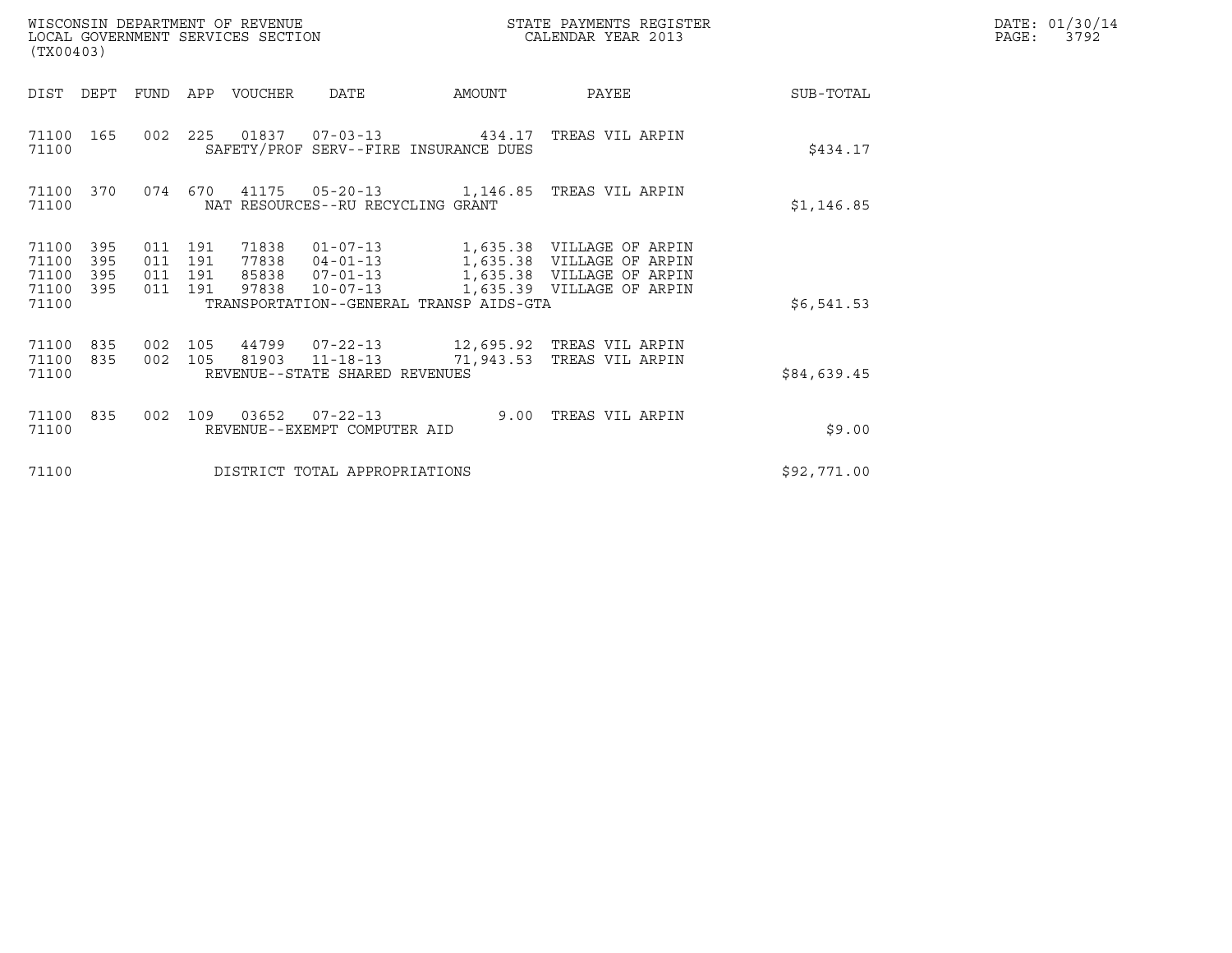WISCONSIN DEPARTMENT OF REVENUE
LOCAL GOVERNMENT SERVICES SECTION
(TX00403)

STATE PAYMENTS REGISTER
CALENDAR YEAR 2013

DATE: 01/30/14
PAGE: 3792

| DIST | DEPT | FUND | APP | VOUCHER | DATE | AMOUNT | PAYEE | SUB-TOTAL |
|---|---|---|---|---|---|---|---|---|
| 71100 | 165 | 002 | 225 | 01837 | 07-03-13 | 434.17 | TREAS VIL ARPIN | |
| 71100 | | | | | SAFETY/PROF SERV--FIRE INSURANCE DUES | | | $434.17 |
| 71100 | 370 | 074 | 670 | 41175 | 05-20-13 | 1,146.85 | TREAS VIL ARPIN | |
| 71100 | | | | | NAT RESOURCES--RU RECYCLING GRANT | | | $1,146.85 |
| 71100 | 395 | 011 | 191 | 71838 | 01-07-13 | 1,635.38 | VILLAGE OF ARPIN | |
| 71100 | 395 | 011 | 191 | 77838 | 04-01-13 | 1,635.38 | VILLAGE OF ARPIN | |
| 71100 | 395 | 011 | 191 | 85838 | 07-01-13 | 1,635.38 | VILLAGE OF ARPIN | |
| 71100 | 395 | 011 | 191 | 97838 | 10-07-13 | 1,635.39 | VILLAGE OF ARPIN | |
| 71100 | | | | | TRANSPORTATION--GENERAL TRANSP AIDS-GTA | | | $6,541.53 |
| 71100 | 835 | 002 | 105 | 44799 | 07-22-13 | 12,695.92 | TREAS VIL ARPIN | |
| 71100 | 835 | 002 | 105 | 81903 | 11-18-13 | 71,943.53 | TREAS VIL ARPIN | |
| 71100 | | | | | REVENUE--STATE SHARED REVENUES | | | $84,639.45 |
| 71100 | 835 | 002 | 109 | 03652 | 07-22-13 | 9.00 | TREAS VIL ARPIN | |
| 71100 | | | | | REVENUE--EXEMPT COMPUTER AID | | | $9.00 |
| 71100 | | | | | DISTRICT TOTAL APPROPRIATIONS | | | $92,771.00 |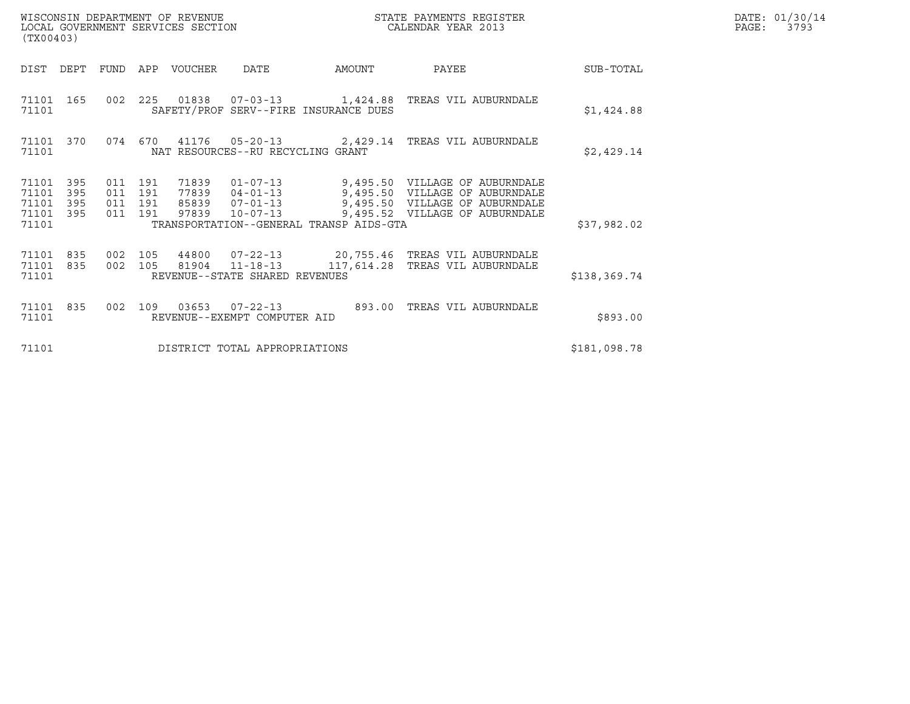WISCONSIN DEPARTMENT OF REVENUE
LOCAL GOVERNMENT SERVICES SECTION
(TX00403)

STATE PAYMENTS REGISTER
CALENDAR YEAR 2013

DATE: 01/30/14
PAGE: 3793

| DIST | DEPT | FUND | APP | VOUCHER | DATE | AMOUNT | PAYEE | SUB-TOTAL |
|---|---|---|---|---|---|---|---|---|
| 71101 | 165 | 002 | 225 | 01838 | 07-03-13 | 1,424.88 | TREAS VIL AUBURNDALE | |
| 71101 | | | | SAFETY/PROF SERV--FIRE INSURANCE DUES | | | | $1,424.88 |
| 71101 | 370 | 074 | 670 | 41176 | 05-20-13 | 2,429.14 | TREAS VIL AUBURNDALE | |
| 71101 | | | | NAT RESOURCES--RU RECYCLING GRANT | | | | $2,429.14 |
| 71101 | 395 | 011 | 191 | 71839 | 01-07-13 | 9,495.50 | VILLAGE OF AUBURNDALE | |
| 71101 | 395 | 011 | 191 | 77839 | 04-01-13 | 9,495.50 | VILLAGE OF AUBURNDALE | |
| 71101 | 395 | 011 | 191 | 85839 | 07-01-13 | 9,495.50 | VILLAGE OF AUBURNDALE | |
| 71101 | 395 | 011 | 191 | 97839 | 10-07-13 | 9,495.52 | VILLAGE OF AUBURNDALE | |
| 71101 | | | | TRANSPORTATION--GENERAL TRANSP AIDS-GTA | | | | $37,982.02 |
| 71101 | 835 | 002 | 105 | 44800 | 07-22-13 | 20,755.46 | TREAS VIL AUBURNDALE | |
| 71101 | 835 | 002 | 105 | 81904 | 11-18-13 | 117,614.28 | TREAS VIL AUBURNDALE | |
| 71101 | | | | REVENUE--STATE SHARED REVENUES | | | | $138,369.74 |
| 71101 | 835 | 002 | 109 | 03653 | 07-22-13 | 893.00 | TREAS VIL AUBURNDALE | |
| 71101 | | | | REVENUE--EXEMPT COMPUTER AID | | | | $893.00 |
| 71101 | | | | DISTRICT TOTAL APPROPRIATIONS | | | | $181,098.78 |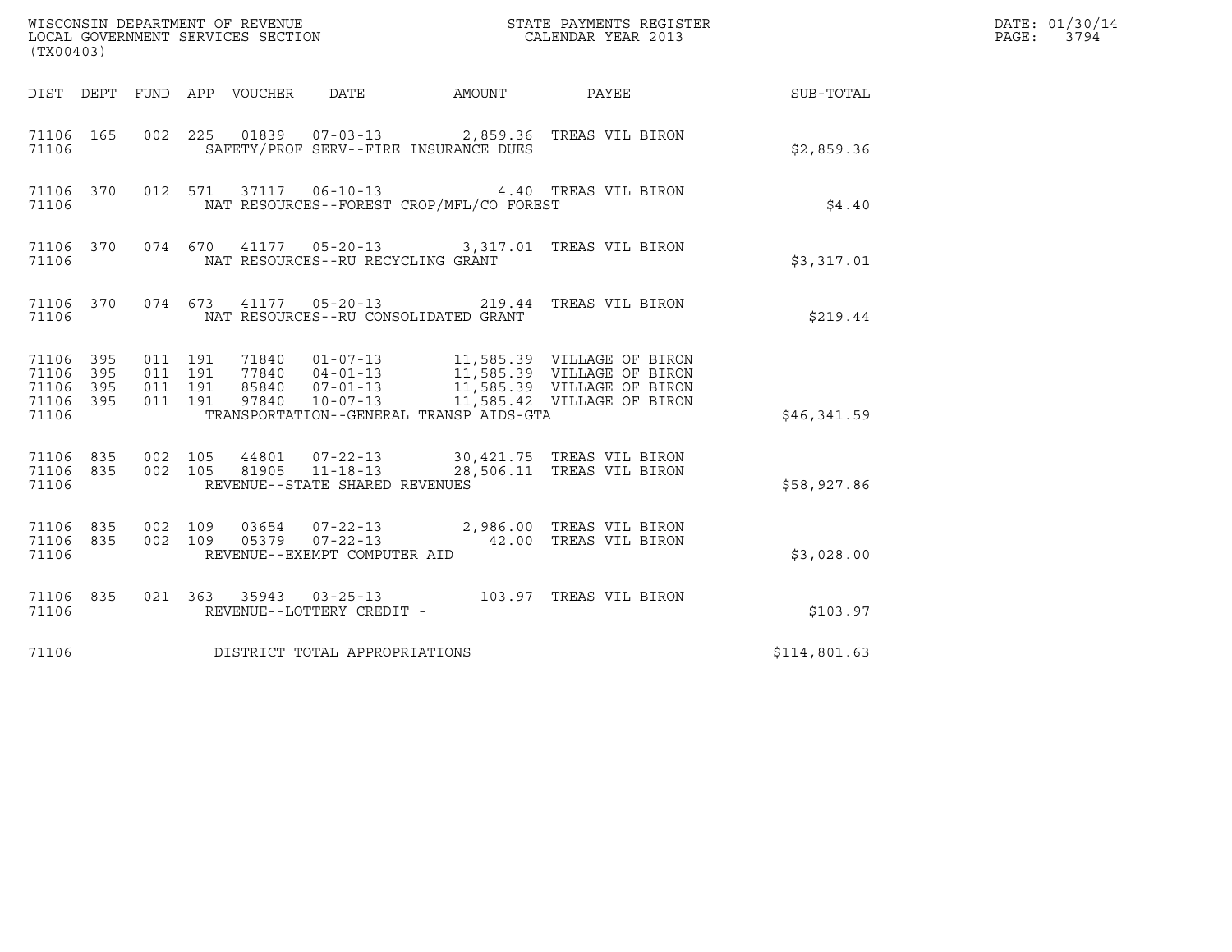WISCONSIN DEPARTMENT OF REVENUE
LOCAL GOVERNMENT SERVICES SECTION
(TX00403)

STATE PAYMENTS REGISTER
CALENDAR YEAR 2013

DATE: 01/30/14
PAGE: 3794

| DIST | DEPT | FUND | APP | VOUCHER | DATE | AMOUNT | PAYEE | SUB-TOTAL |
|---|---|---|---|---|---|---|---|---|
| 71106 | 165 | 002 | 225 | 01839 | 07-03-13 | 2,859.36 | TREAS VIL BIRON | |
| 71106 | | | | SAFETY/PROF SERV--FIRE INSURANCE DUES | | | | $2,859.36 |
| 71106 | 370 | 012 | 571 | 37117 | 06-10-13 | 4.40 | TREAS VIL BIRON | |
| 71106 | | | | NAT RESOURCES--FOREST CROP/MFL/CO FOREST | | | | $4.40 |
| 71106 | 370 | 074 | 670 | 41177 | 05-20-13 | 3,317.01 | TREAS VIL BIRON | |
| 71106 | | | | NAT RESOURCES--RU RECYCLING GRANT | | | | $3,317.01 |
| 71106 | 370 | 074 | 673 | 41177 | 05-20-13 | 219.44 | TREAS VIL BIRON | |
| 71106 | | | | NAT RESOURCES--RU CONSOLIDATED GRANT | | | | $219.44 |
| 71106 | 395 | 011 | 191 | 71840 | 01-07-13 | 11,585.39 | VILLAGE OF BIRON | |
| 71106 | 395 | 011 | 191 | 77840 | 04-01-13 | 11,585.39 | VILLAGE OF BIRON | |
| 71106 | 395 | 011 | 191 | 85840 | 07-01-13 | 11,585.39 | VILLAGE OF BIRON | |
| 71106 | 395 | 011 | 191 | 97840 | 10-07-13 | 11,585.42 | VILLAGE OF BIRON | |
| 71106 | | | | TRANSPORTATION--GENERAL TRANSP AIDS-GTA | | | | $46,341.59 |
| 71106 | 835 | 002 | 105 | 44801 | 07-22-13 | 30,421.75 | TREAS VIL BIRON | |
| 71106 | 835 | 002 | 105 | 81905 | 11-18-13 | 28,506.11 | TREAS VIL BIRON | |
| 71106 | | | | REVENUE--STATE SHARED REVENUES | | | | $58,927.86 |
| 71106 | 835 | 002 | 109 | 03654 | 07-22-13 | 2,986.00 | TREAS VIL BIRON | |
| 71106 | 835 | 002 | 109 | 05379 | 07-22-13 | 42.00 | TREAS VIL BIRON | |
| 71106 | | | | REVENUE--EXEMPT COMPUTER AID | | | | $3,028.00 |
| 71106 | 835 | 021 | 363 | 35943 | 03-25-13 | 103.97 | TREAS VIL BIRON | |
| 71106 | | | | REVENUE--LOTTERY CREDIT - | | | | $103.97 |
| 71106 | | | | DISTRICT TOTAL APPROPRIATIONS | | | | $114,801.63 |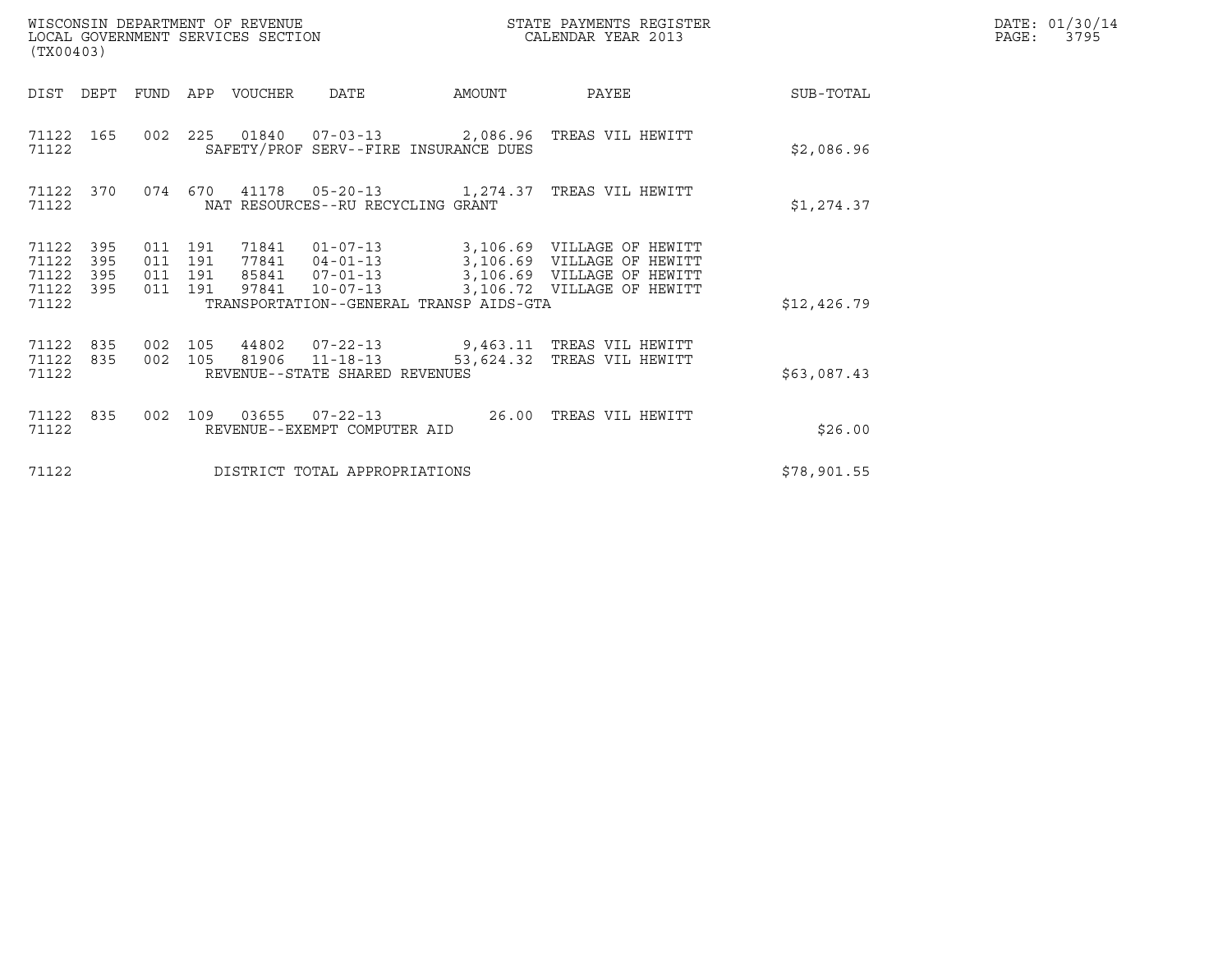WISCONSIN DEPARTMENT OF REVENUE
LOCAL GOVERNMENT SERVICES SECTION
(TX00403)

STATE PAYMENTS REGISTER
CALENDAR YEAR 2013

DATE: 01/30/14
PAGE: 3795

| DIST | DEPT | FUND | APP | VOUCHER | DATE | AMOUNT | PAYEE | SUB-TOTAL |
|---|---|---|---|---|---|---|---|---|
| 71122 | 165 | 002 | 225 | 01840 | 07-03-13 | 2,086.96 | TREAS VIL HEWITT | |
| 71122 | | | | SAFETY/PROF SERV--FIRE INSURANCE DUES | | | | $2,086.96 |
| 71122 | 370 | 074 | 670 | 41178 | 05-20-13 | 1,274.37 | TREAS VIL HEWITT | |
| 71122 | | | | NAT RESOURCES--RU RECYCLING GRANT | | | | $1,274.37 |
| 71122 | 395 | 011 | 191 | 71841 | 01-07-13 | 3,106.69 | VILLAGE OF HEWITT | |
| 71122 | 395 | 011 | 191 | 77841 | 04-01-13 | 3,106.69 | VILLAGE OF HEWITT | |
| 71122 | 395 | 011 | 191 | 85841 | 07-01-13 | 3,106.69 | VILLAGE OF HEWITT | |
| 71122 | 395 | 011 | 191 | 97841 | 10-07-13 | 3,106.72 | VILLAGE OF HEWITT | |
| 71122 | | | | TRANSPORTATION--GENERAL TRANSP AIDS-GTA | | | | $12,426.79 |
| 71122 | 835 | 002 | 105 | 44802 | 07-22-13 | 9,463.11 | TREAS VIL HEWITT | |
| 71122 | 835 | 002 | 105 | 81906 | 11-18-13 | 53,624.32 | TREAS VIL HEWITT | |
| 71122 | | | | REVENUE--STATE SHARED REVENUES | | | | $63,087.43 |
| 71122 | 835 | 002 | 109 | 03655 | 07-22-13 | 26.00 | TREAS VIL HEWITT | |
| 71122 | | | | REVENUE--EXEMPT COMPUTER AID | | | | $26.00 |
| 71122 | | | | DISTRICT TOTAL APPROPRIATIONS | | | | $78,901.55 |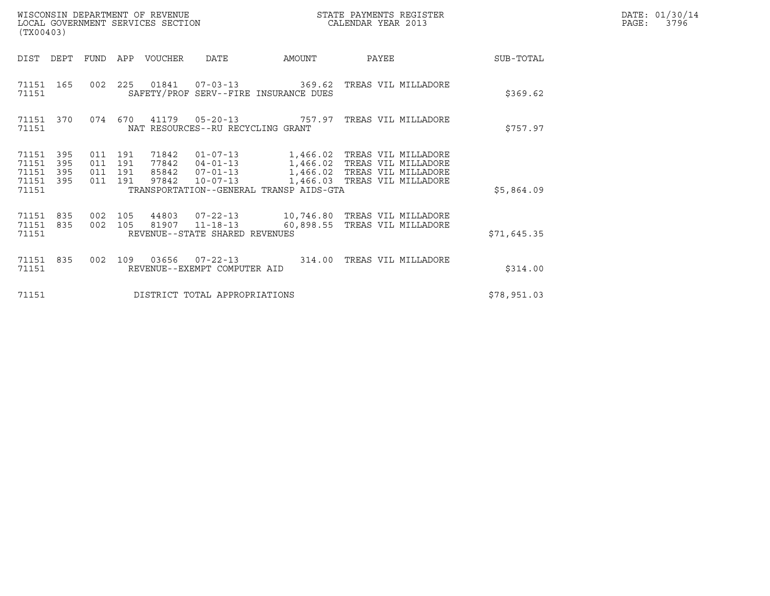WISCONSIN DEPARTMENT OF REVENUE
LOCAL GOVERNMENT SERVICES SECTION
(TX00403)

STATE PAYMENTS REGISTER
CALENDAR YEAR 2013

DATE: 01/30/14
PAGE: 3796

| DIST | DEPT | FUND | APP | VOUCHER | DATE | AMOUNT | PAYEE | SUB-TOTAL |
|---|---|---|---|---|---|---|---|---|
| 71151 | 165 | 002 | 225 | 01841 | 07-03-13 | 369.62 | TREAS VIL MILLADORE | |
| 71151 | | | | SAFETY/PROF SERV--FIRE INSURANCE DUES | | | | $369.62 |
| 71151 | 370 | 074 | 670 | 41179 | 05-20-13 | 757.97 | TREAS VIL MILLADORE | |
| 71151 | | | | NAT RESOURCES--RU RECYCLING GRANT | | | | $757.97 |
| 71151 | 395 | 011 | 191 | 71842 | 01-07-13 | 1,466.02 | TREAS VIL MILLADORE | |
| 71151 | 395 | 011 | 191 | 77842 | 04-01-13 | 1,466.02 | TREAS VIL MILLADORE | |
| 71151 | 395 | 011 | 191 | 85842 | 07-01-13 | 1,466.02 | TREAS VIL MILLADORE | |
| 71151 | 395 | 011 | 191 | 97842 | 10-07-13 | 1,466.03 | TREAS VIL MILLADORE | |
| 71151 | | | | TRANSPORTATION--GENERAL TRANSP AIDS-GTA | | | | $5,864.09 |
| 71151 | 835 | 002 | 105 | 44803 | 07-22-13 | 10,746.80 | TREAS VIL MILLADORE | |
| 71151 | 835 | 002 | 105 | 81907 | 11-18-13 | 60,898.55 | TREAS VIL MILLADORE | |
| 71151 | | | | REVENUE--STATE SHARED REVENUES | | | | $71,645.35 |
| 71151 | 835 | 002 | 109 | 03656 | 07-22-13 | 314.00 | TREAS VIL MILLADORE | |
| 71151 | | | | REVENUE--EXEMPT COMPUTER AID | | | | $314.00 |
| 71151 | | | | DISTRICT TOTAL APPROPRIATIONS | | | | $78,951.03 |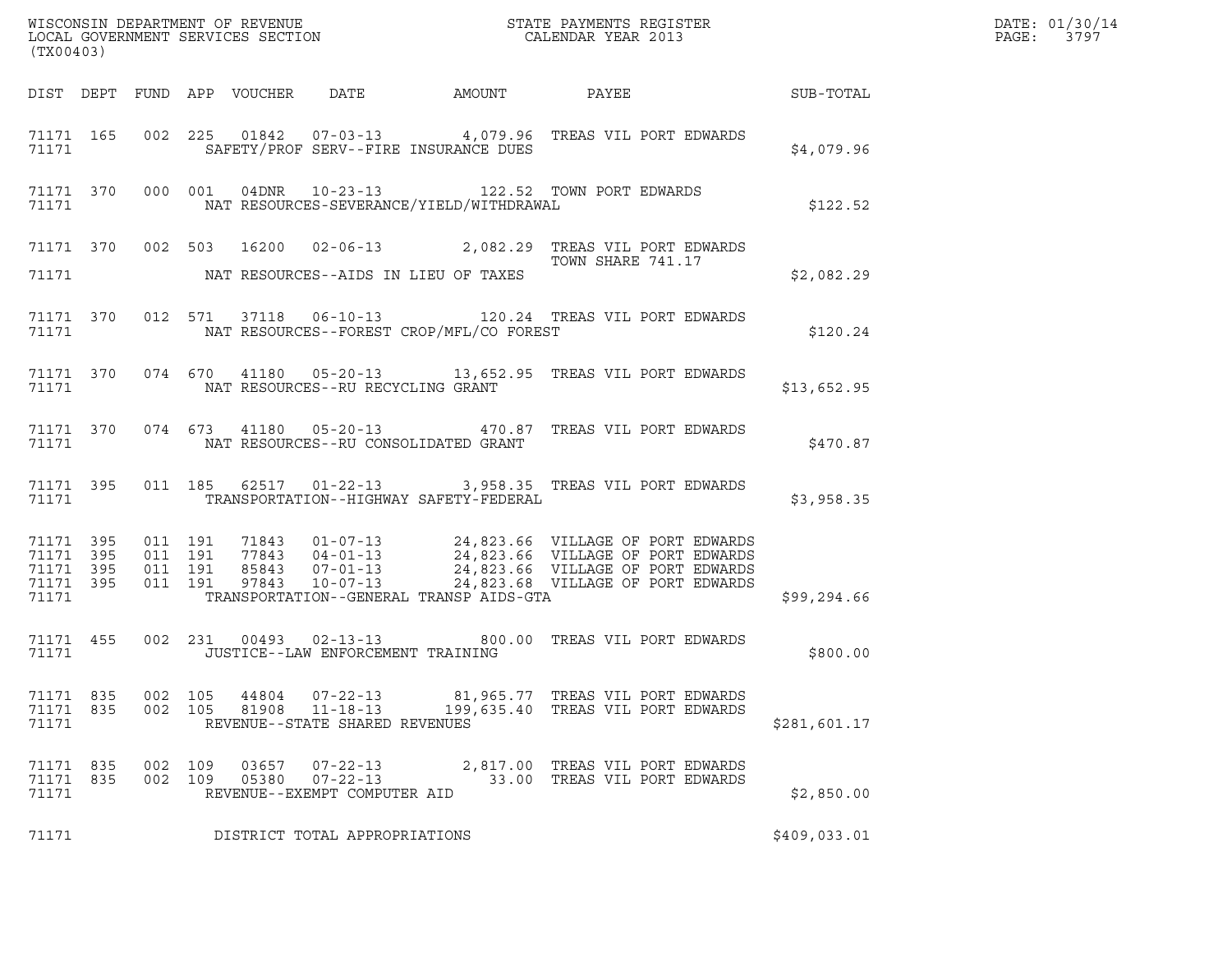WISCONSIN DEPARTMENT OF REVENUE
LOCAL GOVERNMENT SERVICES SECTION
(TX00403)

STATE PAYMENTS REGISTER
CALENDAR YEAR 2013

DATE: 01/30/14
PAGE: 3797

| DIST | DEPT | FUND | APP | VOUCHER | DATE | AMOUNT | PAYEE | SUB-TOTAL |
|---|---|---|---|---|---|---|---|---|
| 71171 | 165 | 002 | 225 | 01842 | 07-03-13 | 4,079.96 | TREAS VIL PORT EDWARDS | |
| 71171 | | | | SAFETY/PROF SERV--FIRE INSURANCE DUES | | | | $4,079.96 |
| 71171 | 370 | 000 | 001 | 04DNR | 10-23-13 | 122.52 | TOWN PORT EDWARDS | |
| 71171 | | | | NAT RESOURCES-SEVERANCE/YIELD/WITHDRAWAL | | | | $122.52 |
| 71171 | 370 | 002 | 503 | 16200 | 02-06-13 | 2,082.29 | TREAS VIL PORT EDWARDS TOWN SHARE 741.17 | |
| 71171 | | | | NAT RESOURCES--AIDS IN LIEU OF TAXES | | | | $2,082.29 |
| 71171 | 370 | 012 | 571 | 37118 | 06-10-13 | 120.24 | TREAS VIL PORT EDWARDS | |
| 71171 | | | | NAT RESOURCES--FOREST CROP/MFL/CO FOREST | | | | $120.24 |
| 71171 | 370 | 074 | 670 | 41180 | 05-20-13 | 13,652.95 | TREAS VIL PORT EDWARDS | |
| 71171 | | | | NAT RESOURCES--RU RECYCLING GRANT | | | | $13,652.95 |
| 71171 | 370 | 074 | 673 | 41180 | 05-20-13 | 470.87 | TREAS VIL PORT EDWARDS | |
| 71171 | | | | NAT RESOURCES--RU CONSOLIDATED GRANT | | | | $470.87 |
| 71171 | 395 | 011 | 185 | 62517 | 01-22-13 | 3,958.35 | TREAS VIL PORT EDWARDS | |
| 71171 | | | | TRANSPORTATION--HIGHWAY SAFETY-FEDERAL | | | | $3,958.35 |
| 71171 | 395 | 011 | 191 | 71843 | 01-07-13 | 24,823.66 | VILLAGE OF PORT EDWARDS | |
| 71171 | 395 | 011 | 191 | 77843 | 04-01-13 | 24,823.66 | VILLAGE OF PORT EDWARDS | |
| 71171 | 395 | 011 | 191 | 85843 | 07-01-13 | 24,823.66 | VILLAGE OF PORT EDWARDS | |
| 71171 | 395 | 011 | 191 | 97843 | 10-07-13 | 24,823.68 | VILLAGE OF PORT EDWARDS | |
| 71171 | | | | TRANSPORTATION--GENERAL TRANSP AIDS-GTA | | | | $99,294.66 |
| 71171 | 455 | 002 | 231 | 00493 | 02-13-13 | 800.00 | TREAS VIL PORT EDWARDS | |
| 71171 | | | | JUSTICE--LAW ENFORCEMENT TRAINING | | | | $800.00 |
| 71171 | 835 | 002 | 105 | 44804 | 07-22-13 | 81,965.77 | TREAS VIL PORT EDWARDS | |
| 71171 | 835 | 002 | 105 | 81908 | 11-18-13 | 199,635.40 | TREAS VIL PORT EDWARDS | |
| 71171 | | | | REVENUE--STATE SHARED REVENUES | | | | $281,601.17 |
| 71171 | 835 | 002 | 109 | 03657 | 07-22-13 | 2,817.00 | TREAS VIL PORT EDWARDS | |
| 71171 | 835 | 002 | 109 | 05380 | 07-22-13 | 33.00 | TREAS VIL PORT EDWARDS | |
| 71171 | | | | REVENUE--EXEMPT COMPUTER AID | | | | $2,850.00 |
| 71171 | | | | DISTRICT TOTAL APPROPRIATIONS | | | | $409,033.01 |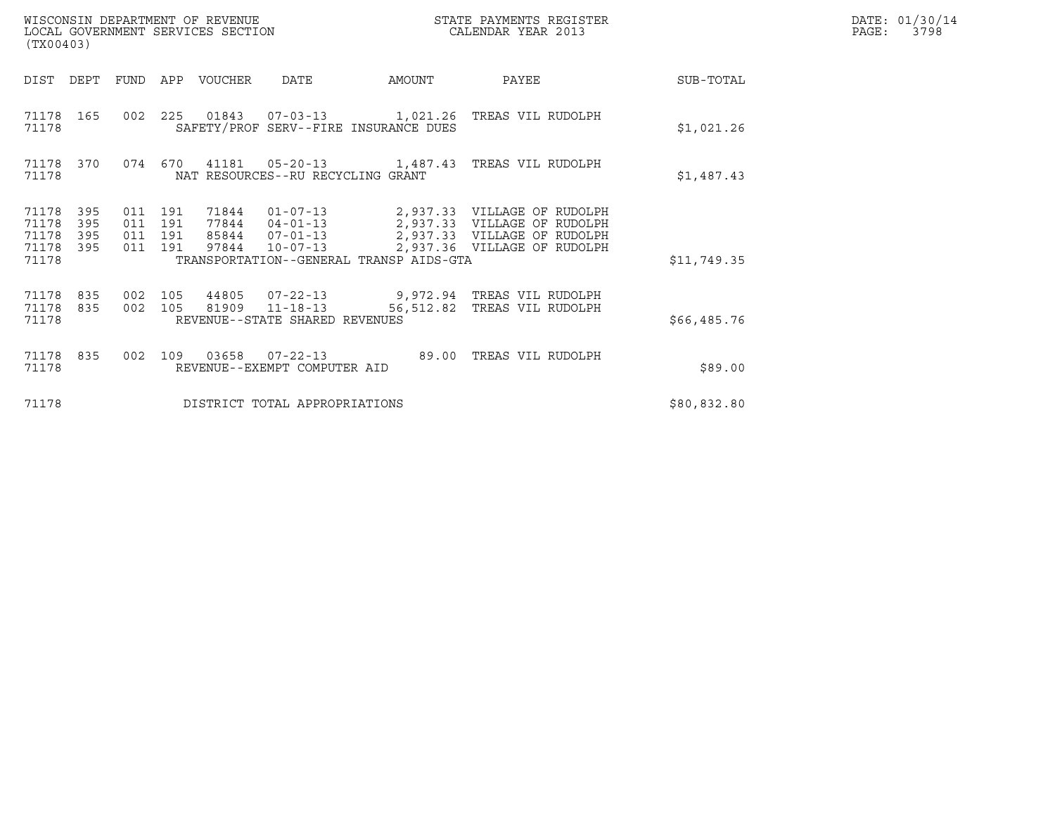WISCONSIN DEPARTMENT OF REVENUE
LOCAL GOVERNMENT SERVICES SECTION
(TX00403)

STATE PAYMENTS REGISTER
CALENDAR YEAR 2013

DATE: 01/30/14
PAGE: 3798

| DIST | DEPT | FUND | APP | VOUCHER | DATE | AMOUNT | PAYEE | SUB-TOTAL |
|---|---|---|---|---|---|---|---|---|
| 71178 | 165 | 002 | 225 | 01843 | 07-03-13 | 1,021.26 | TREAS VIL RUDOLPH | |
| 71178 | | | | SAFETY/PROF SERV--FIRE INSURANCE DUES | | | | $1,021.26 |
| 71178 | 370 | 074 | 670 | 41181 | 05-20-13 | 1,487.43 | TREAS VIL RUDOLPH | |
| 71178 | | | | NAT RESOURCES--RU RECYCLING GRANT | | | | $1,487.43 |
| 71178 | 395 | 011 | 191 | 71844 | 01-07-13 | 2,937.33 | VILLAGE OF RUDOLPH | |
| 71178 | 395 | 011 | 191 | 77844 | 04-01-13 | 2,937.33 | VILLAGE OF RUDOLPH | |
| 71178 | 395 | 011 | 191 | 85844 | 07-01-13 | 2,937.33 | VILLAGE OF RUDOLPH | |
| 71178 | 395 | 011 | 191 | 97844 | 10-07-13 | 2,937.36 | VILLAGE OF RUDOLPH | |
| 71178 | | | | TRANSPORTATION--GENERAL TRANSP AIDS-GTA | | | | $11,749.35 |
| 71178 | 835 | 002 | 105 | 44805 | 07-22-13 | 9,972.94 | TREAS VIL RUDOLPH | |
| 71178 | 835 | 002 | 105 | 81909 | 11-18-13 | 56,512.82 | TREAS VIL RUDOLPH | |
| 71178 | | | | REVENUE--STATE SHARED REVENUES | | | | $66,485.76 |
| 71178 | 835 | 002 | 109 | 03658 | 07-22-13 | 89.00 | TREAS VIL RUDOLPH | |
| 71178 | | | | REVENUE--EXEMPT COMPUTER AID | | | | $89.00 |
| 71178 | | | | DISTRICT TOTAL APPROPRIATIONS | | | | $80,832.80 |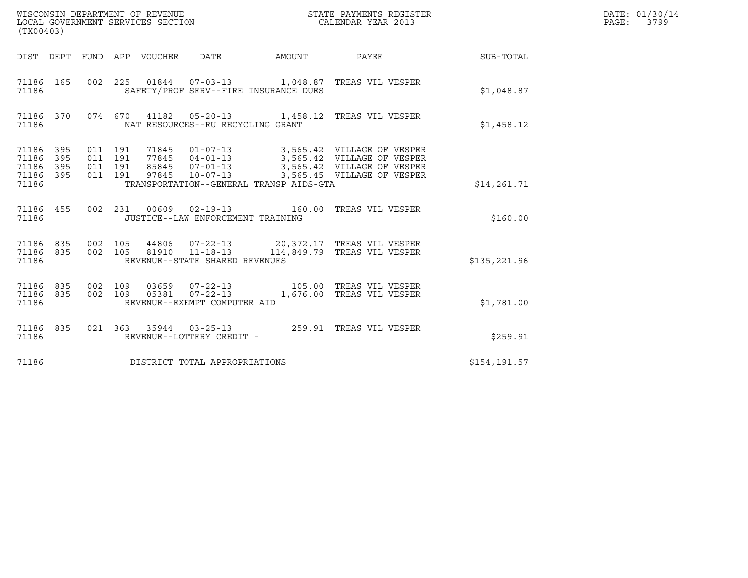WISCONSIN DEPARTMENT OF REVENUE
LOCAL GOVERNMENT SERVICES SECTION
(TX00403)

STATE PAYMENTS REGISTER
CALENDAR YEAR 2013

DATE: 01/30/14

| DIST | DEPT | FUND | APP | VOUCHER | DATE | AMOUNT | PAYEE | SUB-TOTAL |
|---|---|---|---|---|---|---|---|---|
| 71186 | 165 | 002 | 225 | 01844 | 07-03-13 | 1,048.87 | TREAS VIL VESPER | |
| 71186 | | | | | SAFETY/PROF SERV--FIRE INSURANCE DUES | | | $1,048.87 |
| 71186 | 370 | 074 | 670 | 41182 | 05-20-13 | 1,458.12 | TREAS VIL VESPER | |
| 71186 | | | | | NAT RESOURCES--RU RECYCLING GRANT | | | $1,458.12 |
| 71186 | 395 | 011 | 191 | 71845 | 01-07-13 | 3,565.42 | VILLAGE OF VESPER | |
| 71186 | 395 | 011 | 191 | 77845 | 04-01-13 | 3,565.42 | VILLAGE OF VESPER | |
| 71186 | 395 | 011 | 191 | 85845 | 07-01-13 | 3,565.42 | VILLAGE OF VESPER | |
| 71186 | 395 | 011 | 191 | 97845 | 10-07-13 | 3,565.45 | VILLAGE OF VESPER | |
| 71186 | | | | | TRANSPORTATION--GENERAL TRANSP AIDS-GTA | | | $14,261.71 |
| 71186 | 455 | 002 | 231 | 00609 | 02-19-13 | 160.00 | TREAS VIL VESPER | |
| 71186 | | | | | JUSTICE--LAW ENFORCEMENT TRAINING | | | $160.00 |
| 71186 | 835 | 002 | 105 | 44806 | 07-22-13 | 20,372.17 | TREAS VIL VESPER | |
| 71186 | 835 | 002 | 105 | 81910 | 11-18-13 | 114,849.79 | TREAS VIL VESPER | |
| 71186 | | | | | REVENUE--STATE SHARED REVENUES | | | $135,221.96 |
| 71186 | 835 | 002 | 109 | 03659 | 07-22-13 | 105.00 | TREAS VIL VESPER | |
| 71186 | 835 | 002 | 109 | 05381 | 07-22-13 | 1,676.00 | TREAS VIL VESPER | |
| 71186 | | | | | REVENUE--EXEMPT COMPUTER AID | | | $1,781.00 |
| 71186 | 835 | 021 | 363 | 35944 | 03-25-13 | 259.91 | TREAS VIL VESPER | |
| 71186 | | | | | REVENUE--LOTTERY CREDIT - | | | $259.91 |
| 71186 | | | | | DISTRICT TOTAL APPROPRIATIONS | | | $154,191.57 |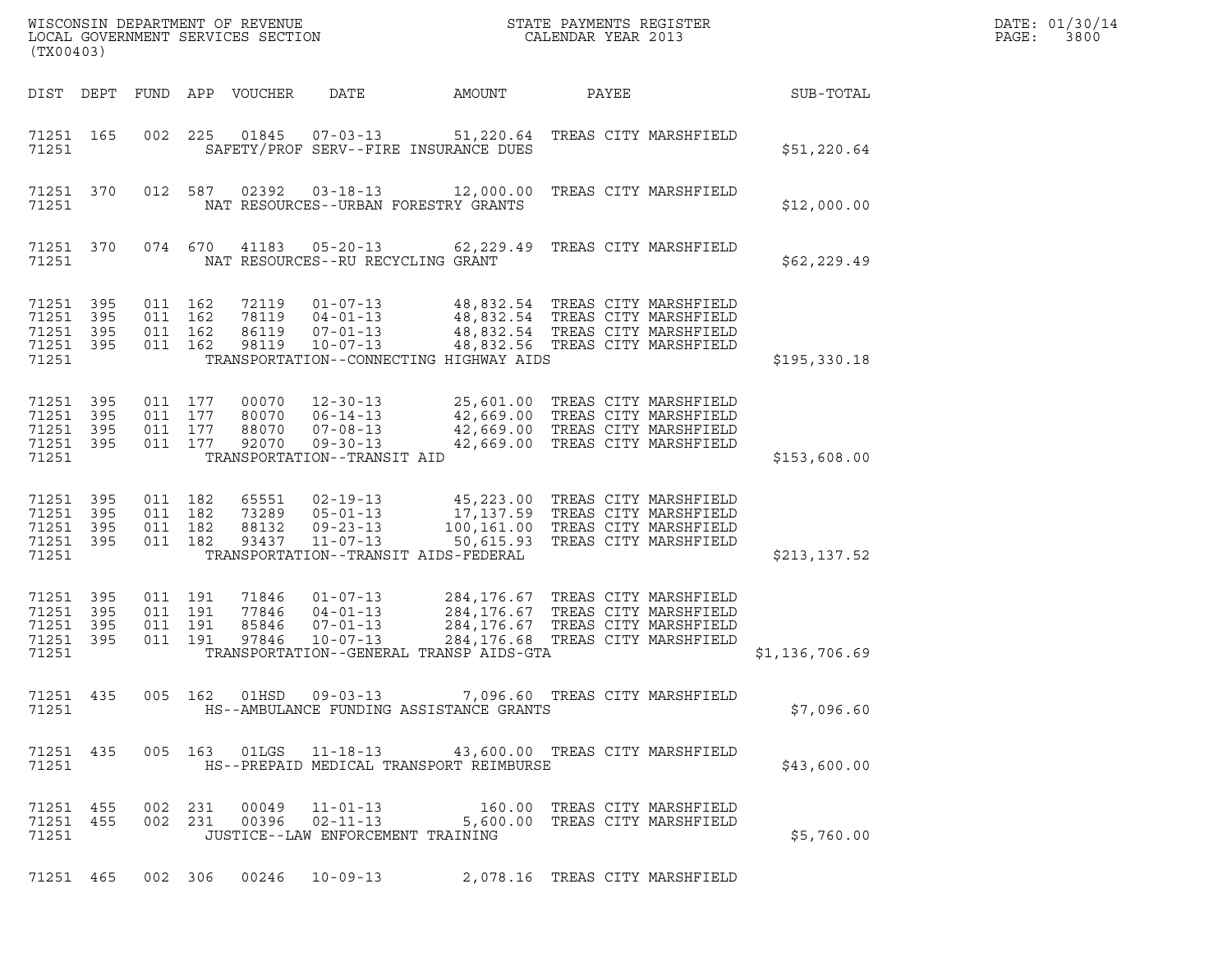WISCONSIN DEPARTMENT OF REVENUE
LOCAL GOVERNMENT SERVICES SECTION
(TX00403)

STATE PAYMENTS REGISTER
CALENDAR YEAR 2013

DATE: 01/30/14
PAGE: 3800

| DIST | DEPT | FUND | APP | VOUCHER | DATE | AMOUNT | PAYEE | SUB-TOTAL |
|---|---|---|---|---|---|---|---|---|
| 71251 | 165 | 002 | 225 | 01845 | 07-03-13 | 51,220.64 | TREAS CITY MARSHFIELD | |
| 71251 | | | | | SAFETY/PROF SERV--FIRE INSURANCE DUES | | | $51,220.64 |
| 71251 | 370 | 012 | 587 | 02392 | 03-18-13 | 12,000.00 | TREAS CITY MARSHFIELD | |
| 71251 | | | | | NAT RESOURCES--URBAN FORESTRY GRANTS | | | $12,000.00 |
| 71251 | 370 | 074 | 670 | 41183 | 05-20-13 | 62,229.49 | TREAS CITY MARSHFIELD | |
| 71251 | | | | | NAT RESOURCES--RU RECYCLING GRANT | | | $62,229.49 |
| 71251 | 395 | 011 | 162 | 72119 | 01-07-13 | 48,832.54 | TREAS CITY MARSHFIELD | |
| 71251 | 395 | 011 | 162 | 78119 | 04-01-13 | 48,832.54 | TREAS CITY MARSHFIELD | |
| 71251 | 395 | 011 | 162 | 86119 | 07-01-13 | 48,832.54 | TREAS CITY MARSHFIELD | |
| 71251 | 395 | 011 | 162 | 98119 | 10-07-13 | 48,832.56 | TREAS CITY MARSHFIELD | |
| 71251 | | | | | TRANSPORTATION--CONNECTING HIGHWAY AIDS | | | $195,330.18 |
| 71251 | 395 | 011 | 177 | 00070 | 12-30-13 | 25,601.00 | TREAS CITY MARSHFIELD | |
| 71251 | 395 | 011 | 177 | 80070 | 06-14-13 | 42,669.00 | TREAS CITY MARSHFIELD | |
| 71251 | 395 | 011 | 177 | 88070 | 07-08-13 | 42,669.00 | TREAS CITY MARSHFIELD | |
| 71251 | 395 | 011 | 177 | 92070 | 09-30-13 | 42,669.00 | TREAS CITY MARSHFIELD | |
| 71251 | | | | | TRANSPORTATION--TRANSIT AID | | | $153,608.00 |
| 71251 | 395 | 011 | 182 | 65551 | 02-19-13 | 45,223.00 | TREAS CITY MARSHFIELD | |
| 71251 | 395 | 011 | 182 | 73289 | 05-01-13 | 17,137.59 | TREAS CITY MARSHFIELD | |
| 71251 | 395 | 011 | 182 | 88132 | 09-23-13 | 100,161.00 | TREAS CITY MARSHFIELD | |
| 71251 | 395 | 011 | 182 | 93437 | 11-07-13 | 50,615.93 | TREAS CITY MARSHFIELD | |
| 71251 | | | | | TRANSPORTATION--TRANSIT AIDS-FEDERAL | | | $213,137.52 |
| 71251 | 395 | 011 | 191 | 71846 | 01-07-13 | 284,176.67 | TREAS CITY MARSHFIELD | |
| 71251 | 395 | 011 | 191 | 77846 | 04-01-13 | 284,176.67 | TREAS CITY MARSHFIELD | |
| 71251 | 395 | 011 | 191 | 85846 | 07-01-13 | 284,176.67 | TREAS CITY MARSHFIELD | |
| 71251 | 395 | 011 | 191 | 97846 | 10-07-13 | 284,176.68 | TREAS CITY MARSHFIELD | |
| 71251 | | | | | TRANSPORTATION--GENERAL TRANSP AIDS-GTA | | | $1,136,706.69 |
| 71251 | 435 | 005 | 162 | 01HSD | 09-03-13 | 7,096.60 | TREAS CITY MARSHFIELD | |
| 71251 | | | | | HS--AMBULANCE FUNDING ASSISTANCE GRANTS | | | $7,096.60 |
| 71251 | 435 | 005 | 163 | 01LGS | 11-18-13 | 43,600.00 | TREAS CITY MARSHFIELD | |
| 71251 | | | | | HS--PREPAID MEDICAL TRANSPORT REIMBURSE | | | $43,600.00 |
| 71251 | 455 | 002 | 231 | 00049 | 11-01-13 | 160.00 | TREAS CITY MARSHFIELD | |
| 71251 | 455 | 002 | 231 | 00396 | 02-11-13 | 5,600.00 | TREAS CITY MARSHFIELD | |
| 71251 | | | | | JUSTICE--LAW ENFORCEMENT TRAINING | | | $5,760.00 |
| 71251 | 465 | 002 | 306 | 00246 | 10-09-13 | 2,078.16 | TREAS CITY MARSHFIELD | |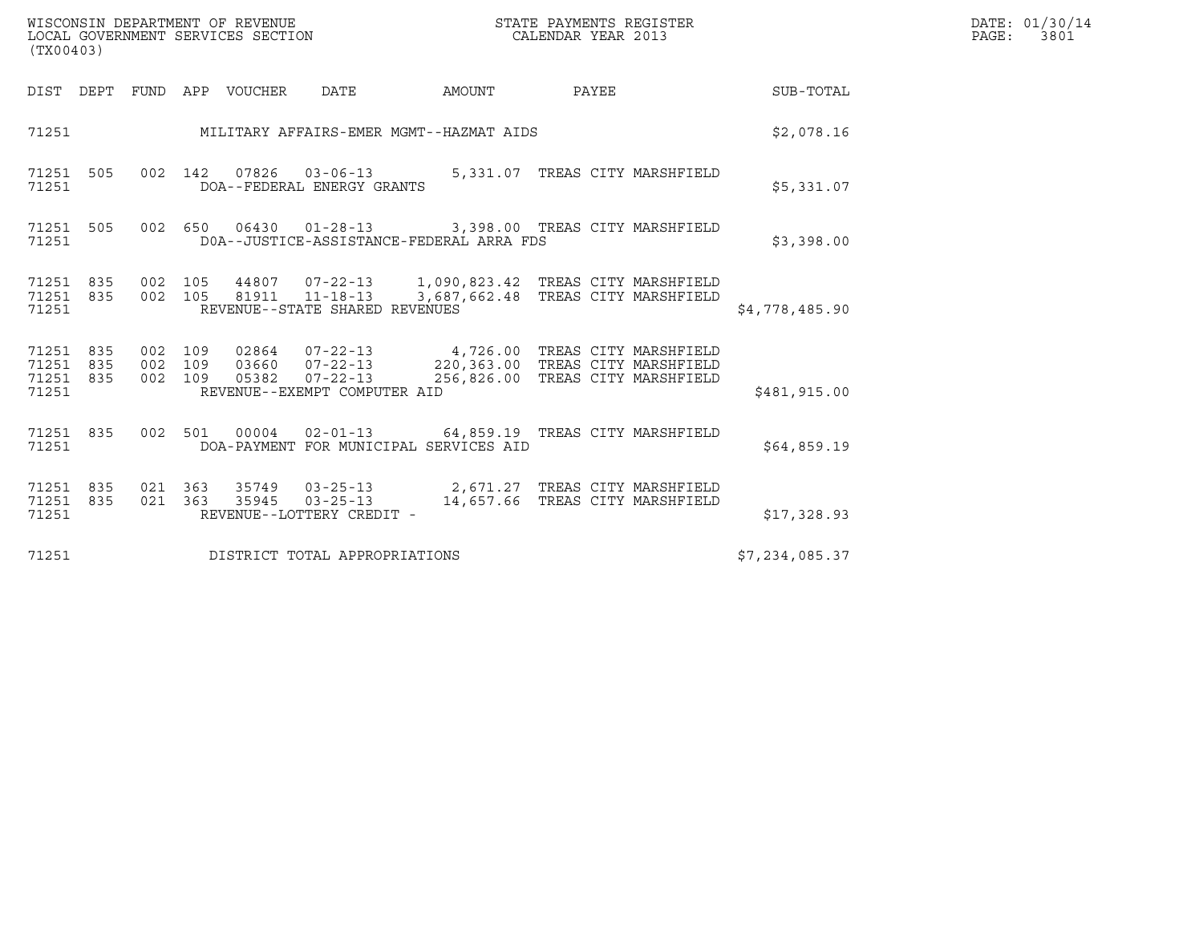WISCONSIN DEPARTMENT OF REVENUE
LOCAL GOVERNMENT SERVICES SECTION
(TX00403)

STATE PAYMENTS REGISTER
CALENDAR YEAR 2013

DATE: 01/30/14
PAGE: 3801

| DIST | DEPT | FUND | APP | VOUCHER | DATE | AMOUNT | PAYEE | SUB-TOTAL |
|---|---|---|---|---|---|---|---|---|
| 71251 | | | | MILITARY AFFAIRS-EMER MGMT--HAZMAT AIDS | | | | $2,078.16 |
| 71251 | 505 | 002 | 142 | 07826 | 03-06-13 | 5,331.07 | TREAS CITY MARSHFIELD | |
| 71251 | | | | DOA--FEDERAL ENERGY GRANTS | | | | $5,331.07 |
| 71251 | 505 | 002 | 650 | 06430 | 01-28-13 | 3,398.00 | TREAS CITY MARSHFIELD | |
| 71251 | | | | DOA--JUSTICE-ASSISTANCE-FEDERAL ARRA FDS | | | | $3,398.00 |
| 71251 | 835 | 002 | 105 | 44807 | 07-22-13 | 1,090,823.42 | TREAS CITY MARSHFIELD | |
| 71251 | 835 | 002 | 105 | 81911 | 11-18-13 | 3,687,662.48 | TREAS CITY MARSHFIELD | |
| 71251 | | | | REVENUE--STATE SHARED REVENUES | | | | $4,778,485.90 |
| 71251 | 835 | 002 | 109 | 02864 | 07-22-13 | 4,726.00 | TREAS CITY MARSHFIELD | |
| 71251 | 835 | 002 | 109 | 03660 | 07-22-13 | 220,363.00 | TREAS CITY MARSHFIELD | |
| 71251 | 835 | 002 | 109 | 05382 | 07-22-13 | 256,826.00 | TREAS CITY MARSHFIELD | |
| 71251 | | | | REVENUE--EXEMPT COMPUTER AID | | | | $481,915.00 |
| 71251 | 835 | 002 | 501 | 00004 | 02-01-13 | 64,859.19 | TREAS CITY MARSHFIELD | |
| 71251 | | | | DOA-PAYMENT FOR MUNICIPAL SERVICES AID | | | | $64,859.19 |
| 71251 | 835 | 021 | 363 | 35749 | 03-25-13 | 2,671.27 | TREAS CITY MARSHFIELD | |
| 71251 | 835 | 021 | 363 | 35945 | 03-25-13 | 14,657.66 | TREAS CITY MARSHFIELD | |
| 71251 | | | | REVENUE--LOTTERY CREDIT - | | | | $17,328.93 |
| 71251 | | | | DISTRICT TOTAL APPROPRIATIONS | | | | $7,234,085.37 |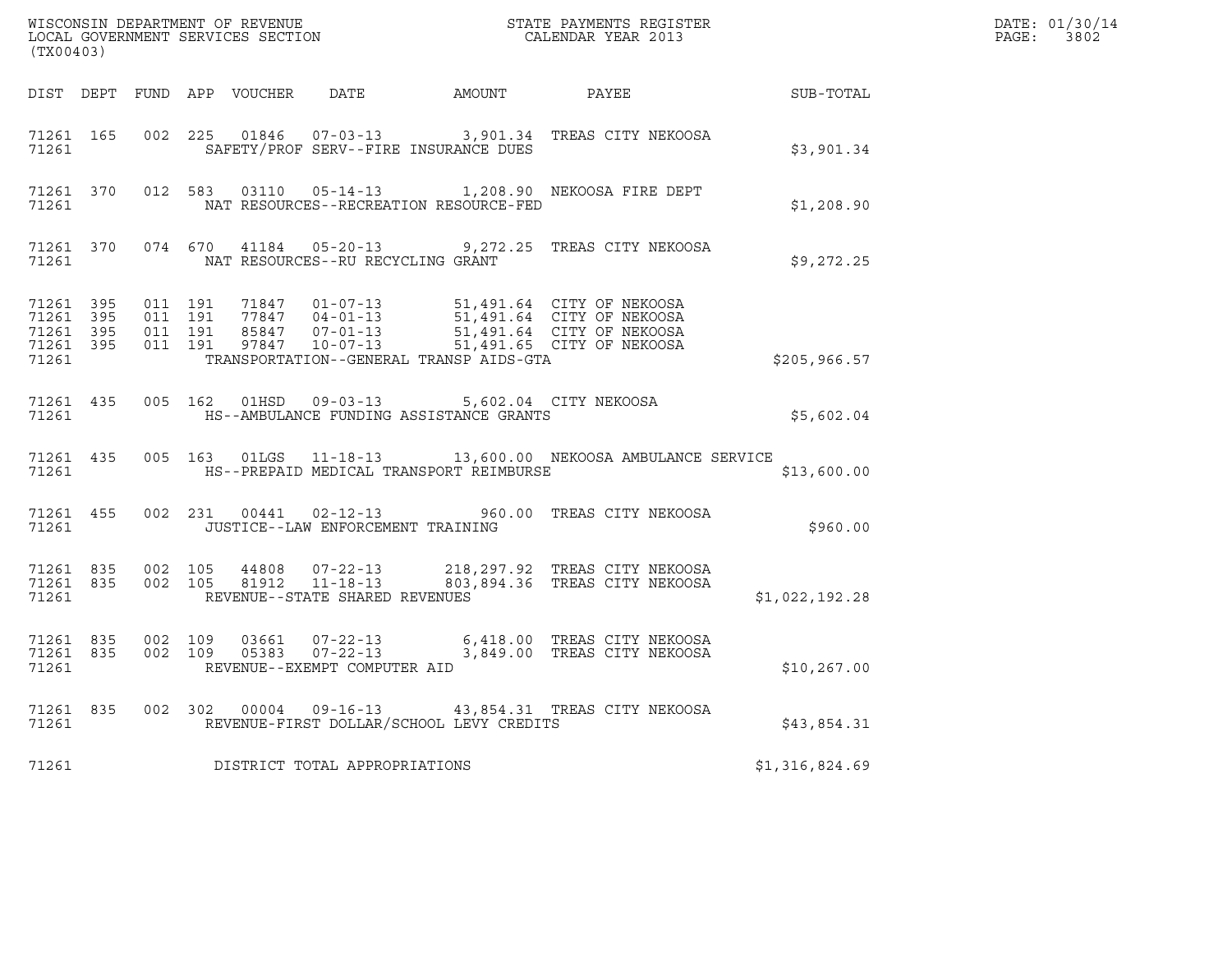WISCONSIN DEPARTMENT OF REVENUE
LOCAL GOVERNMENT SERVICES SECTION
(TX00403)

STATE PAYMENTS REGISTER
CALENDAR YEAR 2013

DATE: 01/30/14
PAGE: 3802

| DIST | DEPT | FUND | APP | VOUCHER | DATE | AMOUNT | PAYEE | SUB-TOTAL |
|---|---|---|---|---|---|---|---|---|
| 71261 | 165 | 002 | 225 | 01846 | 07-03-13 | 3,901.34 | TREAS CITY NEKOOSA | |
| 71261 | | | | | SAFETY/PROF SERV--FIRE INSURANCE DUES | | | $3,901.34 |
| 71261 | 370 | 012 | 583 | 03110 | 05-14-13 | 1,208.90 | NEKOOSA FIRE DEPT | |
| 71261 | | | | | NAT RESOURCES--RECREATION RESOURCE-FED | | | $1,208.90 |
| 71261 | 370 | 074 | 670 | 41184 | 05-20-13 | 9,272.25 | TREAS CITY NEKOOSA | |
| 71261 | | | | | NAT RESOURCES--RU RECYCLING GRANT | | | $9,272.25 |
| 71261 | 395 | 011 | 191 | 71847 | 01-07-13 | 51,491.64 | CITY OF NEKOOSA | |
| 71261 | 395 | 011 | 191 | 77847 | 04-01-13 | 51,491.64 | CITY OF NEKOOSA | |
| 71261 | 395 | 011 | 191 | 85847 | 07-01-13 | 51,491.64 | CITY OF NEKOOSA | |
| 71261 | 395 | 011 | 191 | 97847 | 10-07-13 | 51,491.65 | CITY OF NEKOOSA | |
| 71261 | | | | | TRANSPORTATION--GENERAL TRANSP AIDS-GTA | | | $205,966.57 |
| 71261 | 435 | 005 | 162 | 01HSD | 09-03-13 | 5,602.04 | CITY NEKOOSA | |
| 71261 | | | | | HS--AMBULANCE FUNDING ASSISTANCE GRANTS | | | $5,602.04 |
| 71261 | 435 | 005 | 163 | 01LGS | 11-18-13 | 13,600.00 | NEKOOSA AMBULANCE SERVICE | |
| 71261 | | | | | HS--PREPAID MEDICAL TRANSPORT REIMBURSE | | | $13,600.00 |
| 71261 | 455 | 002 | 231 | 00441 | 02-12-13 | 960.00 | TREAS CITY NEKOOSA | |
| 71261 | | | | | JUSTICE--LAW ENFORCEMENT TRAINING | | | $960.00 |
| 71261 | 835 | 002 | 105 | 44808 | 07-22-13 | 218,297.92 | TREAS CITY NEKOOSA | |
| 71261 | 835 | 002 | 105 | 81912 | 11-18-13 | 803,894.36 | TREAS CITY NEKOOSA | |
| 71261 | | | | | REVENUE--STATE SHARED REVENUES | | | $1,022,192.28 |
| 71261 | 835 | 002 | 109 | 03661 | 07-22-13 | 6,418.00 | TREAS CITY NEKOOSA | |
| 71261 | 835 | 002 | 109 | 05383 | 07-22-13 | 3,849.00 | TREAS CITY NEKOOSA | |
| 71261 | | | | | REVENUE--EXEMPT COMPUTER AID | | | $10,267.00 |
| 71261 | 835 | 002 | 302 | 00004 | 09-16-13 | 43,854.31 | TREAS CITY NEKOOSA | |
| 71261 | | | | | REVENUE-FIRST DOLLAR/SCHOOL LEVY CREDITS | | | $43,854.31 |
| 71261 | | | | | DISTRICT TOTAL APPROPRIATIONS | | | $1,316,824.69 |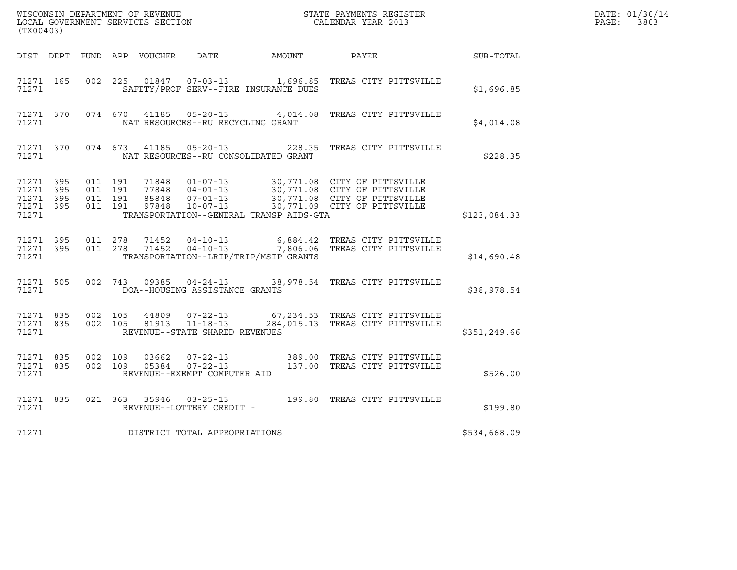WISCONSIN DEPARTMENT OF REVENUE
LOCAL GOVERNMENT SERVICES SECTION
(TX00403)

STATE PAYMENTS REGISTER
CALENDAR YEAR 2013

DATE: 01/30/14
PAGE: 3803

| DIST | DEPT | FUND | APP | VOUCHER | DATE | AMOUNT | PAYEE | SUB-TOTAL |
|---|---|---|---|---|---|---|---|---|
| 71271 | 165 | 002 | 225 | 01847 | 07-03-13 | 1,696.85 | TREAS CITY PITTSVILLE | |
| 71271 | | | | | SAFETY/PROF SERV--FIRE INSURANCE DUES | | | $1,696.85 |
| 71271 | 370 | 074 | 670 | 41185 | 05-20-13 | 4,014.08 | TREAS CITY PITTSVILLE | |
| 71271 | | | | | NAT RESOURCES--RU RECYCLING GRANT | | | $4,014.08 |
| 71271 | 370 | 074 | 673 | 41185 | 05-20-13 | 228.35 | TREAS CITY PITTSVILLE | |
| 71271 | | | | | NAT RESOURCES--RU CONSOLIDATED GRANT | | | $228.35 |
| 71271 | 395 | 011 | 191 | 71848 | 01-07-13 | 30,771.08 | CITY OF PITTSVILLE | |
| 71271 | 395 | 011 | 191 | 77848 | 04-01-13 | 30,771.08 | CITY OF PITTSVILLE | |
| 71271 | 395 | 011 | 191 | 85848 | 07-01-13 | 30,771.08 | CITY OF PITTSVILLE | |
| 71271 | 395 | 011 | 191 | 97848 | 10-07-13 | 30,771.09 | CITY OF PITTSVILLE | |
| 71271 | | | | | TRANSPORTATION--GENERAL TRANSP AIDS-GTA | | | $123,084.33 |
| 71271 | 395 | 011 | 278 | 71452 | 04-10-13 | 6,884.42 | TREAS CITY PITTSVILLE | |
| 71271 | 395 | 011 | 278 | 71452 | 04-10-13 | 7,806.06 | TREAS CITY PITTSVILLE | |
| 71271 | | | | | TRANSPORTATION--LRIP/TRIP/MSIP GRANTS | | | $14,690.48 |
| 71271 | 505 | 002 | 743 | 09385 | 04-24-13 | 38,978.54 | TREAS CITY PITTSVILLE | |
| 71271 | | | | | DOA--HOUSING ASSISTANCE GRANTS | | | $38,978.54 |
| 71271 | 835 | 002 | 105 | 44809 | 07-22-13 | 67,234.53 | TREAS CITY PITTSVILLE | |
| 71271 | 835 | 002 | 105 | 81913 | 11-18-13 | 284,015.13 | TREAS CITY PITTSVILLE | |
| 71271 | | | | | REVENUE--STATE SHARED REVENUES | | | $351,249.66 |
| 71271 | 835 | 002 | 109 | 03662 | 07-22-13 | 389.00 | TREAS CITY PITTSVILLE | |
| 71271 | 835 | 002 | 109 | 05384 | 07-22-13 | 137.00 | TREAS CITY PITTSVILLE | |
| 71271 | | | | | REVENUE--EXEMPT COMPUTER AID | | | $526.00 |
| 71271 | 835 | 021 | 363 | 35946 | 03-25-13 | 199.80 | TREAS CITY PITTSVILLE | |
| 71271 | | | | | REVENUE--LOTTERY CREDIT - | | | $199.80 |
| 71271 | | | | | DISTRICT TOTAL APPROPRIATIONS | | | $534,668.09 |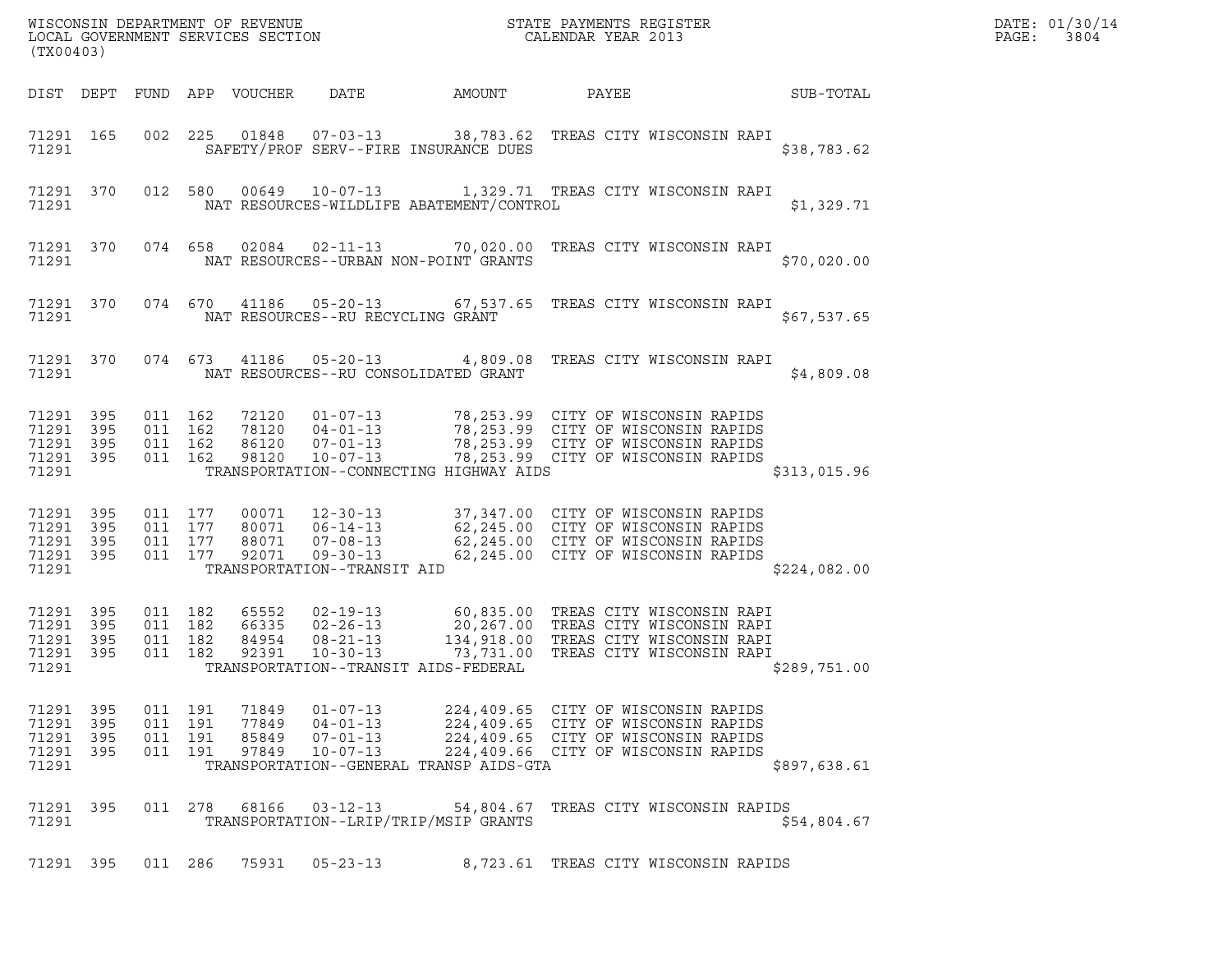WISCONSIN DEPARTMENT OF REVENUE
LOCAL GOVERNMENT SERVICES SECTION
(TX00403)

STATE PAYMENTS REGISTER
CALENDAR YEAR 2013

DATE: 01/30/14
PAGE: 3804

| DIST | DEPT | FUND | APP | VOUCHER | DATE | AMOUNT | PAYEE | SUB-TOTAL |
|---|---|---|---|---|---|---|---|---|
| 71291 | 165 | 002 | 225 | 01848 | 07-03-13 | 38,783.62 | TREAS CITY WISCONSIN RAPI | |
| 71291 | | | | SAFETY/PROF SERV--FIRE INSURANCE DUES | | | | $38,783.62 |
| 71291 | 370 | 012 | 580 | 00649 | 10-07-13 | 1,329.71 | TREAS CITY WISCONSIN RAPI | |
| 71291 | | | | NAT RESOURCES-WILDLIFE ABATEMENT/CONTROL | | | | $1,329.71 |
| 71291 | 370 | 074 | 658 | 02084 | 02-11-13 | 70,020.00 | TREAS CITY WISCONSIN RAPI | |
| 71291 | | | | NAT RESOURCES--URBAN NON-POINT GRANTS | | | | $70,020.00 |
| 71291 | 370 | 074 | 670 | 41186 | 05-20-13 | 67,537.65 | TREAS CITY WISCONSIN RAPI | |
| 71291 | | | | NAT RESOURCES--RU RECYCLING GRANT | | | | $67,537.65 |
| 71291 | 370 | 074 | 673 | 41186 | 05-20-13 | 4,809.08 | TREAS CITY WISCONSIN RAPI | |
| 71291 | | | | NAT RESOURCES--RU CONSOLIDATED GRANT | | | | $4,809.08 |
| 71291 | 395 | 011 | 162 | 72120 | 01-07-13 | 78,253.99 | CITY OF WISCONSIN RAPIDS | |
| 71291 | 395 | 011 | 162 | 78120 | 04-01-13 | 78,253.99 | CITY OF WISCONSIN RAPIDS | |
| 71291 | 395 | 011 | 162 | 86120 | 07-01-13 | 78,253.99 | CITY OF WISCONSIN RAPIDS | |
| 71291 | 395 | 011 | 162 | 98120 | 10-07-13 | 78,253.99 | CITY OF WISCONSIN RAPIDS | |
| 71291 | | | | TRANSPORTATION--CONNECTING HIGHWAY AIDS | | | | $313,015.96 |
| 71291 | 395 | 011 | 177 | 00071 | 12-30-13 | 37,347.00 | CITY OF WISCONSIN RAPIDS | |
| 71291 | 395 | 011 | 177 | 80071 | 06-14-13 | 62,245.00 | CITY OF WISCONSIN RAPIDS | |
| 71291 | 395 | 011 | 177 | 88071 | 07-08-13 | 62,245.00 | CITY OF WISCONSIN RAPIDS | |
| 71291 | 395 | 011 | 177 | 92071 | 09-30-13 | 62,245.00 | CITY OF WISCONSIN RAPIDS | |
| 71291 | | | | TRANSPORTATION--TRANSIT AID | | | | $224,082.00 |
| 71291 | 395 | 011 | 182 | 65552 | 02-19-13 | 60,835.00 | TREAS CITY WISCONSIN RAPI | |
| 71291 | 395 | 011 | 182 | 66335 | 02-26-13 | 20,267.00 | TREAS CITY WISCONSIN RAPI | |
| 71291 | 395 | 011 | 182 | 84954 | 08-21-13 | 134,918.00 | TREAS CITY WISCONSIN RAPI | |
| 71291 | 395 | 011 | 182 | 92391 | 10-30-13 | 73,731.00 | TREAS CITY WISCONSIN RAPI | |
| 71291 | | | | TRANSPORTATION--TRANSIT AIDS-FEDERAL | | | | $289,751.00 |
| 71291 | 395 | 011 | 191 | 71849 | 01-07-13 | 224,409.65 | CITY OF WISCONSIN RAPIDS | |
| 71291 | 395 | 011 | 191 | 77849 | 04-01-13 | 224,409.65 | CITY OF WISCONSIN RAPIDS | |
| 71291 | 395 | 011 | 191 | 85849 | 07-01-13 | 224,409.65 | CITY OF WISCONSIN RAPIDS | |
| 71291 | 395 | 011 | 191 | 97849 | 10-07-13 | 224,409.66 | CITY OF WISCONSIN RAPIDS | |
| 71291 | | | | TRANSPORTATION--GENERAL TRANSP AIDS-GTA | | | | $897,638.61 |
| 71291 | 395 | 011 | 278 | 68166 | 03-12-13 | 54,804.67 | TREAS CITY WISCONSIN RAPIDS | |
| 71291 | | | | TRANSPORTATION--LRIP/TRIP/MSIP GRANTS | | | | $54,804.67 |
| 71291 | 395 | 011 | 286 | 75931 | 05-23-13 | 8,723.61 | TREAS CITY WISCONSIN RAPIDS | |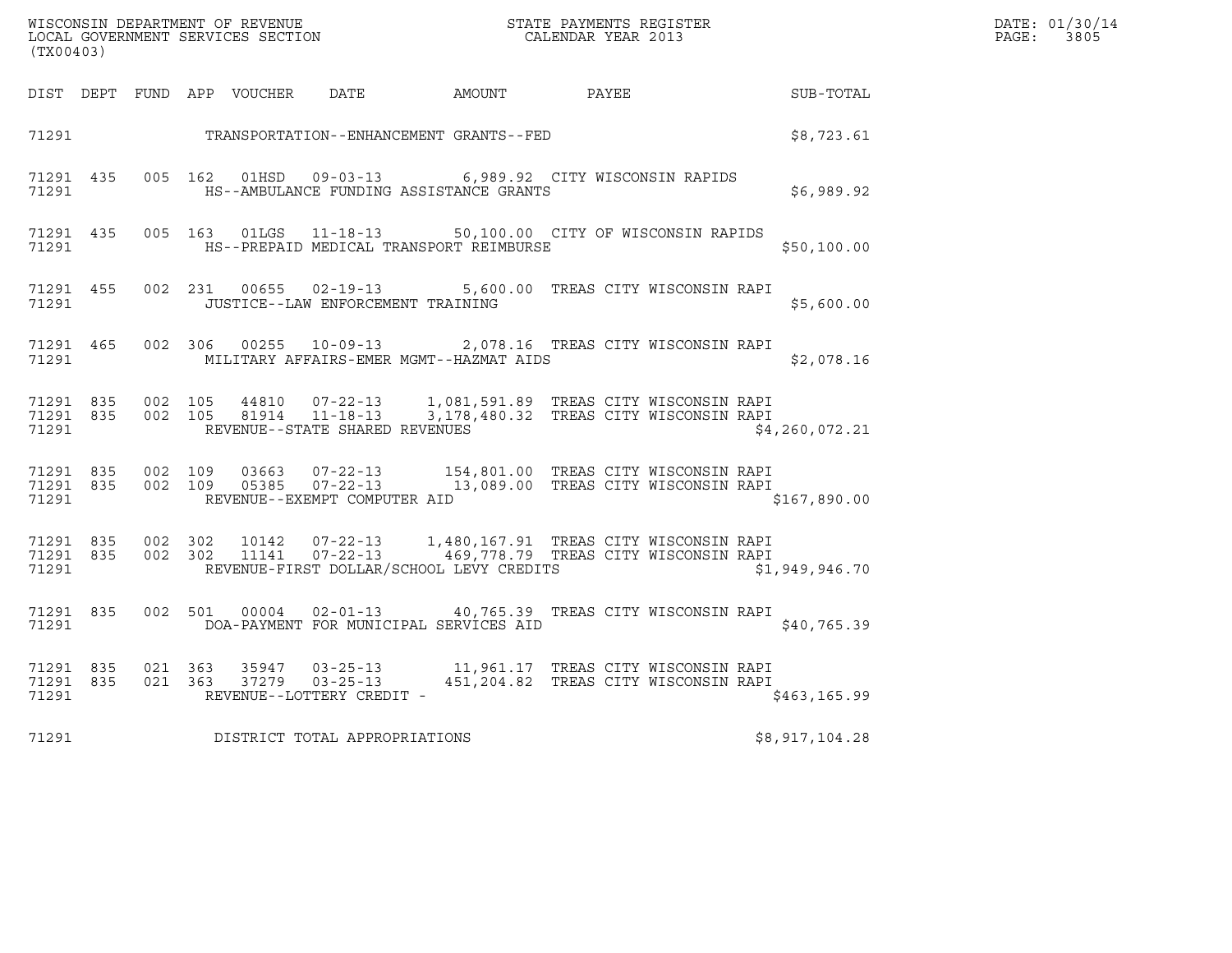WISCONSIN DEPARTMENT OF REVENUE
LOCAL GOVERNMENT SERVICES SECTION
(TX00403)

STATE PAYMENTS REGISTER
CALENDAR YEAR 2013

DATE: 01/30/14
PAGE: 3805

| DIST | DEPT | FUND | APP | VOUCHER | DATE | AMOUNT | PAYEE | SUB-TOTAL |
|---|---|---|---|---|---|---|---|---|
| 71291 | | | | | TRANSPORTATION--ENHANCEMENT GRANTS--FED | | | $8,723.61 |
| 71291 | 435 | 005 | 162 | 01HSD | 09-03-13 | 6,989.92 | CITY WISCONSIN RAPIDS | |
| 71291 | | | | | HS--AMBULANCE FUNDING ASSISTANCE GRANTS | | | $6,989.92 |
| 71291 | 435 | 005 | 163 | 01LGS | 11-18-13 | 50,100.00 | CITY OF WISCONSIN RAPIDS | |
| 71291 | | | | | HS--PREPAID MEDICAL TRANSPORT REIMBURSE | | | $50,100.00 |
| 71291 | 455 | 002 | 231 | 00655 | 02-19-13 | 5,600.00 | TREAS CITY WISCONSIN RAPI | |
| 71291 | | | | | JUSTICE--LAW ENFORCEMENT TRAINING | | | $5,600.00 |
| 71291 | 465 | 002 | 306 | 00255 | 10-09-13 | 2,078.16 | TREAS CITY WISCONSIN RAPI | |
| 71291 | | | | | MILITARY AFFAIRS-EMER MGMT--HAZMAT AIDS | | | $2,078.16 |
| 71291 | 835 | 002 | 105 | 44810 | 07-22-13 | 1,081,591.89 | TREAS CITY WISCONSIN RAPI | |
| 71291 | 835 | 002 | 105 | 81914 | 11-18-13 | 3,178,480.32 | TREAS CITY WISCONSIN RAPI | |
| 71291 | | | | | REVENUE--STATE SHARED REVENUES | | | $4,260,072.21 |
| 71291 | 835 | 002 | 109 | 03663 | 07-22-13 | 154,801.00 | TREAS CITY WISCONSIN RAPI | |
| 71291 | 835 | 002 | 109 | 05385 | 07-22-13 | 13,089.00 | TREAS CITY WISCONSIN RAPI | |
| 71291 | | | | | REVENUE--EXEMPT COMPUTER AID | | | $167,890.00 |
| 71291 | 835 | 002 | 302 | 10142 | 07-22-13 | 1,480,167.91 | TREAS CITY WISCONSIN RAPI | |
| 71291 | 835 | 002 | 302 | 11141 | 07-22-13 | 469,778.79 | TREAS CITY WISCONSIN RAPI | |
| 71291 | | | | | REVENUE-FIRST DOLLAR/SCHOOL LEVY CREDITS | | | $1,949,946.70 |
| 71291 | 835 | 002 | 501 | 00004 | 02-01-13 | 40,765.39 | TREAS CITY WISCONSIN RAPI | |
| 71291 | | | | | DOA-PAYMENT FOR MUNICIPAL SERVICES AID | | | $40,765.39 |
| 71291 | 835 | 021 | 363 | 35947 | 03-25-13 | 11,961.17 | TREAS CITY WISCONSIN RAPI | |
| 71291 | 835 | 021 | 363 | 37279 | 03-25-13 | 451,204.82 | TREAS CITY WISCONSIN RAPI | |
| 71291 | | | | | REVENUE--LOTTERY CREDIT - | | | $463,165.99 |
| 71291 | | | | | DISTRICT TOTAL APPROPRIATIONS | | | $8,917,104.28 |